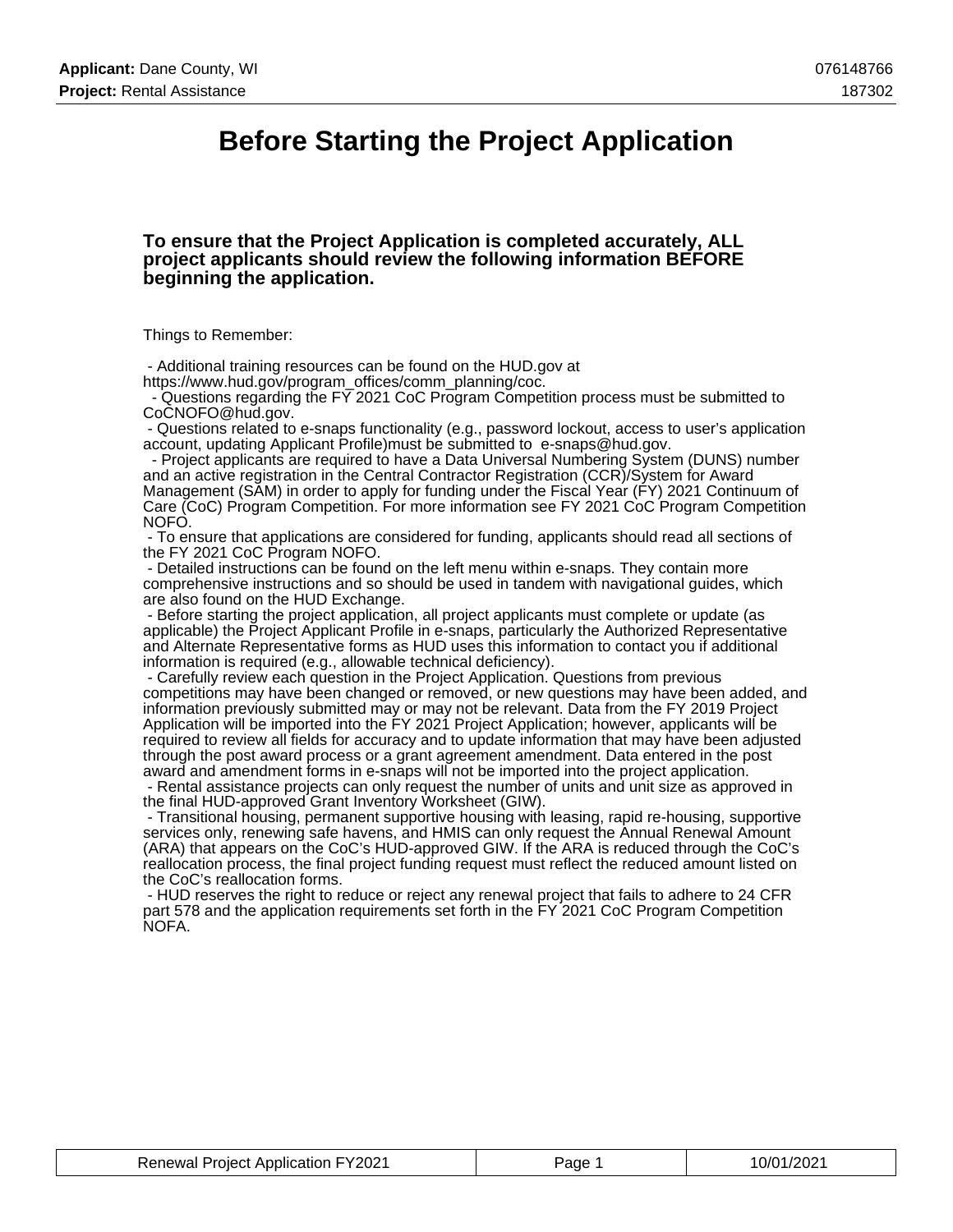# Before Starting the Project Application

### To ensure that the Project Application is completed accurately, ALL project applicants should review the following information BEFORE beginning the application.

Things to Remember:

- Additional training resources can be found on the HUD.gov at https://www.hud.gov/program_offices/comm_planning/coc.
- Questions regarding the FY 2021 CoC Program Competition process must be submitted to CoCNOFO@hud.gov.
- Questions related to e-snaps functionality (e.g., password lockout, access to user's application account, updating Applicant Profile)must be submitted to e-snaps@hud.gov.
- Project applicants are required to have a Data Universal Numbering System (DUNS) number and an active registration in the Central Contractor Registration (CCR)/System for Award Management (SAM) in order to apply for funding under the Fiscal Year (FY) 2021 Continuum of Care (CoC) Program Competition. For more information see FY 2021 CoC Program Competition NOFO.
- To ensure that applications are considered for funding, applicants should read all sections of the FY 2021 CoC Program NOFO.
- Detailed instructions can be found on the left menu within e-snaps. They contain more comprehensive instructions and so should be used in tandem with navigational guides, which are also found on the HUD Exchange.
- Before starting the project application, all project applicants must complete or update (as applicable) the Project Applicant Profile in e-snaps, particularly the Authorized Representative and Alternate Representative forms as HUD uses this information to contact you if additional information is required (e.g., allowable technical deficiency).
- Carefully review each question in the Project Application. Questions from previous competitions may have been changed or removed, or new questions may have been added, and information previously submitted may or may not be relevant. Data from the FY 2019 Project Application will be imported into the FY 2021 Project Application; however, applicants will be required to review all fields for accuracy and to update information that may have been adjusted through the post award process or a grant agreement amendment. Data entered in the post award and amendment forms in e-snaps will not be imported into the project application.
- Rental assistance projects can only request the number of units and unit size as approved in the final HUD-approved Grant Inventory Worksheet (GIW).
- Transitional housing, permanent supportive housing with leasing, rapid re-housing, supportive services only, renewing safe havens, and HMIS can only request the Annual Renewal Amount (ARA) that appears on the CoC's HUD-approved GIW. If the ARA is reduced through the CoC's reallocation process, the final project funding request must reflect the reduced amount listed on the CoC's reallocation forms.
- HUD reserves the right to reduce or reject any renewal project that fails to adhere to 24 CFR part 578 and the application requirements set forth in the FY 2021 CoC Program Competition NOFA.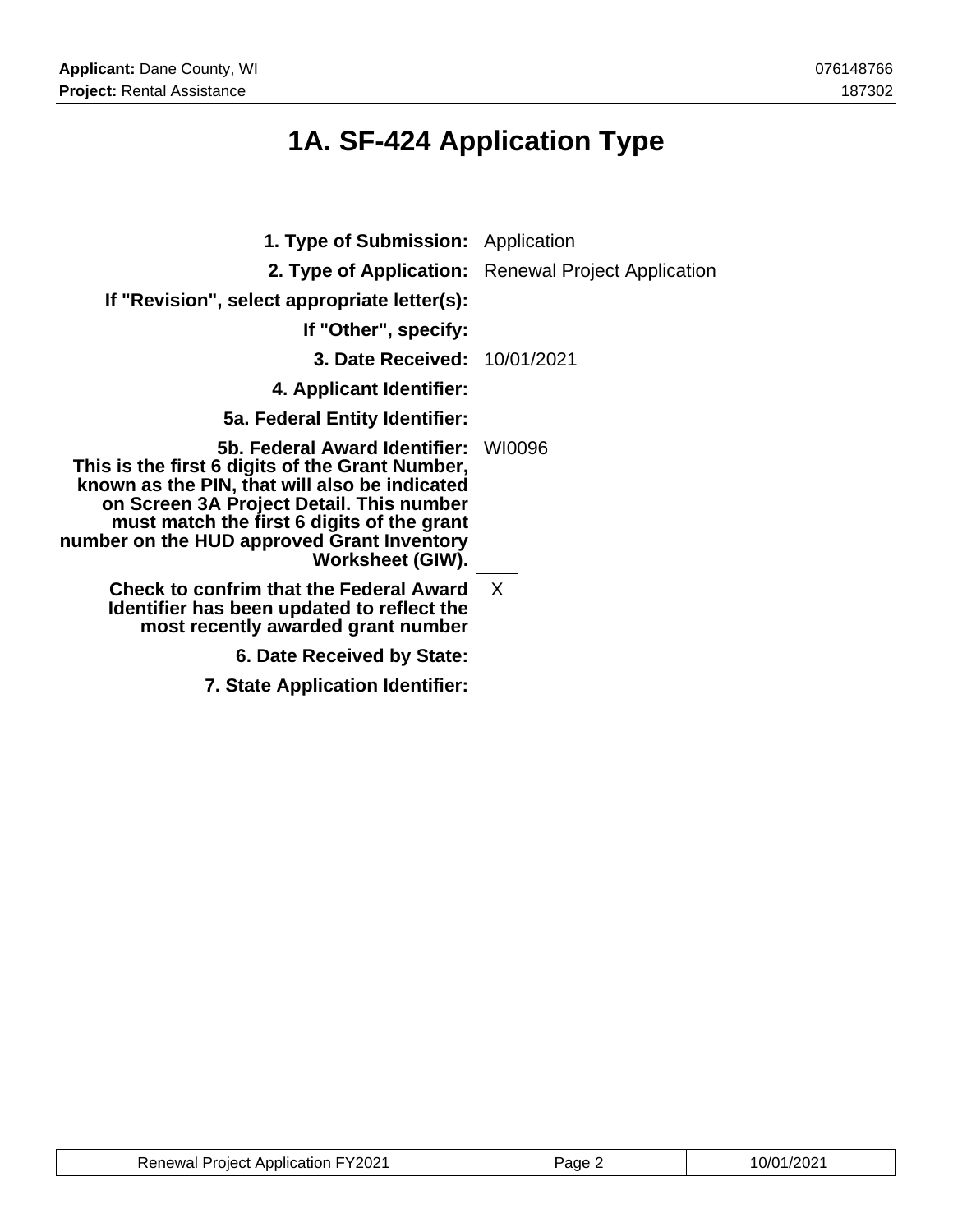# 1A. SF-424 Application Type

| | |
|---|---|
| **1. Type of Submission:** | Application |
| **2. Type of Application:** | Renewal Project Application |
| **If "Revision", select appropriate letter(s):** | |
| **If "Other", specify:** | |
| **3. Date Received:** | 10/01/2021 |
| **4. Applicant Identifier:** | |
| **5a. Federal Entity Identifier:** | |
| **5b. Federal Award Identifier: This is the first 6 digits of the Grant Number, known as the PIN, that will also be indicated on Screen 3A Project Detail. This number must match the first 6 digits of the grant number on the HUD approved Grant Inventory Worksheet (GIW).** | WI0096 |
| **Check to confrim that the Federal Award Identifier has been updated to reflect the most recently awarded grant number** | X |
| **6. Date Received by State:** | |
| **7. State Application Identifier:** | |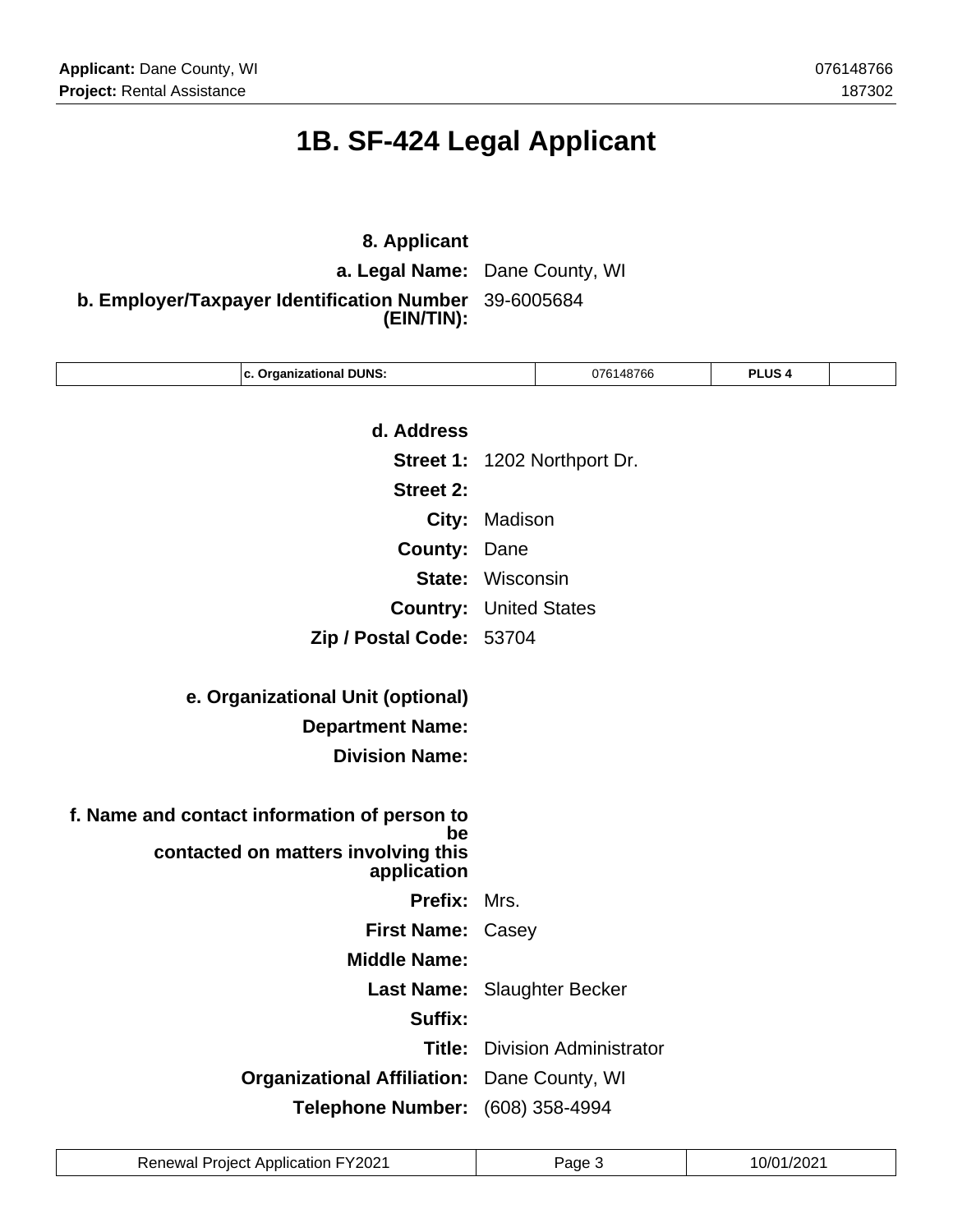# 1B. SF-424 Legal Applicant

**8. Applicant**

**a. Legal Name:** Dane County, WI

**b. Employer/Taxpayer Identification Number (EIN/TIN):** 39-6005684

| | c. Organizational DUNS: | 076148766 | PLUS 4 | |
|---|---|---|---|---|

**d. Address**

**Street 1:** 1202 Northport Dr.

**Street 2:**

**City:** Madison

**County:** Dane

**State:** Wisconsin

**Country:** United States

**Zip / Postal Code:** 53704

**e. Organizational Unit (optional)**

**Department Name:**

**Division Name:**

**f. Name and contact information of person to be contacted on matters involving this application**

**Prefix:** Mrs.

**First Name:** Casey

**Middle Name:**

**Last Name:** Slaughter Becker

**Suffix:**

**Title:** Division Administrator

**Organizational Affiliation:** Dane County, WI

**Telephone Number:** (608) 358-4994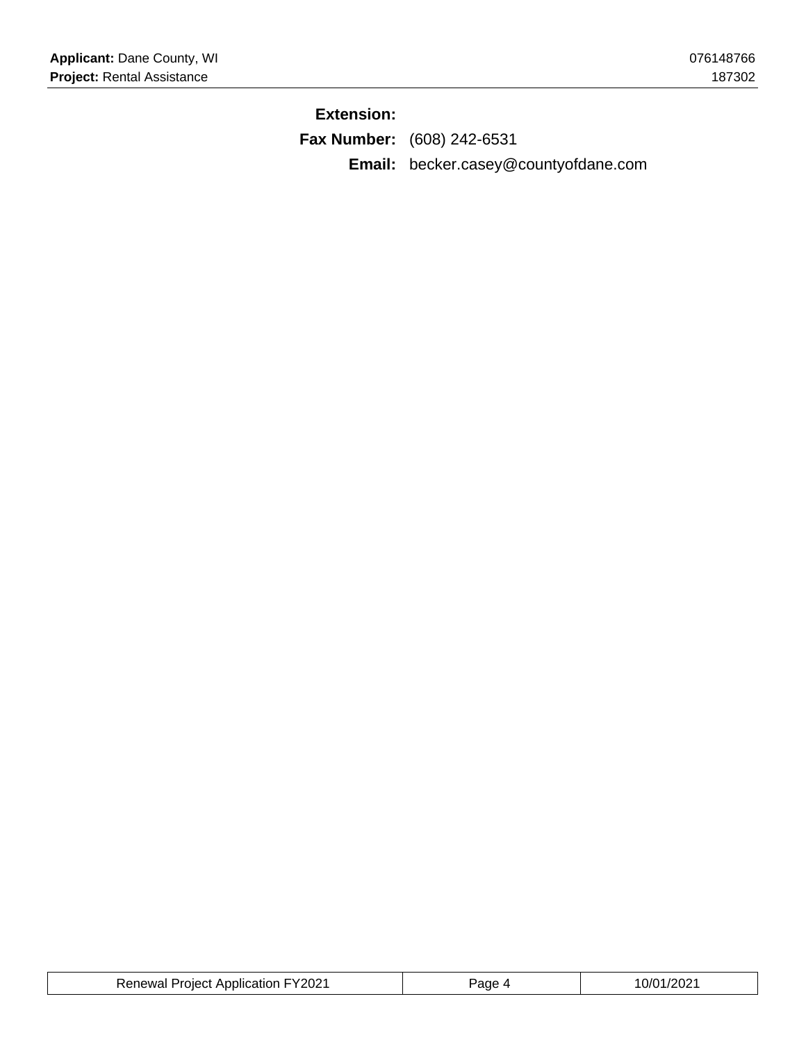**Extension:**

**Fax Number:** (608) 242-6531

**Email:** becker.casey@countyofdane.com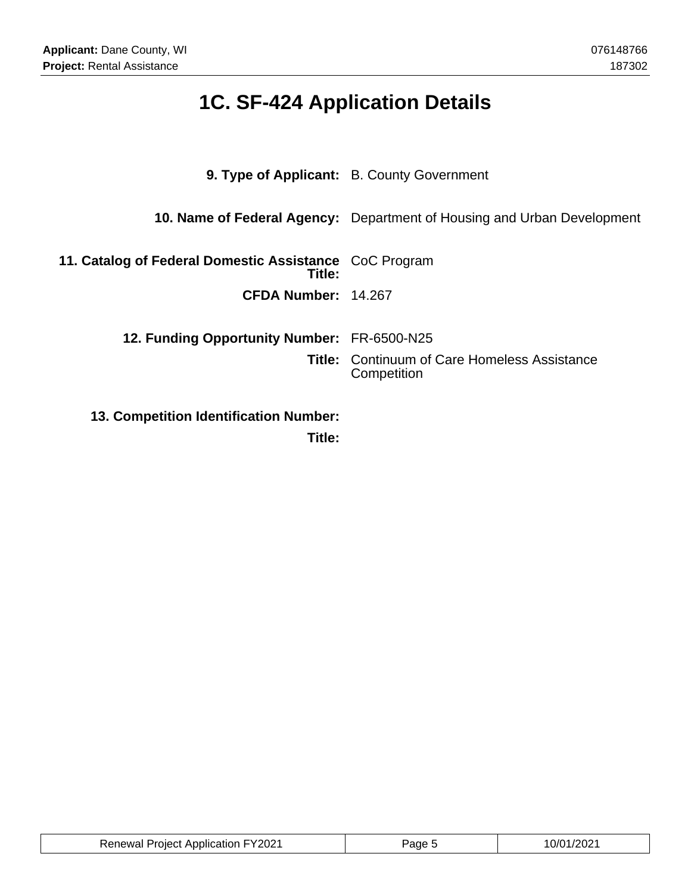# 1C. SF-424 Application Details

| | |
|---|---|
| **9. Type of Applicant:** | B. County Government |
| **10. Name of Federal Agency:** | Department of Housing and Urban Development |
| **11. Catalog of Federal Domestic Assistance Title:** | CoC Program |
| **CFDA Number:** | 14.267 |
| **12. Funding Opportunity Number:** | FR-6500-N25 |
| **Title:** | Continuum of Care Homeless Assistance Competition |
| **13. Competition Identification Number:** | |
| **Title:** | |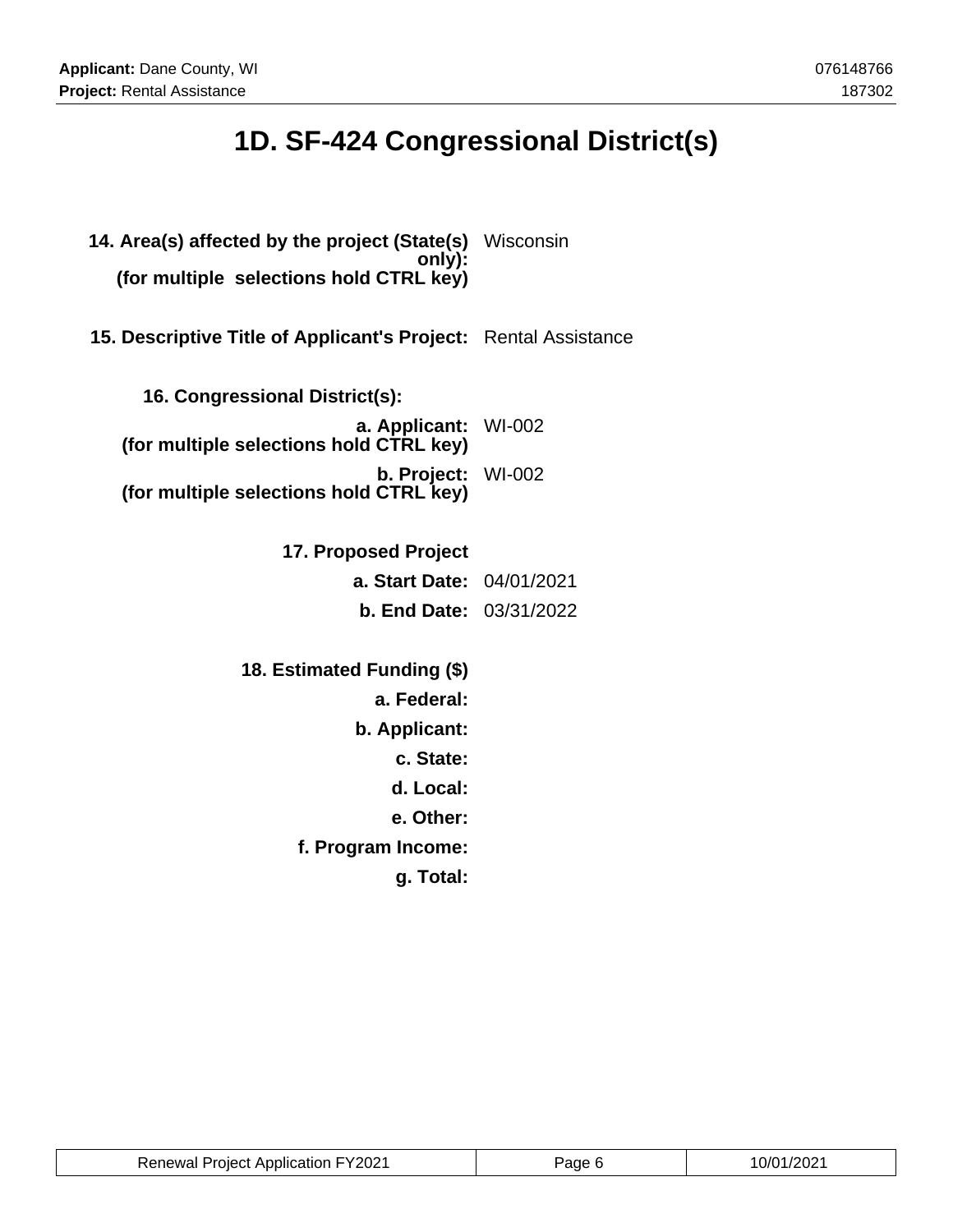# 1D. SF-424 Congressional District(s)

**14. Area(s) affected by the project (State(s) only):**
**(for multiple selections hold CTRL key)** Wisconsin

**15. Descriptive Title of Applicant's Project:** Rental Assistance

**16. Congressional District(s):**

**a. Applicant:**
**(for multiple selections hold CTRL key)** WI-002

**b. Project:**
**(for multiple selections hold CTRL key)** WI-002

**17. Proposed Project**

**a. Start Date:** 04/01/2021

**b. End Date:** 03/31/2022

**18. Estimated Funding ($)**

**a. Federal:**

**b. Applicant:**

**c. State:**

**d. Local:**

**e. Other:**

**f. Program Income:**

**g. Total:**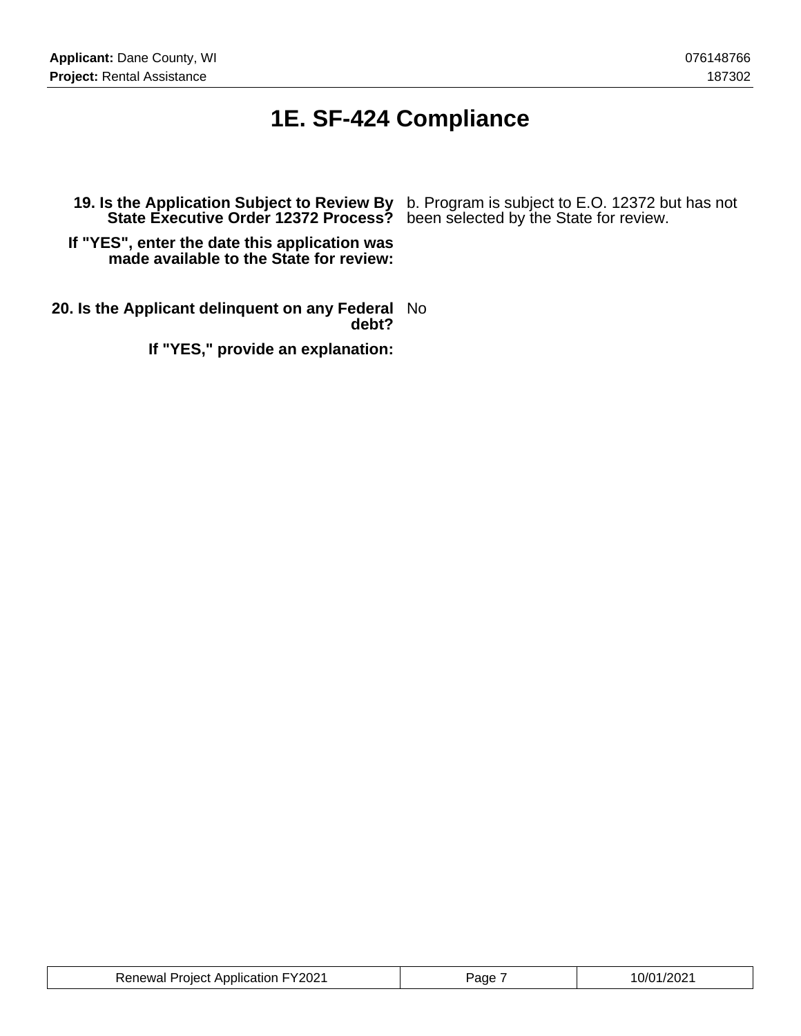# 1E. SF-424 Compliance

**19. Is the Application Subject to Review By State Executive Order 12372 Process?** b. Program is subject to E.O. 12372 but has not been selected by the State for review.

**If "YES", enter the date this application was made available to the State for review:**

**20. Is the Applicant delinquent on any Federal debt?** No

**If "YES," provide an explanation:**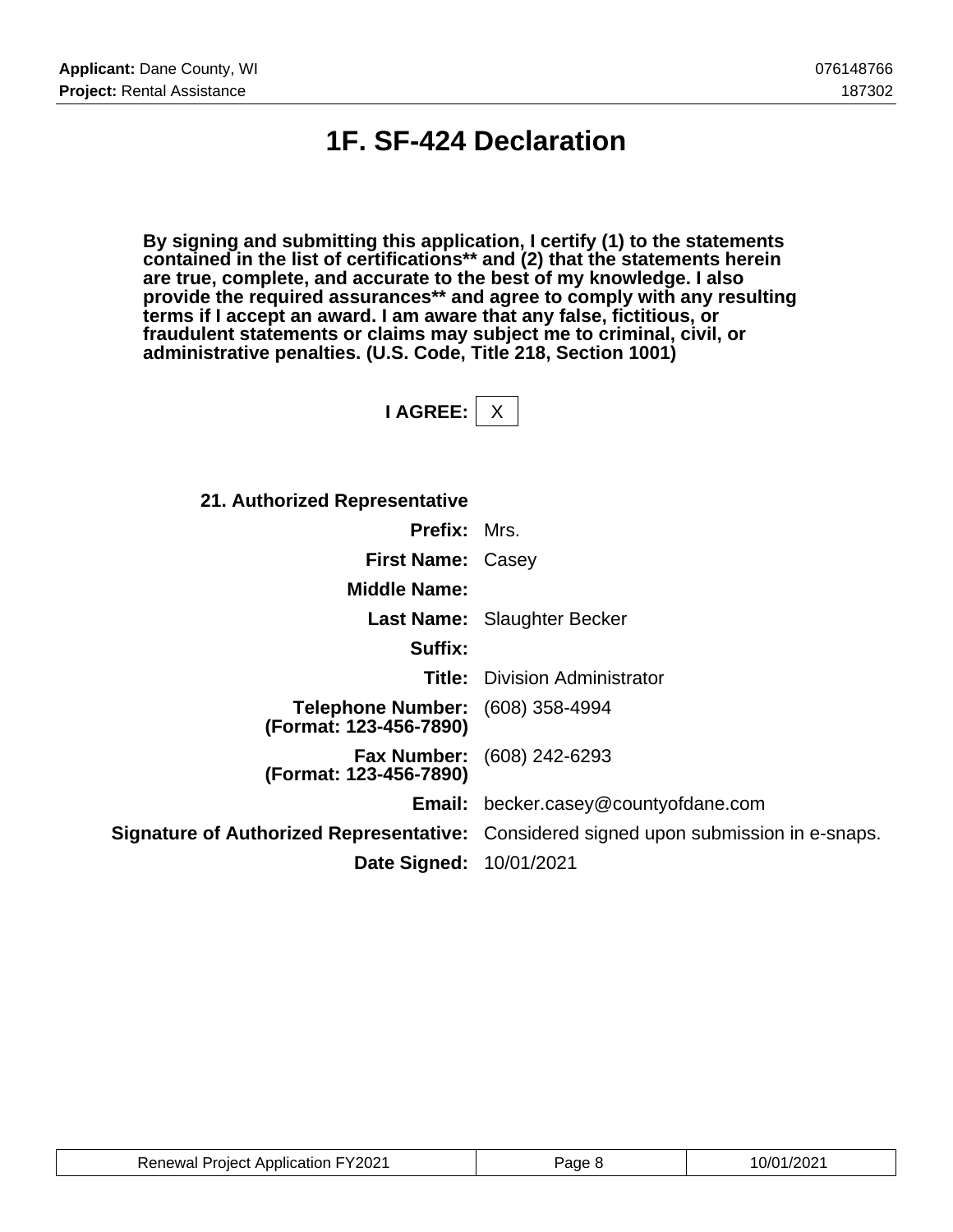# 1F. SF-424 Declaration

**By signing and submitting this application, I certify (1) to the statements contained in the list of certifications** and (2) that the statements herein are true, complete, and accurate to the best of my knowledge. I also provide the required assurances** and agree to comply with any resulting terms if I accept an award. I am aware that any false, fictitious, or fraudulent statements or claims may subject me to criminal, civil, or administrative penalties. (U.S. Code, Title 218, Section 1001)**

**I AGREE:** X

**21. Authorized Representative**

| | |
|---|---|
| **Prefix:** | Mrs. |
| **First Name:** | Casey |
| **Middle Name:** | |
| **Last Name:** | Slaughter Becker |
| **Suffix:** | |
| **Title:** | Division Administrator |
| **Telephone Number: (Format: 123-456-7890)** | (608) 358-4994 |
| **Fax Number: (Format: 123-456-7890)** | (608) 242-6293 |
| **Email:** | becker.casey@countyofdane.com |
| **Signature of Authorized Representative:** | Considered signed upon submission in e-snaps. |
| **Date Signed:** | 10/01/2021 |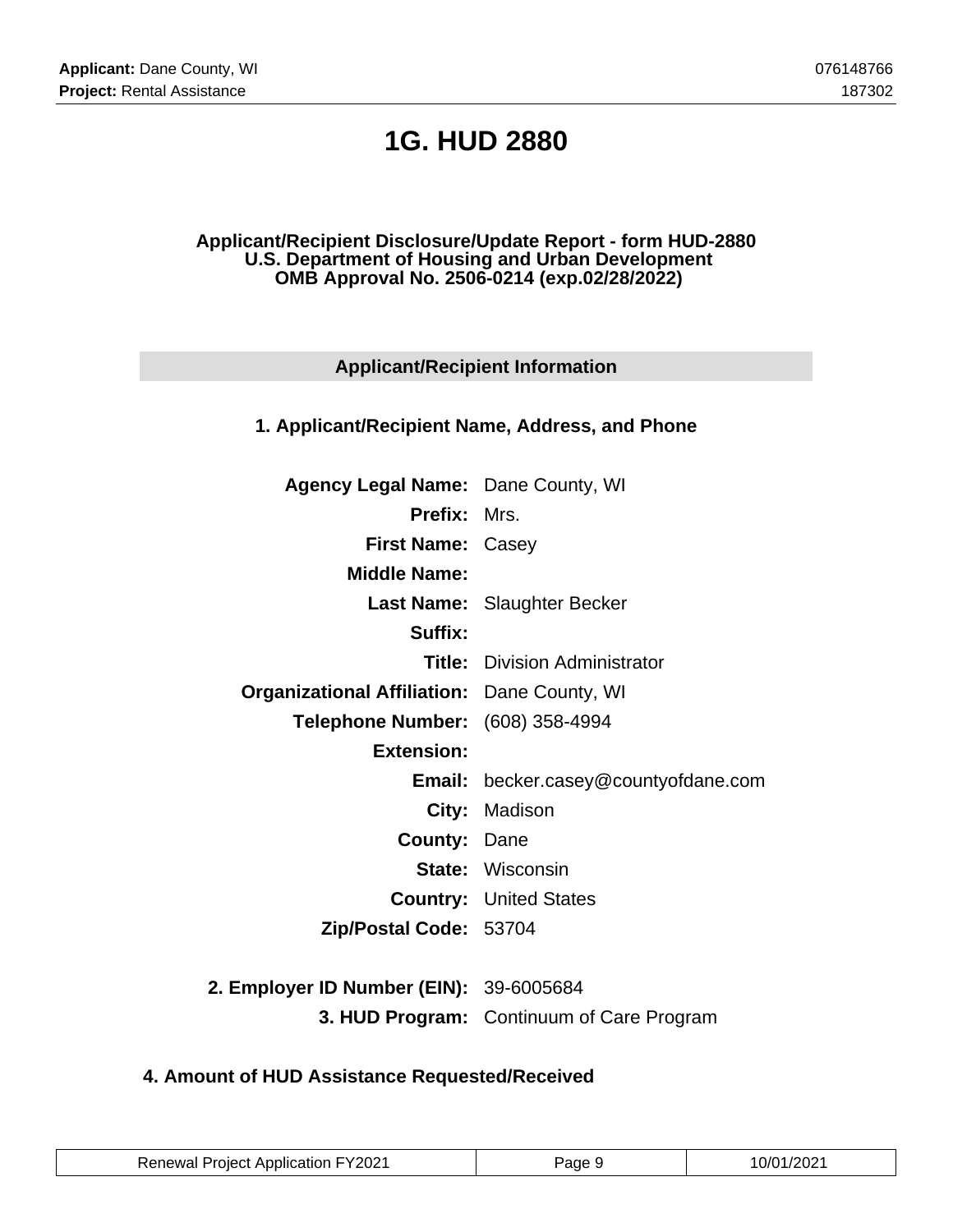# 1G. HUD 2880

**Applicant/Recipient Disclosure/Update Report - form HUD-2880**
**U.S. Department of Housing and Urban Development**
**OMB Approval No. 2506-0214 (exp.02/28/2022)**

## Applicant/Recipient Information

### 1. Applicant/Recipient Name, Address, and Phone

| | |
|---|---|
| **Agency Legal Name:** | Dane County, WI |
| **Prefix:** | Mrs. |
| **First Name:** | Casey |
| **Middle Name:** | |
| **Last Name:** | Slaughter Becker |
| **Suffix:** | |
| **Title:** | Division Administrator |
| **Organizational Affiliation:** | Dane County, WI |
| **Telephone Number:** | (608) 358-4994 |
| **Extension:** | |
| **Email:** | becker.casey@countyofdane.com |
| **City:** | Madison |
| **County:** | Dane |
| **State:** | Wisconsin |
| **Country:** | United States |
| **Zip/Postal Code:** | 53704 |

| | |
|---|---|
| **2. Employer ID Number (EIN):** | 39-6005684 |
| **3. HUD Program:** | Continuum of Care Program |

### 4. Amount of HUD Assistance Requested/Received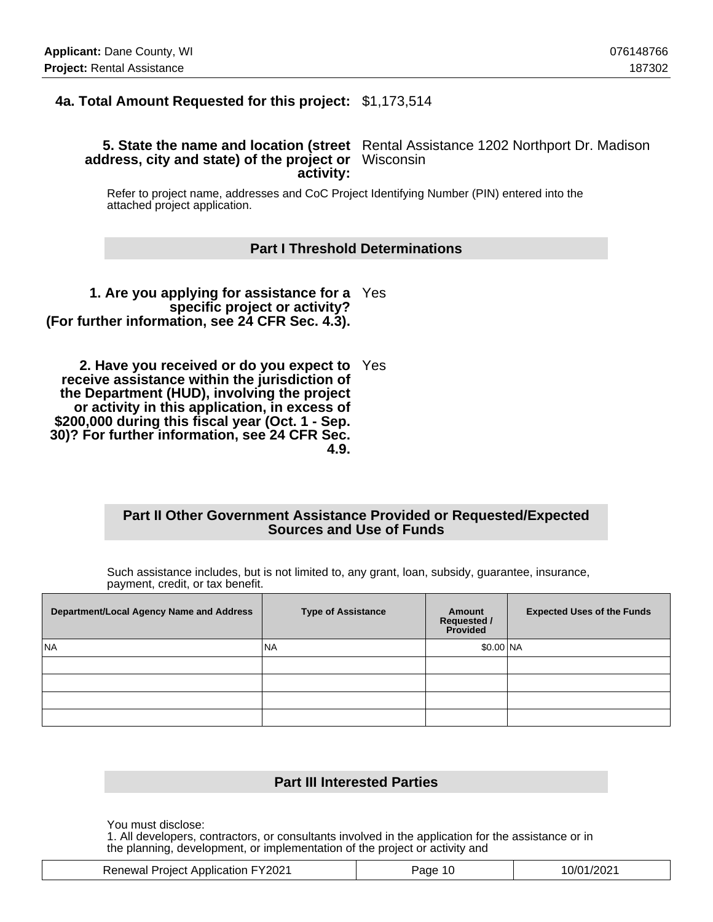**4a. Total Amount Requested for this project:** $1,173,514

**5. State the name and location (street address, city and state) of the project or activity:** Rental Assistance 1202 Northport Dr. Madison Wisconsin

Refer to project name, addresses and CoC Project Identifying Number (PIN) entered into the attached project application.

## Part I Threshold Determinations

**1. Are you applying for assistance for a specific project or activity? (For further information, see 24 CFR Sec. 4.3).** Yes

**2. Have you received or do you expect to receive assistance within the jurisdiction of the Department (HUD), involving the project or activity in this application, in excess of $200,000 during this fiscal year (Oct. 1 - Sep. 30)? For further information, see 24 CFR Sec. 4.9.** Yes

## Part II Other Government Assistance Provided or Requested/Expected Sources and Use of Funds

Such assistance includes, but is not limited to, any grant, loan, subsidy, guarantee, insurance, payment, credit, or tax benefit.

| Department/Local Agency Name and Address | Type of Assistance | Amount Requested / Provided | Expected Uses of the Funds |
|---|---|---|---|
| NA | NA | $0.00 | NA |
| | | | |
| | | | |
| | | | |
| | | | |

## Part III Interested Parties

You must disclose:
1. All developers, contractors, or consultants involved in the application for the assistance or in the planning, development, or implementation of the project or activity and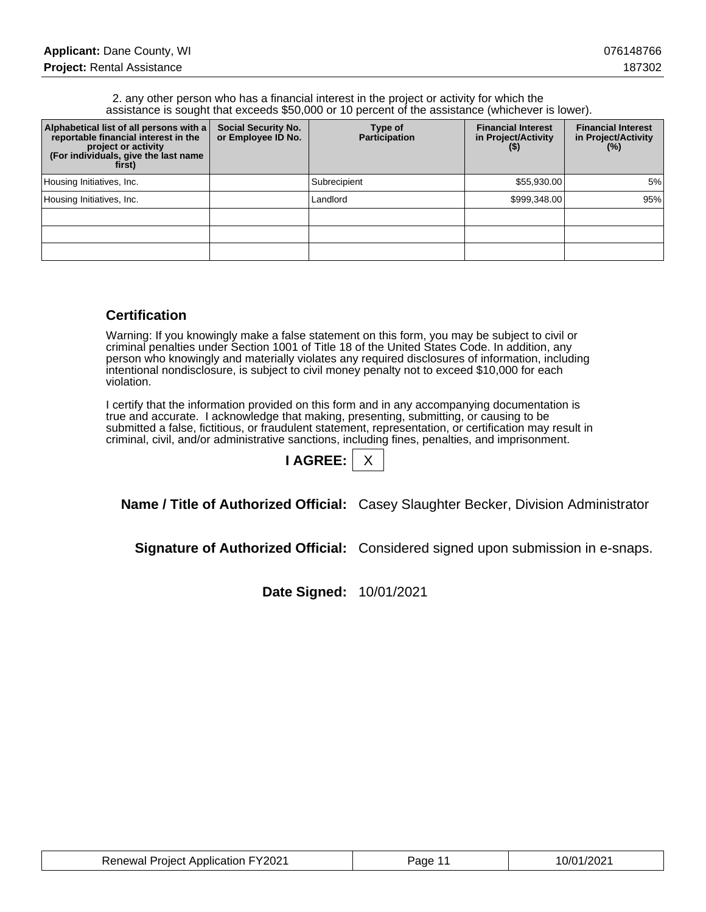2. any other person who has a financial interest in the project or activity for which the assistance is sought that exceeds $50,000 or 10 percent of the assistance (whichever is lower).

| Alphabetical list of all persons with a reportable financial interest in the project or activity (For individuals, give the last name first) | Social Security No. or Employee ID No. | Type of Participation | Financial Interest in Project/Activity ($) | Financial Interest in Project/Activity (%) |
|---|---|---|---|---|
| Housing Initiatives, Inc. | | Subrecipient | $55,930.00 | 5% |
| Housing Initiatives, Inc. | | Landlord | $999,348.00 | 95% |
| | | | | |
| | | | | |
| | | | | |

## Certification

Warning: If you knowingly make a false statement on this form, you may be subject to civil or criminal penalties under Section 1001 of Title 18 of the United States Code. In addition, any person who knowingly and materially violates any required disclosures of information, including intentional nondisclosure, is subject to civil money penalty not to exceed $10,000 for each violation.

I certify that the information provided on this form and in any accompanying documentation is true and accurate. I acknowledge that making, presenting, submitting, or causing to be submitted a false, fictitious, or fraudulent statement, representation, or certification may result in criminal, civil, and/or administrative sanctions, including fines, penalties, and imprisonment.

**I AGREE:** X

**Name / Title of Authorized Official:** Casey Slaughter Becker, Division Administrator

**Signature of Authorized Official:** Considered signed upon submission in e-snaps.

**Date Signed:** 10/01/2021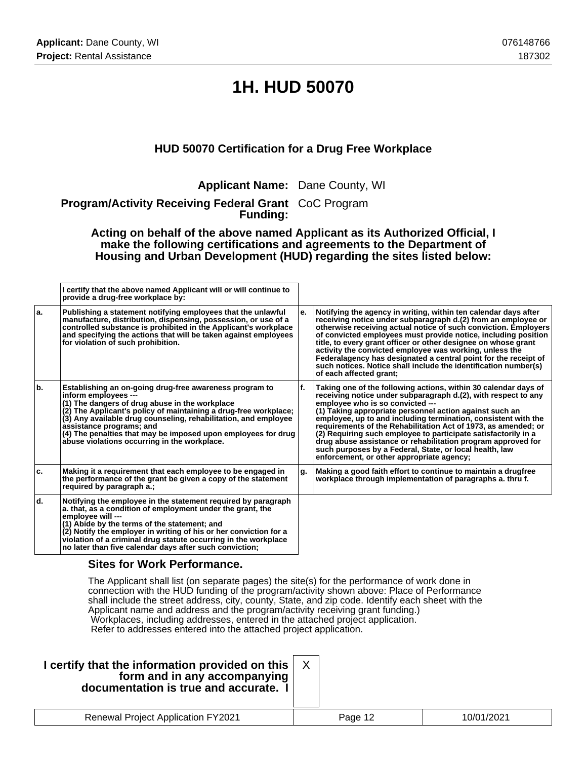# 1H. HUD 50070

### HUD 50070 Certification for a Drug Free Workplace

**Applicant Name:** Dane County, WI

**Program/Activity Receiving Federal Grant Funding:** CoC Program

**Acting on behalf of the above named Applicant as its Authorized Official, I make the following certifications and agreements to the Department of Housing and Urban Development (HUD) regarding the sites listed below:**

| | I certify that the above named Applicant will or will continue to provide a drug-free workplace by: | | |
|---|---|---|---|
| a. | Publishing a statement notifying employees that the unlawful manufacture, distribution, dispensing, possession, or use of a controlled substance is prohibited in the Applicant's workplace and specifying the actions that will be taken against employees for violation of such prohibition. | e. | Notifying the agency in writing, within ten calendar days after receiving notice under subparagraph d.(2) from an employee or otherwise receiving actual notice of such conviction. Employers of convicted employees must provide notice, including position title, to every grant officer or other designee on whose grant activity the convicted employee was working, unless the Federalagency has designated a central point for the receipt of such notices. Notice shall include the identification number(s) of each affected grant; |
| b. | Establishing an on-going drug-free awareness program to inform employees --- (1) The dangers of drug abuse in the workplace (2) The Applicant's policy of maintaining a drug-free workplace; (3) Any available drug counseling, rehabilitation, and employee assistance programs; and (4) The penalties that may be imposed upon employees for drug abuse violations occurring in the workplace. | f. | Taking one of the following actions, within 30 calendar days of receiving notice under subparagraph d.(2), with respect to any employee who is so convicted --- (1) Taking appropriate personnel action against such an employee, up to and including termination, consistent with the requirements of the Rehabilitation Act of 1973, as amended; or (2) Requiring such employee to participate satisfactorily in a drug abuse assistance or rehabilitation program approved for such purposes by a Federal, State, or local health, law enforcement, or other appropriate agency; |
| c. | Making it a requirement that each employee to be engaged in the performance of the grant be given a copy of the statement required by paragraph a.; | g. | Making a good faith effort to continue to maintain a drugfree workplace through implementation of paragraphs a. thru f. |
| d. | Notifying the employee in the statement required by paragraph a. that, as a condition of employment under the grant, the employee will --- (1) Abide by the terms of the statement; and (2) Notify the employer in writing of his or her conviction for a violation of a criminal drug statute occurring in the workplace no later than five calendar days after such conviction; | | |

### Sites for Work Performance.

The Applicant shall list (on separate pages) the site(s) for the performance of work done in connection with the HUD funding of the program/activity shown above: Place of Performance shall include the street address, city, county, State, and zip code. Identify each sheet with the Applicant name and address and the program/activity receiving grant funding.)
Workplaces, including addresses, entered in the attached project application.
Refer to addresses entered into the attached project application.

**I certify that the information provided on this form and in any accompanying documentation is true and accurate. I** X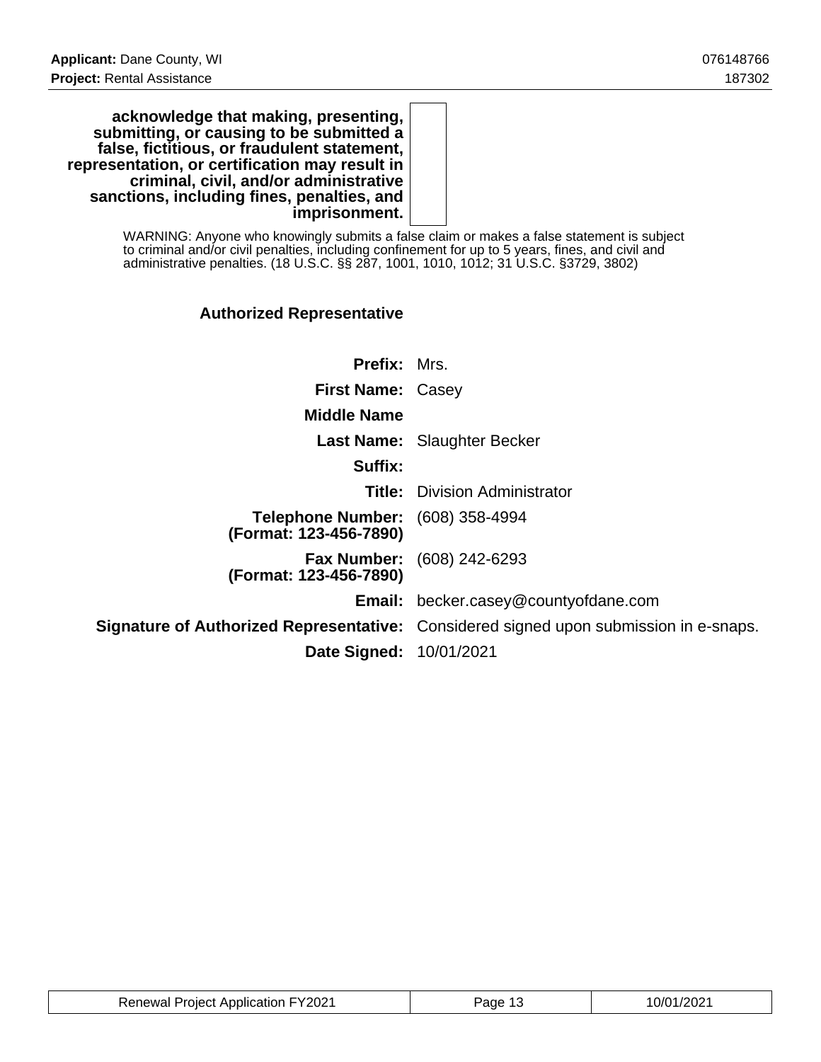| | |
|---|---|
| **acknowledge that making, presenting, submitting, or causing to be submitted a false, fictitious, or fraudulent statement, representation, or certification may result in criminal, civil, and/or administrative sanctions, including fines, penalties, and imprisonment.** | |

WARNING: Anyone who knowingly submits a false claim or makes a false statement is subject to criminal and/or civil penalties, including confinement for up to 5 years, fines, and civil and administrative penalties. (18 U.S.C. §§ 287, 1001, 1010, 1012; 31 U.S.C. §3729, 3802)

## Authorized Representative

| | |
|---|---|
| **Prefix:** | Mrs. |
| **First Name:** | Casey |
| **Middle Name** | |
| **Last Name:** | Slaughter Becker |
| **Suffix:** | |
| **Title:** | Division Administrator |
| **Telephone Number: (Format: 123-456-7890)** | (608) 358-4994 |
| **Fax Number: (Format: 123-456-7890)** | (608) 242-6293 |
| **Email:** | becker.casey@countyofdane.com |
| **Signature of Authorized Representative:** | Considered signed upon submission in e-snaps. |
| **Date Signed:** | 10/01/2021 |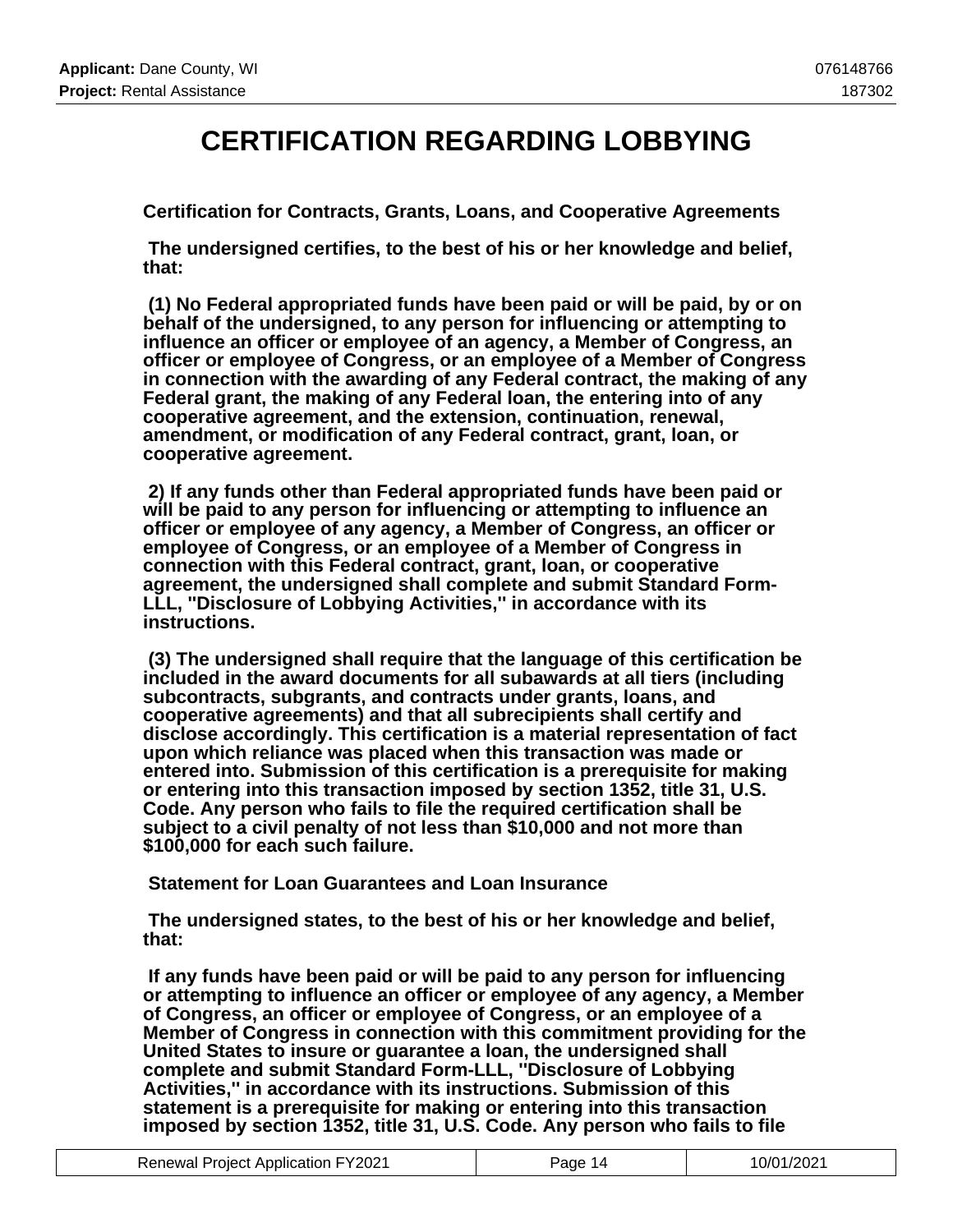# CERTIFICATION REGARDING LOBBYING

**Certification for Contracts, Grants, Loans, and Cooperative Agreements**

**The undersigned certifies, to the best of his or her knowledge and belief, that:**

**(1) No Federal appropriated funds have been paid or will be paid, by or on behalf of the undersigned, to any person for influencing or attempting to influence an officer or employee of an agency, a Member of Congress, an officer or employee of Congress, or an employee of a Member of Congress in connection with the awarding of any Federal contract, the making of any Federal grant, the making of any Federal loan, the entering into of any cooperative agreement, and the extension, continuation, renewal, amendment, or modification of any Federal contract, grant, loan, or cooperative agreement.**

**2) If any funds other than Federal appropriated funds have been paid or will be paid to any person for influencing or attempting to influence an officer or employee of any agency, a Member of Congress, an officer or employee of Congress, or an employee of a Member of Congress in connection with this Federal contract, grant, loan, or cooperative agreement, the undersigned shall complete and submit Standard Form-LLL, "Disclosure of Lobbying Activities," in accordance with its instructions.**

**(3) The undersigned shall require that the language of this certification be included in the award documents for all subawards at all tiers (including subcontracts, subgrants, and contracts under grants, loans, and cooperative agreements) and that all subrecipients shall certify and disclose accordingly. This certification is a material representation of fact upon which reliance was placed when this transaction was made or entered into. Submission of this certification is a prerequisite for making or entering into this transaction imposed by section 1352, title 31, U.S. Code. Any person who fails to file the required certification shall be subject to a civil penalty of not less than $10,000 and not more than $100,000 for each such failure.**

**Statement for Loan Guarantees and Loan Insurance**

**The undersigned states, to the best of his or her knowledge and belief, that:**

**If any funds have been paid or will be paid to any person for influencing or attempting to influence an officer or employee of any agency, a Member of Congress, an officer or employee of Congress, or an employee of a Member of Congress in connection with this commitment providing for the United States to insure or guarantee a loan, the undersigned shall complete and submit Standard Form-LLL, "Disclosure of Lobbying Activities," in accordance with its instructions. Submission of this statement is a prerequisite for making or entering into this transaction imposed by section 1352, title 31, U.S. Code. Any person who fails to file**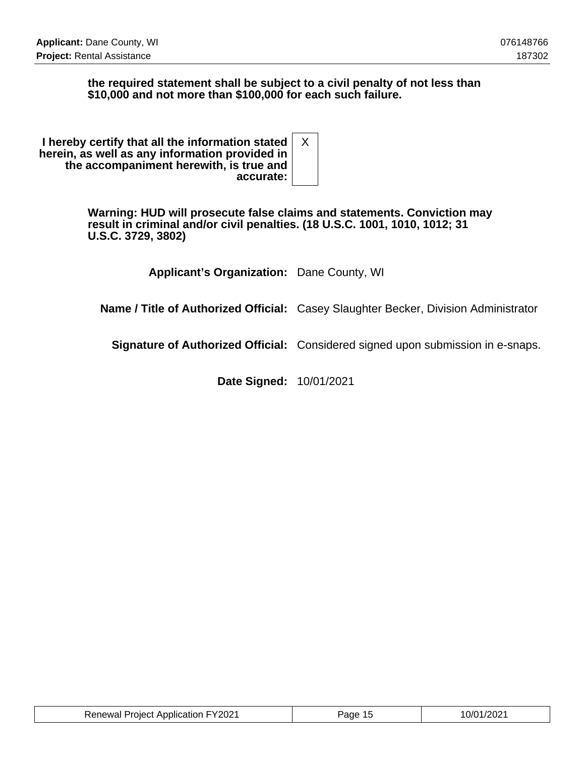**the required statement shall be subject to a civil penalty of not less than $10,000 and not more than $100,000 for each such failure.**

| | |
|---|---|
| **I hereby certify that all the information stated herein, as well as any information provided in the accompaniment herewith, is true and accurate:** | X |

**Warning: HUD will prosecute false claims and statements. Conviction may result in criminal and/or civil penalties. (18 U.S.C. 1001, 1010, 1012; 31 U.S.C. 3729, 3802)**

| | |
|---|---|
| **Applicant's Organization:** | Dane County, WI |
| **Name / Title of Authorized Official:** | Casey Slaughter Becker, Division Administrator |
| **Signature of Authorized Official:** | Considered signed upon submission in e-snaps. |
| **Date Signed:** | 10/01/2021 |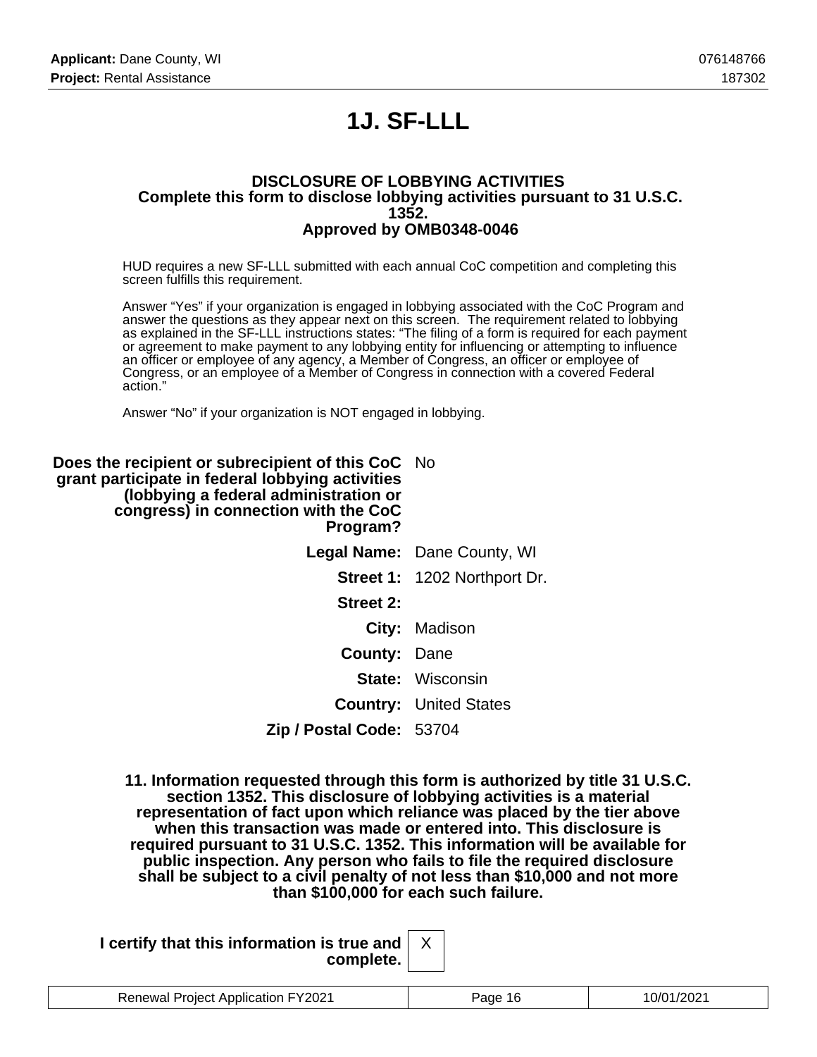# 1J. SF-LLL

### DISCLOSURE OF LOBBYING ACTIVITIES
### Complete this form to disclose lobbying activities pursuant to 31 U.S.C. 1352.
### Approved by OMB0348-0046

HUD requires a new SF-LLL submitted with each annual CoC competition and completing this screen fulfills this requirement.

Answer “Yes” if your organization is engaged in lobbying associated with the CoC Program and answer the questions as they appear next on this screen. The requirement related to lobbying as explained in the SF-LLL instructions states: “The filing of a form is required for each payment or agreement to make payment to any lobbying entity for influencing or attempting to influence an officer or employee of any agency, a Member of Congress, an officer or employee of Congress, or an employee of a Member of Congress in connection with a covered Federal action.”

Answer “No” if your organization is NOT engaged in lobbying.

**Does the recipient or subrecipient of this CoC grant participate in federal lobbying activities (lobbying a federal administration or congress) in connection with the CoC Program?** No

**Legal Name:** Dane County, WI

**Street 1:** 1202 Northport Dr.

**Street 2:**

**City:** Madison

**County:** Dane

**State:** Wisconsin

**Country:** United States

**Zip / Postal Code:** 53704

**11. Information requested through this form is authorized by title 31 U.S.C. section 1352. This disclosure of lobbying activities is a material representation of fact upon which reliance was placed by the tier above when this transaction was made or entered into. This disclosure is required pursuant to 31 U.S.C. 1352. This information will be available for public inspection. Any person who fails to file the required disclosure shall be subject to a civil penalty of not less than $10,000 and not more than $100,000 for each such failure.**

**I certify that this information is true and complete.** X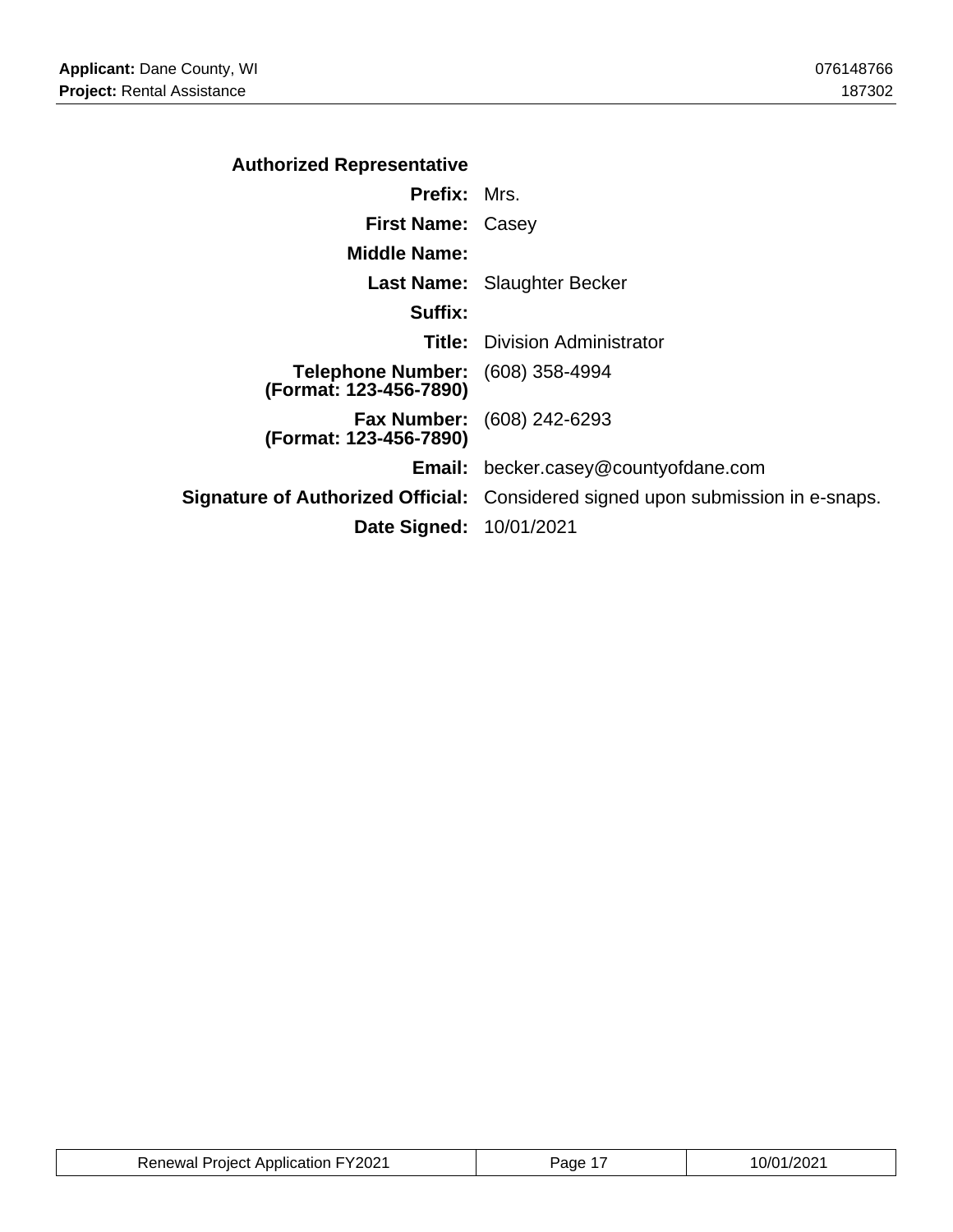## Authorized Representative

| | |
|---|---|
| **Prefix:** | Mrs. |
| **First Name:** | Casey |
| **Middle Name:** | |
| **Last Name:** | Slaughter Becker |
| **Suffix:** | |
| **Title:** | Division Administrator |
| **Telephone Number: (Format: 123-456-7890)** | (608) 358-4994 |
| **Fax Number: (Format: 123-456-7890)** | (608) 242-6293 |
| **Email:** | becker.casey@countyofdane.com |
| **Signature of Authorized Official:** | Considered signed upon submission in e-snaps. |
| **Date Signed:** | 10/01/2021 |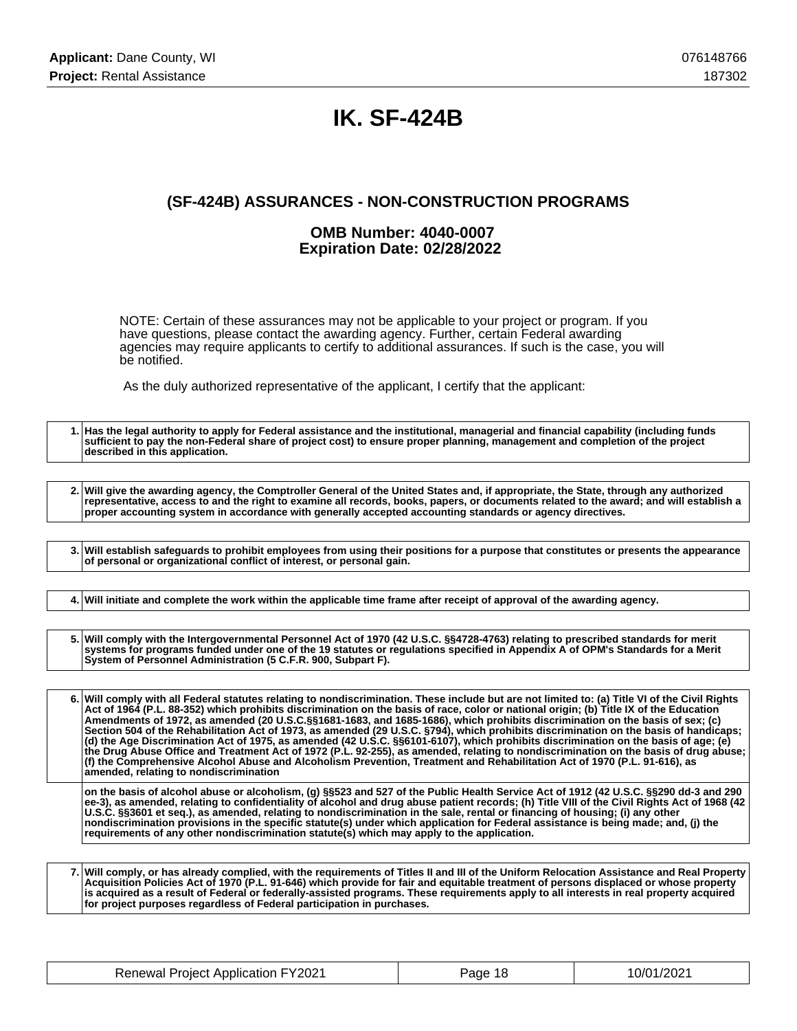# IK. SF-424B

## (SF-424B) ASSURANCES - NON-CONSTRUCTION PROGRAMS

### OMB Number: 4040-0007
### Expiration Date: 02/28/2022

NOTE: Certain of these assurances may not be applicable to your project or program. If you have questions, please contact the awarding agency. Further, certain Federal awarding agencies may require applicants to certify to additional assurances. If such is the case, you will be notified.

As the duly authorized representative of the applicant, I certify that the applicant:

| | |
|---|---|
| 1. | **Has the legal authority to apply for Federal assistance and the institutional, managerial and financial capability (including funds sufficient to pay the non-Federal share of project cost) to ensure proper planning, management and completion of the project described in this application.** |

| | |
|---|---|
| 2. | **Will give the awarding agency, the Comptroller General of the United States and, if appropriate, the State, through any authorized representative, access to and the right to examine all records, books, papers, or documents related to the award; and will establish a proper accounting system in accordance with generally accepted accounting standards or agency directives.** |

| | |
|---|---|
| 3. | **Will establish safeguards to prohibit employees from using their positions for a purpose that constitutes or presents the appearance of personal or organizational conflict of interest, or personal gain.** |

| | |
|---|---|
| 4. | **Will initiate and complete the work within the applicable time frame after receipt of approval of the awarding agency.** |

| | |
|---|---|
| 5. | **Will comply with the Intergovernmental Personnel Act of 1970 (42 U.S.C. §§4728-4763) relating to prescribed standards for merit systems for programs funded under one of the 19 statutes or regulations specified in Appendix A of OPM's Standards for a Merit System of Personnel Administration (5 C.F.R. 900, Subpart F).** |

| | |
|---|---|
| 6. | **Will comply with all Federal statutes relating to nondiscrimination. These include but are not limited to: (a) Title VI of the Civil Rights Act of 1964 (P.L. 88-352) which prohibits discrimination on the basis of race, color or national origin; (b) Title IX of the Education Amendments of 1972, as amended (20 U.S.C.§§1681-1683, and 1685-1686), which prohibits discrimination on the basis of sex; (c) Section 504 of the Rehabilitation Act of 1973, as amended (29 U.S.C. §794), which prohibits discrimination on the basis of handicaps; (d) the Age Discrimination Act of 1975, as amended (42 U.S.C. §§6101-6107), which prohibits discrimination on the basis of age; (e) the Drug Abuse Office and Treatment Act of 1972 (P.L. 92-255), as amended, relating to nondiscrimination on the basis of drug abuse; (f) the Comprehensive Alcohol Abuse and Alcoholism Prevention, Treatment and Rehabilitation Act of 1970 (P.L. 91-616), as amended, relating to nondiscrimination** |
| | **on the basis of alcohol abuse or alcoholism, (g) §§523 and 527 of the Public Health Service Act of 1912 (42 U.S.C. §§290 dd-3 and 290 ee-3), as amended, relating to confidentiality of alcohol and drug abuse patient records; (h) Title VIII of the Civil Rights Act of 1968 (42 U.S.C. §§3601 et seq.), as amended, relating to nondiscrimination in the sale, rental or financing of housing; (i) any other nondiscrimination provisions in the specific statute(s) under which application for Federal assistance is being made; and, (j) the requirements of any other nondiscrimination statute(s) which may apply to the application.** |

| | |
|---|---|
| 7. | **Will comply, or has already complied, with the requirements of Titles II and III of the Uniform Relocation Assistance and Real Property Acquisition Policies Act of 1970 (P.L. 91-646) which provide for fair and equitable treatment of persons displaced or whose property is acquired as a result of Federal or federally-assisted programs. These requirements apply to all interests in real property acquired for project purposes regardless of Federal participation in purchases.** |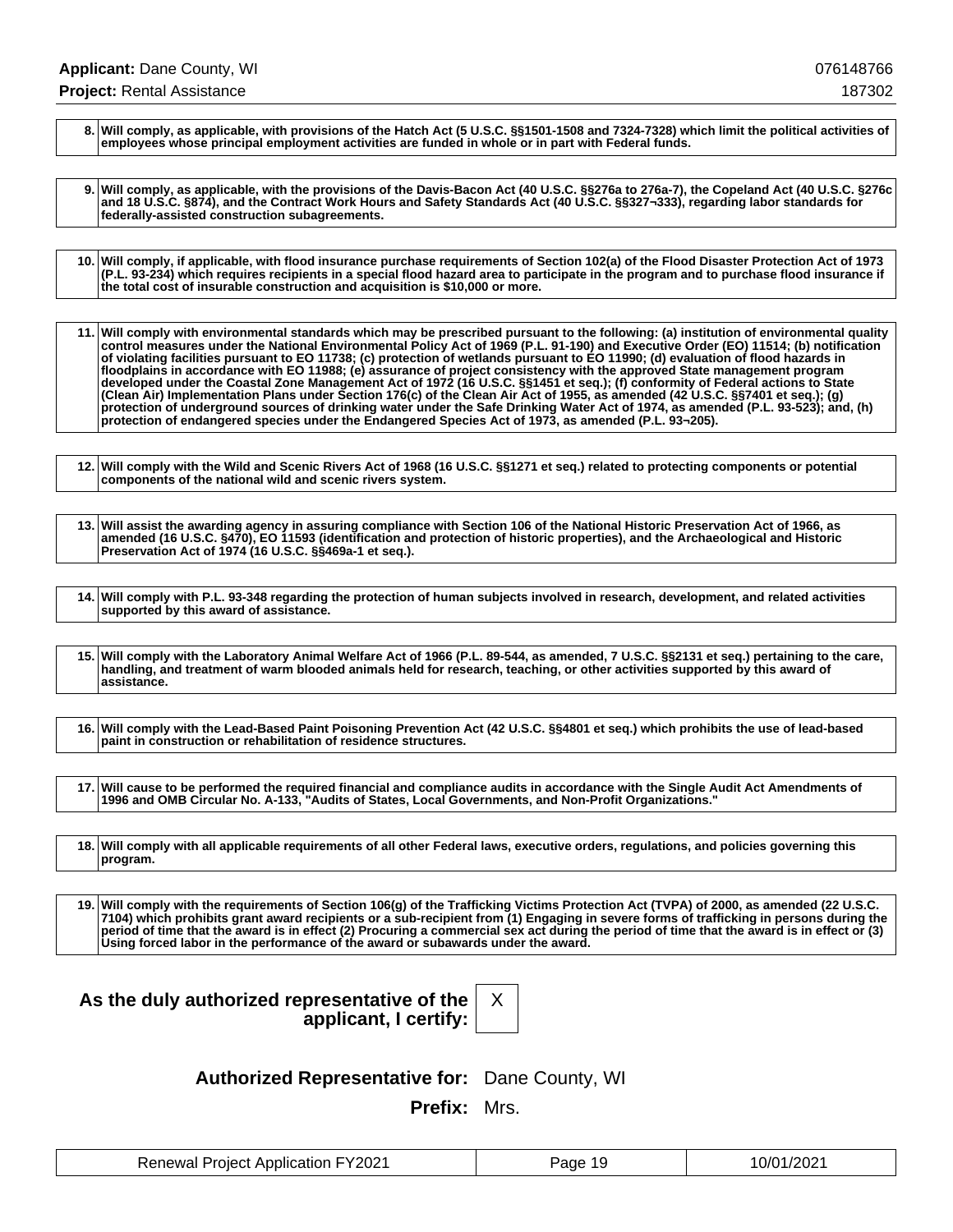| | |
|---|---|
| **8.** | **Will comply, as applicable, with provisions of the Hatch Act (5 U.S.C. §§1501-1508 and 7324-7328) which limit the political activities of employees whose principal employment activities are funded in whole or in part with Federal funds.** |

| | |
|---|---|
| **9.** | **Will comply, as applicable, with the provisions of the Davis-Bacon Act (40 U.S.C. §§276a to 276a-7), the Copeland Act (40 U.S.C. §276c and 18 U.S.C. §874), and the Contract Work Hours and Safety Standards Act (40 U.S.C. §§327¬333), regarding labor standards for federally-assisted construction subagreements.** |

| | |
|---|---|
| **10.** | **Will comply, if applicable, with flood insurance purchase requirements of Section 102(a) of the Flood Disaster Protection Act of 1973 (P.L. 93-234) which requires recipients in a special flood hazard area to participate in the program and to purchase flood insurance if the total cost of insurable construction and acquisition is $10,000 or more.** |

| | |
|---|---|
| **11.** | **Will comply with environmental standards which may be prescribed pursuant to the following: (a) institution of environmental quality control measures under the National Environmental Policy Act of 1969 (P.L. 91-190) and Executive Order (EO) 11514; (b) notification of violating facilities pursuant to EO 11738; (c) protection of wetlands pursuant to EO 11990; (d) evaluation of flood hazards in floodplains in accordance with EO 11988; (e) assurance of project consistency with the approved State management program developed under the Coastal Zone Management Act of 1972 (16 U.S.C. §§1451 et seq.); (f) conformity of Federal actions to State (Clean Air) Implementation Plans under Section 176(c) of the Clean Air Act of 1955, as amended (42 U.S.C. §§7401 et seq.); (g) protection of underground sources of drinking water under the Safe Drinking Water Act of 1974, as amended (P.L. 93-523); and, (h) protection of endangered species under the Endangered Species Act of 1973, as amended (P.L. 93¬205).** |

| | |
|---|---|
| **12.** | **Will comply with the Wild and Scenic Rivers Act of 1968 (16 U.S.C. §§1271 et seq.) related to protecting components or potential components of the national wild and scenic rivers system.** |

| | |
|---|---|
| **13.** | **Will assist the awarding agency in assuring compliance with Section 106 of the National Historic Preservation Act of 1966, as amended (16 U.S.C. §470), EO 11593 (identification and protection of historic properties), and the Archaeological and Historic Preservation Act of 1974 (16 U.S.C. §§469a-1 et seq.).** |

| | |
|---|---|
| **14.** | **Will comply with P.L. 93-348 regarding the protection of human subjects involved in research, development, and related activities supported by this award of assistance.** |

| | |
|---|---|
| **15.** | **Will comply with the Laboratory Animal Welfare Act of 1966 (P.L. 89-544, as amended, 7 U.S.C. §§2131 et seq.) pertaining to the care, handling, and treatment of warm blooded animals held for research, teaching, or other activities supported by this award of assistance.** |

| | |
|---|---|
| **16.** | **Will comply with the Lead-Based Paint Poisoning Prevention Act (42 U.S.C. §§4801 et seq.) which prohibits the use of lead-based paint in construction or rehabilitation of residence structures.** |

| | |
|---|---|
| **17.** | **Will cause to be performed the required financial and compliance audits in accordance with the Single Audit Act Amendments of 1996 and OMB Circular No. A-133, "Audits of States, Local Governments, and Non-Profit Organizations."** |

| | |
|---|---|
| **18.** | **Will comply with all applicable requirements of all other Federal laws, executive orders, regulations, and policies governing this program.** |

| | |
|---|---|
| **19.** | **Will comply with the requirements of Section 106(g) of the Trafficking Victims Protection Act (TVPA) of 2000, as amended (22 U.S.C. 7104) which prohibits grant award recipients or a sub-recipient from (1) Engaging in severe forms of trafficking in persons during the period of time that the award is in effect (2) Procuring a commercial sex act during the period of time that the award is in effect or (3) Using forced labor in the performance of the award or subawards under the award.** |

**As the duly authorized representative of the applicant, I certify:** X

**Authorized Representative for:** Dane County, WI

**Prefix:** Mrs.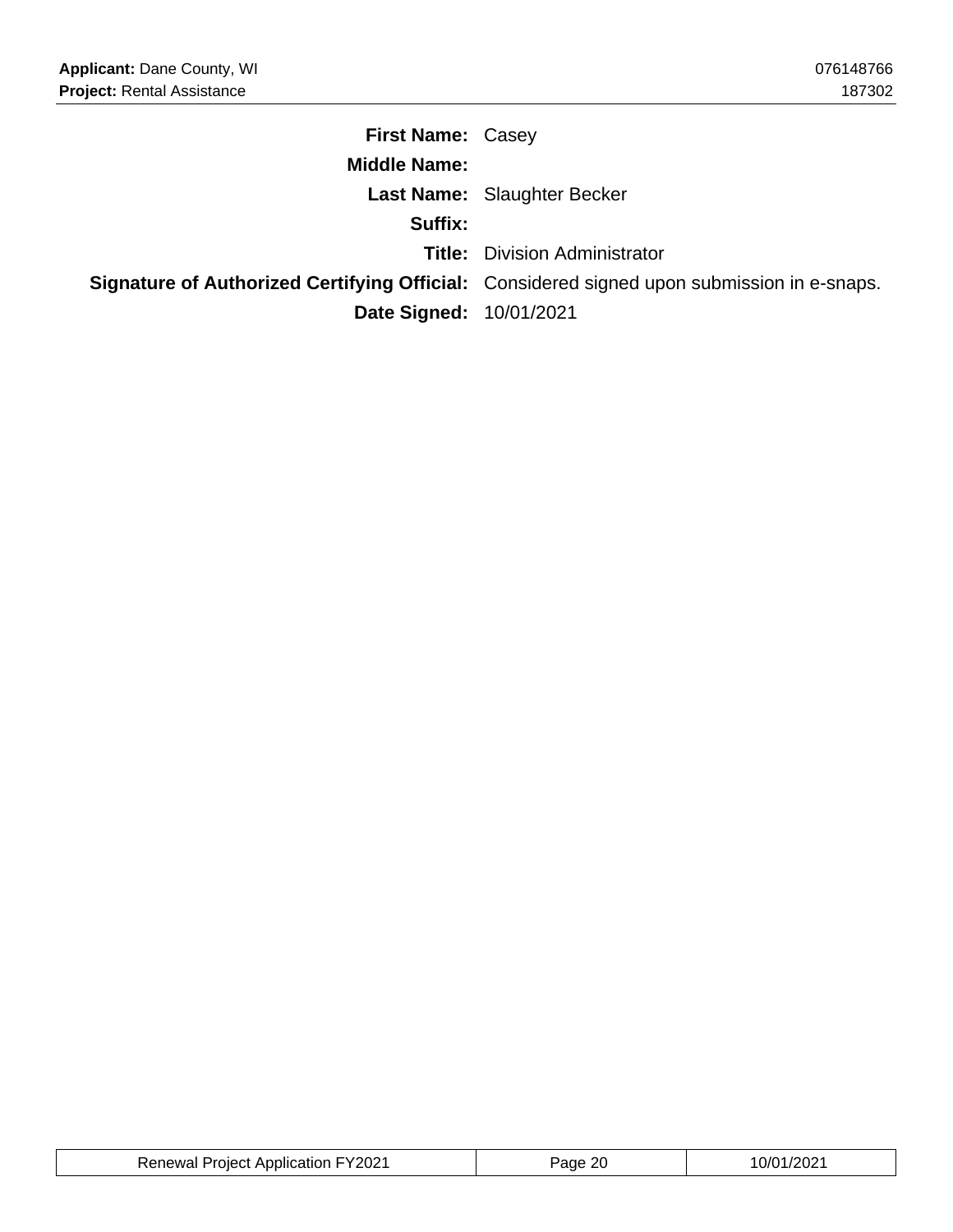**First Name:** Casey

**Middle Name:**

**Last Name:** Slaughter Becker

**Suffix:**

**Title:** Division Administrator

**Signature of Authorized Certifying Official:** Considered signed upon submission in e-snaps.

**Date Signed:** 10/01/2021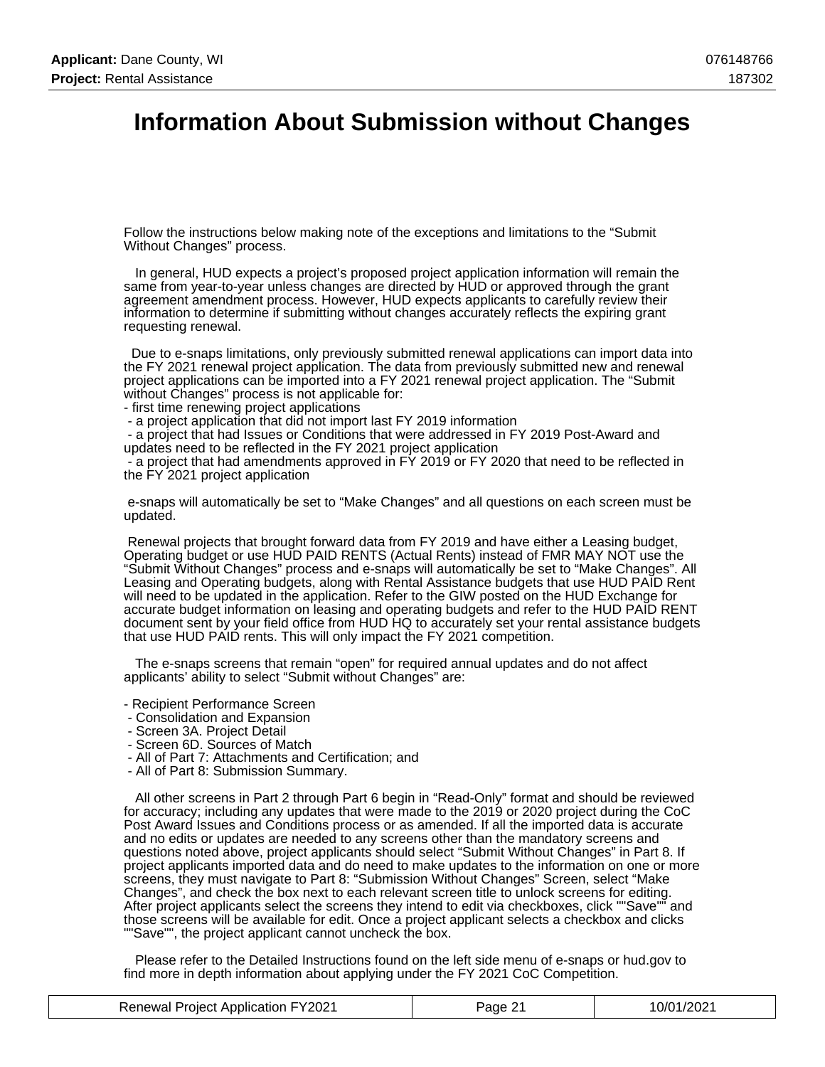# Information About Submission without Changes

Follow the instructions below making note of the exceptions and limitations to the "Submit Without Changes" process.

In general, HUD expects a project's proposed project application information will remain the same from year-to-year unless changes are directed by HUD or approved through the grant agreement amendment process. However, HUD expects applicants to carefully review their information to determine if submitting without changes accurately reflects the expiring grant requesting renewal.

Due to e-snaps limitations, only previously submitted renewal applications can import data into the FY 2021 renewal project application. The data from previously submitted new and renewal project applications can be imported into a FY 2021 renewal project application. The "Submit without Changes" process is not applicable for:

- first time renewing project applications
- a project application that did not import last FY 2019 information
- a project that had Issues or Conditions that were addressed in FY 2019 Post-Award and updates need to be reflected in the FY 2021 project application
- a project that had amendments approved in FY 2019 or FY 2020 that need to be reflected in the FY 2021 project application

e-snaps will automatically be set to "Make Changes" and all questions on each screen must be updated.

Renewal projects that brought forward data from FY 2019 and have either a Leasing budget, Operating budget or use HUD PAID RENTS (Actual Rents) instead of FMR MAY NOT use the "Submit Without Changes" process and e-snaps will automatically be set to "Make Changes". All Leasing and Operating budgets, along with Rental Assistance budgets that use HUD PAID Rent will need to be updated in the application. Refer to the GIW posted on the HUD Exchange for accurate budget information on leasing and operating budgets and refer to the HUD PAID RENT document sent by your field office from HUD HQ to accurately set your rental assistance budgets that use HUD PAID rents. This will only impact the FY 2021 competition.

The e-snaps screens that remain "open" for required annual updates and do not affect applicants' ability to select "Submit without Changes" are:

- Recipient Performance Screen
- Consolidation and Expansion
- Screen 3A. Project Detail
- Screen 6D. Sources of Match
- All of Part 7: Attachments and Certification; and
- All of Part 8: Submission Summary.

All other screens in Part 2 through Part 6 begin in "Read-Only" format and should be reviewed for accuracy; including any updates that were made to the 2019 or 2020 project during the CoC Post Award Issues and Conditions process or as amended. If all the imported data is accurate and no edits or updates are needed to any screens other than the mandatory screens and questions noted above, project applicants should select "Submit Without Changes" in Part 8. If project applicants imported data and do need to make updates to the information on one or more screens, they must navigate to Part 8: "Submission Without Changes" Screen, select "Make Changes", and check the box next to each relevant screen title to unlock screens for editing. After project applicants select the screens they intend to edit via checkboxes, click ""Save"" and those screens will be available for edit. Once a project applicant selects a checkbox and clicks ""Save"", the project applicant cannot uncheck the box.

Please refer to the Detailed Instructions found on the left side menu of e-snaps or hud.gov to find more in depth information about applying under the FY 2021 CoC Competition.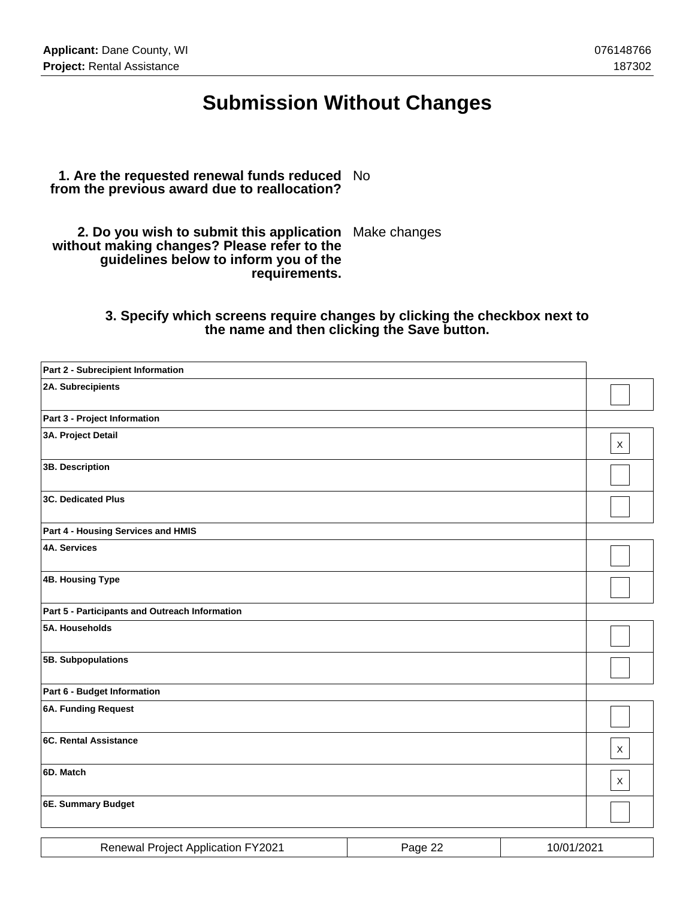# Submission Without Changes

**1. Are the requested renewal funds reduced from the previous award due to reallocation?** No

**2. Do you wish to submit this application without making changes? Please refer to the guidelines below to inform you of the requirements.** Make changes

**3. Specify which screens require changes by clicking the checkbox next to the name and then clicking the Save button.**

| Screen | |
|---|---|
| **Part 2 - Subrecipient Information** | |
| **2A. Subrecipients** | |
| **Part 3 - Project Information** | |
| **3A. Project Detail** | X |
| **3B. Description** | |
| **3C. Dedicated Plus** | |
| **Part 4 - Housing Services and HMIS** | |
| **4A. Services** | |
| **4B. Housing Type** | |
| **Part 5 - Participants and Outreach Information** | |
| **5A. Households** | |
| **5B. Subpopulations** | |
| **Part 6 - Budget Information** | |
| **6A. Funding Request** | |
| **6C. Rental Assistance** | X |
| **6D. Match** | X |
| **6E. Summary Budget** | |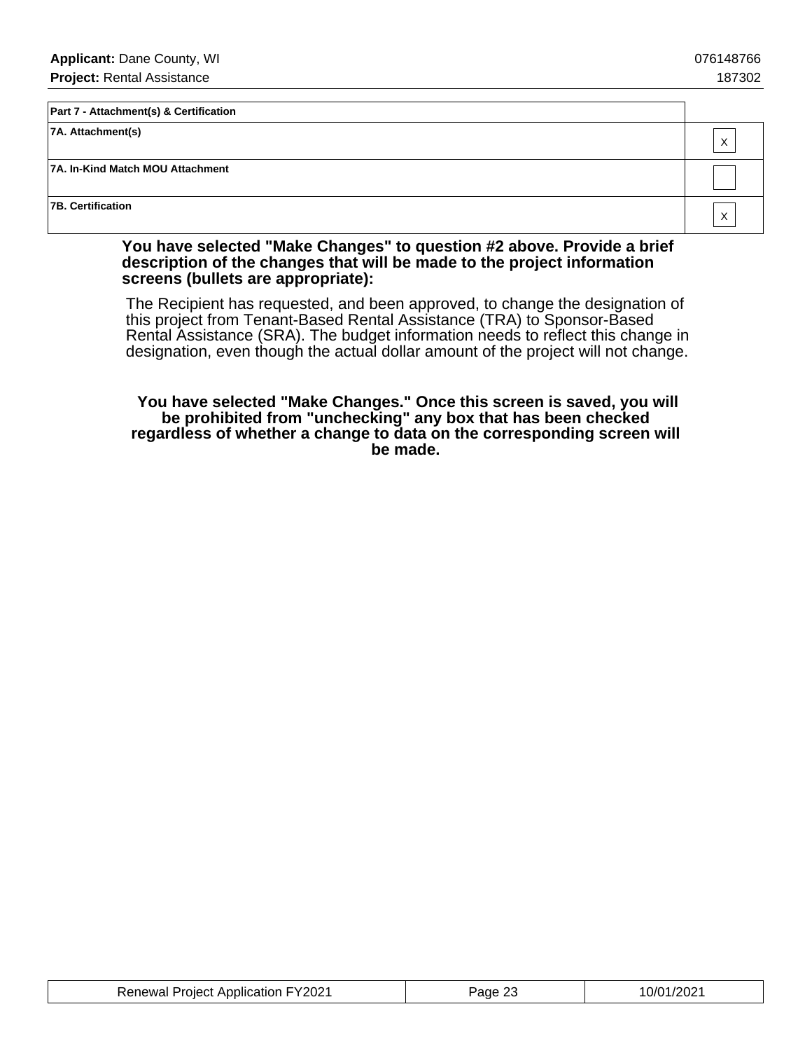| Part 7 - Attachment(s) & Certification | |
|---|---|
| 7A. Attachment(s) | X |
| 7A. In-Kind Match MOU Attachment | |
| 7B. Certification | X |

**You have selected "Make Changes" to question #2 above. Provide a brief description of the changes that will be made to the project information screens (bullets are appropriate):**

The Recipient has requested, and been approved, to change the designation of this project from Tenant-Based Rental Assistance (TRA) to Sponsor-Based Rental Assistance (SRA). The budget information needs to reflect this change in designation, even though the actual dollar amount of the project will not change.

**You have selected "Make Changes." Once this screen is saved, you will be prohibited from "unchecking" any box that has been checked regardless of whether a change to data on the corresponding screen will be made.**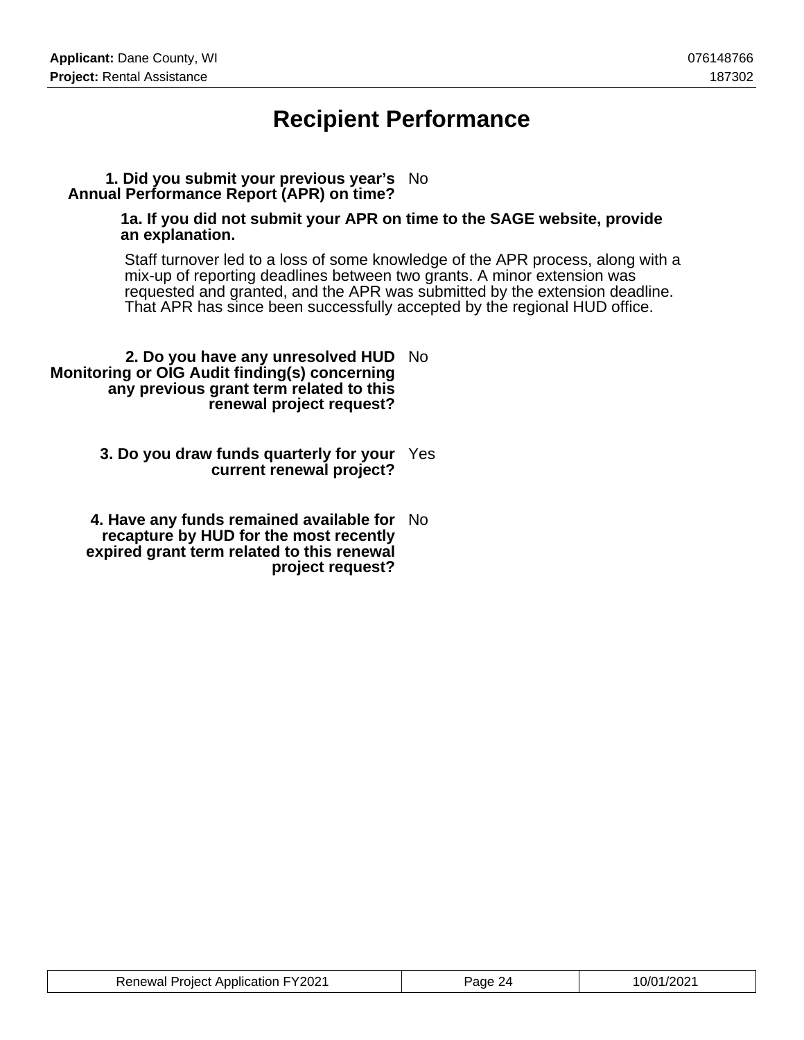# Recipient Performance

**1. Did you submit your previous year's Annual Performance Report (APR) on time?** No

**1a. If you did not submit your APR on time to the SAGE website, provide an explanation.**

Staff turnover led to a loss of some knowledge of the APR process, along with a mix-up of reporting deadlines between two grants. A minor extension was requested and granted, and the APR was submitted by the extension deadline. That APR has since been successfully accepted by the regional HUD office.

**2. Do you have any unresolved HUD Monitoring or OIG Audit finding(s) concerning any previous grant term related to this renewal project request?** No

**3. Do you draw funds quarterly for your current renewal project?** Yes

**4. Have any funds remained available for recapture by HUD for the most recently expired grant term related to this renewal project request?** No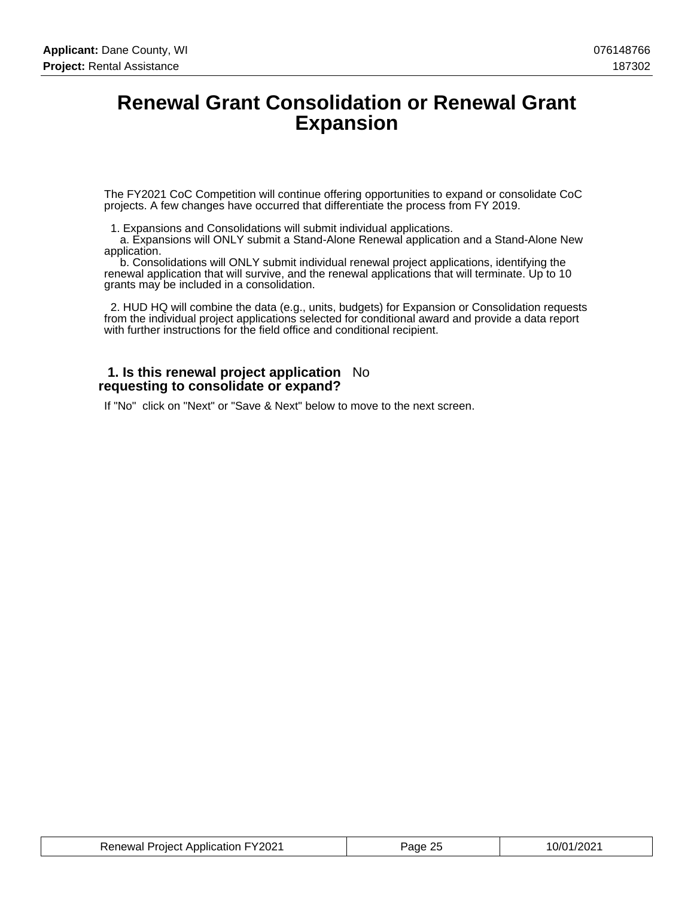# Renewal Grant Consolidation or Renewal Grant Expansion

The FY2021 CoC Competition will continue offering opportunities to expand or consolidate CoC projects. A few changes have occurred that differentiate the process from FY 2019.

1. Expansions and Consolidations will submit individual applications.
   a. Expansions will ONLY submit a Stand-Alone Renewal application and a Stand-Alone New application.
   b. Consolidations will ONLY submit individual renewal project applications, identifying the renewal application that will survive, and the renewal applications that will terminate. Up to 10 grants may be included in a consolidation.

2. HUD HQ will combine the data (e.g., units, budgets) for Expansion or Consolidation requests from the individual project applications selected for conditional award and provide a data report with further instructions for the field office and conditional recipient.

**1. Is this renewal project application requesting to consolidate or expand?** No

If "No" click on "Next" or "Save & Next" below to move to the next screen.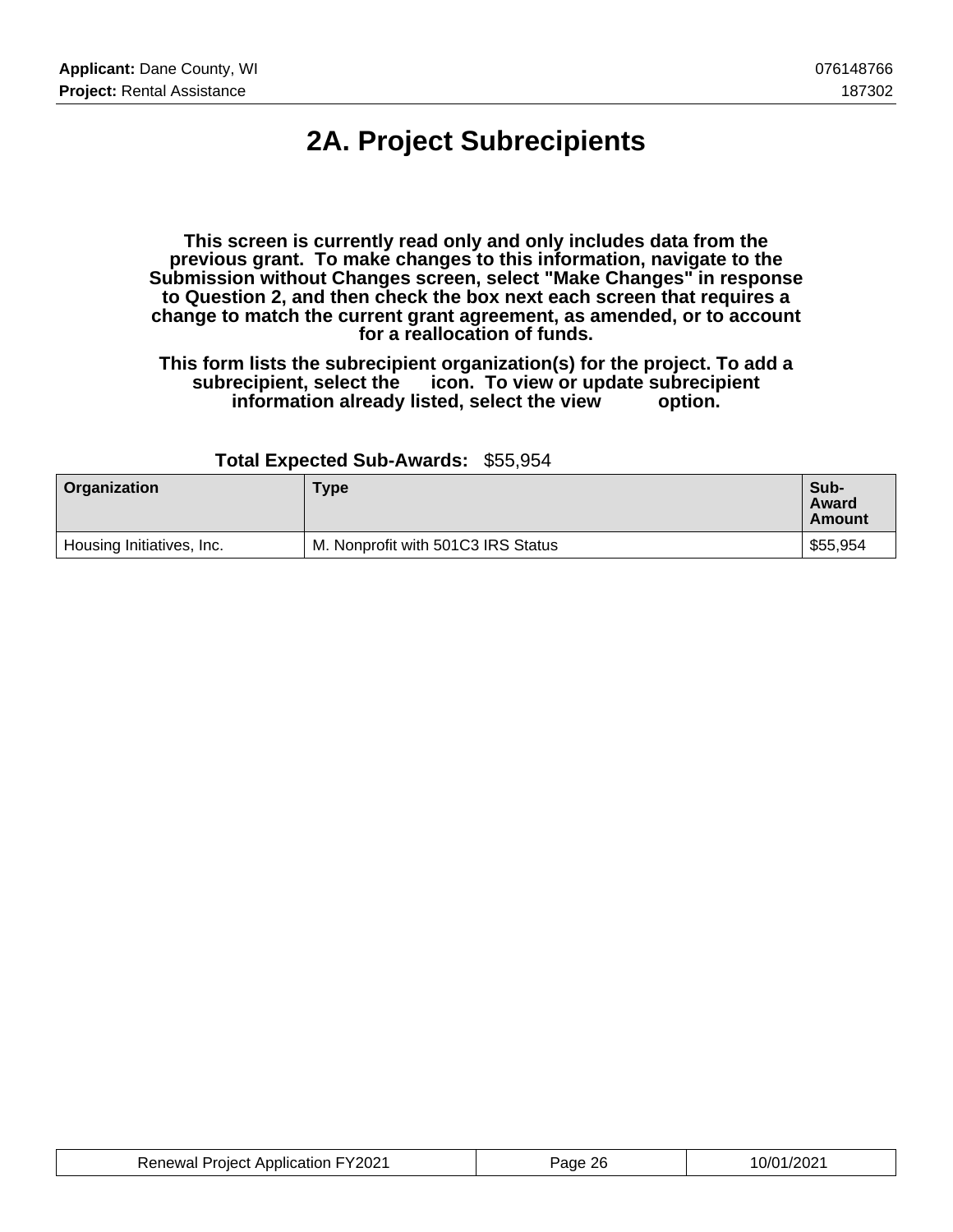# 2A. Project Subrecipients

**This screen is currently read only and only includes data from the previous grant. To make changes to this information, navigate to the Submission without Changes screen, select "Make Changes" in response to Question 2, and then check the box next each screen that requires a change to match the current grant agreement, as amended, or to account for a reallocation of funds.**

**This form lists the subrecipient organization(s) for the project. To add a subrecipient, select the icon. To view or update subrecipient information already listed, select the view option.**

**Total Expected Sub-Awards:** $55,954

| Organization | Type | Sub-Award Amount |
|---|---|---|
| Housing Initiatives, Inc. | M. Nonprofit with 501C3 IRS Status | $55,954 |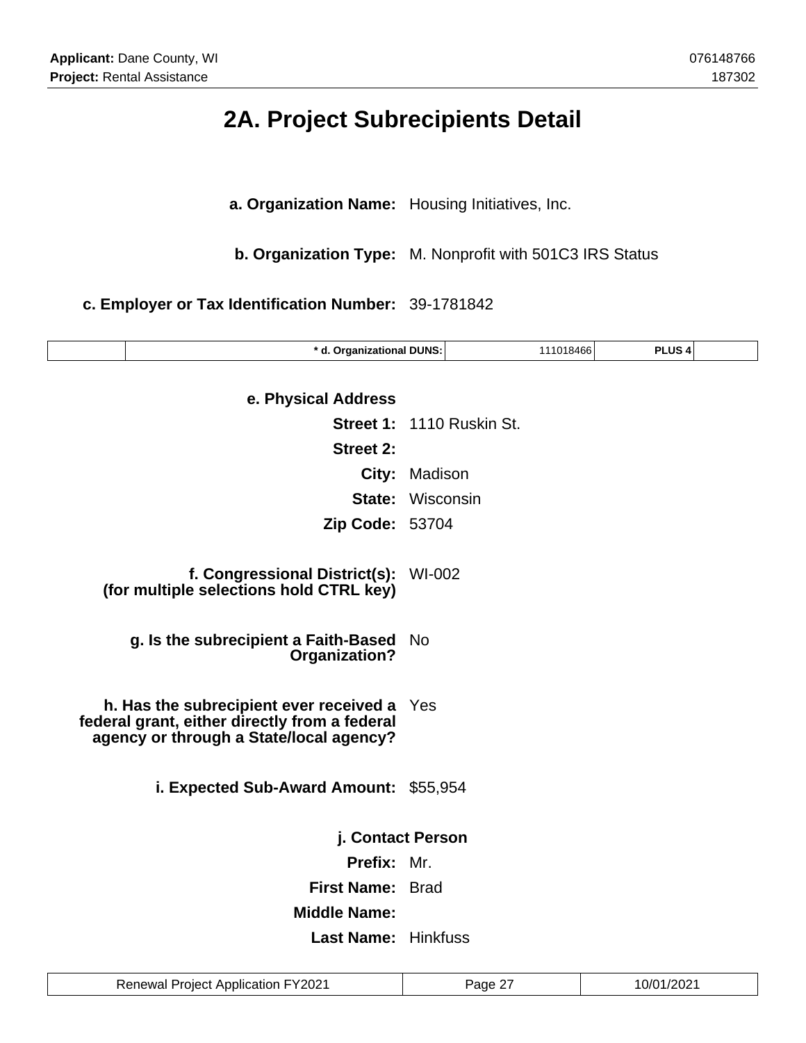# 2A. Project Subrecipients Detail

**a. Organization Name:** Housing Initiatives, Inc.

**b. Organization Type:** M. Nonprofit with 501C3 IRS Status

**c. Employer or Tax Identification Number:** 39-1781842

| | * d. Organizational DUNS: | 111018466 | PLUS 4 | |
|---|---|---|---|---|

**e. Physical Address**

**Street 1:** 1110 Ruskin St.

**Street 2:**

**City:** Madison

**State:** Wisconsin

**Zip Code:** 53704

**f. Congressional District(s): (for multiple selections hold CTRL key)** WI-002

**g. Is the subrecipient a Faith-Based Organization?** No

**h. Has the subrecipient ever received a federal grant, either directly from a federal agency or through a State/local agency?** Yes

**i. Expected Sub-Award Amount:** $55,954

**j. Contact Person**

**Prefix:** Mr.

**First Name:** Brad

**Middle Name:**

**Last Name:** Hinkfuss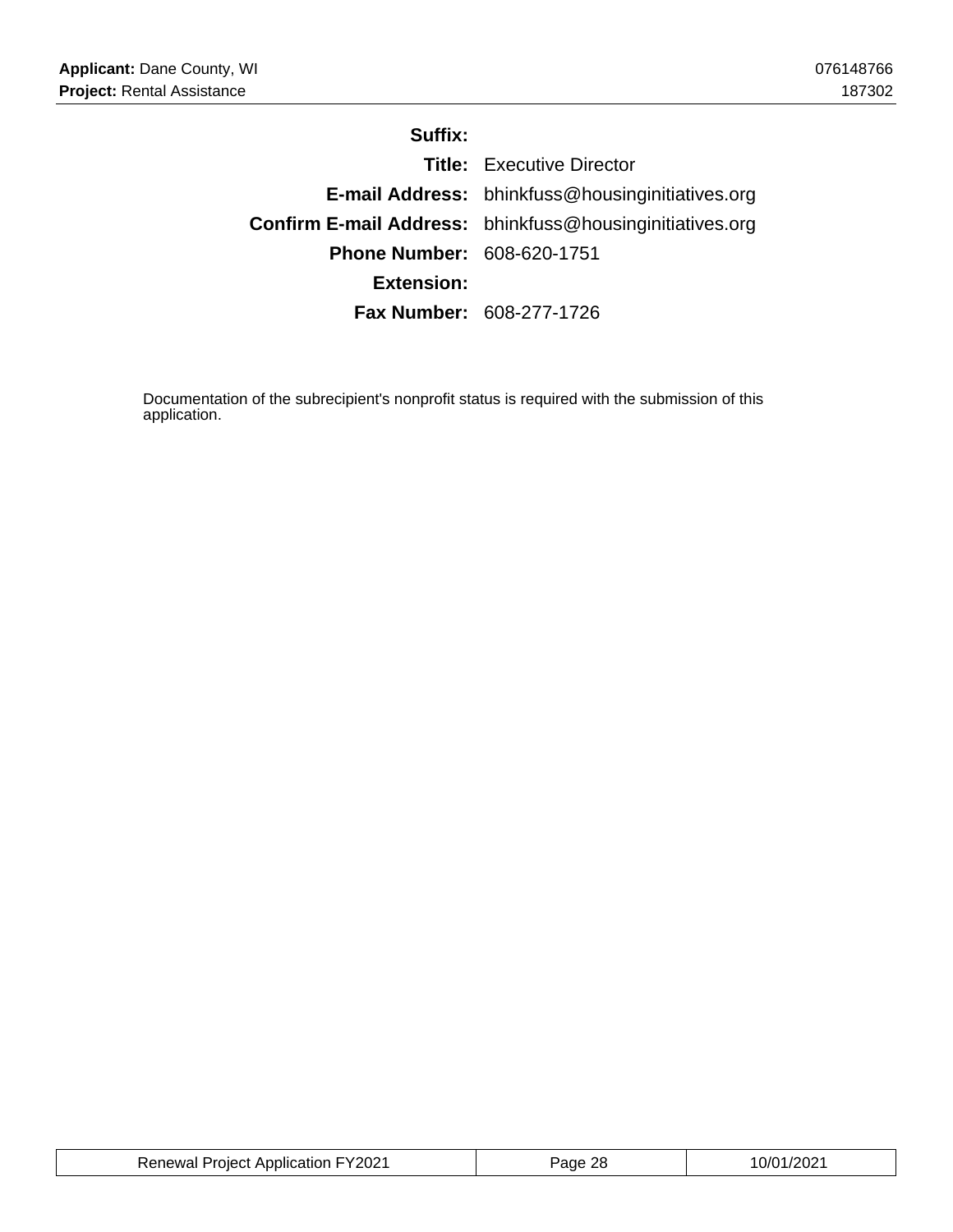**Suffix:**

**Title:** Executive Director

**E-mail Address:** bhinkfuss@housinginitiatives.org

**Confirm E-mail Address:** bhinkfuss@housinginitiatives.org

**Phone Number:** 608-620-1751

**Extension:**

**Fax Number:** 608-277-1726

Documentation of the subrecipient's nonprofit status is required with the submission of this application.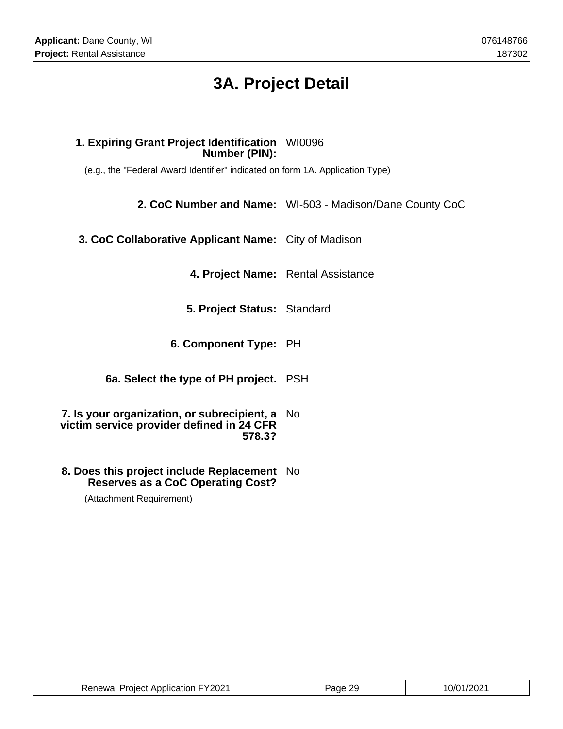# 3A. Project Detail

**1. Expiring Grant Project Identification Number (PIN):** WI0096

(e.g., the "Federal Award Identifier" indicated on form 1A. Application Type)

**2. CoC Number and Name:** WI-503 - Madison/Dane County CoC

**3. CoC Collaborative Applicant Name:** City of Madison

**4. Project Name:** Rental Assistance

**5. Project Status:** Standard

**6. Component Type:** PH

**6a. Select the type of PH project.** PSH

**7. Is your organization, or subrecipient, a victim service provider defined in 24 CFR 578.3?** No

**8. Does this project include Replacement Reserves as a CoC Operating Cost?** No

(Attachment Requirement)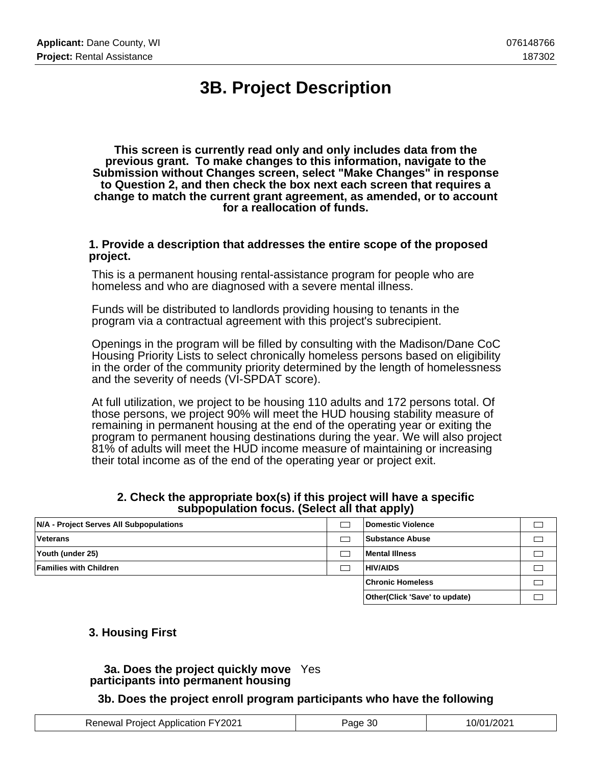# 3B. Project Description

**This screen is currently read only and only includes data from the previous grant. To make changes to this information, navigate to the Submission without Changes screen, select "Make Changes" in response to Question 2, and then check the box next each screen that requires a change to match the current grant agreement, as amended, or to account for a reallocation of funds.**

**1. Provide a description that addresses the entire scope of the proposed project.**

This is a permanent housing rental-assistance program for people who are homeless and who are diagnosed with a severe mental illness.

Funds will be distributed to landlords providing housing to tenants in the program via a contractual agreement with this project's subrecipient.

Openings in the program will be filled by consulting with the Madison/Dane CoC Housing Priority Lists to select chronically homeless persons based on eligibility in the order of the community priority determined by the length of homelessness and the severity of needs (VI-SPDAT score).

At full utilization, we project to be housing 110 adults and 172 persons total. Of those persons, we project 90% will meet the HUD housing stability measure of remaining in permanent housing at the end of the operating year or exiting the program to permanent housing destinations during the year. We will also project 81% of adults will meet the HUD income measure of maintaining or increasing their total income as of the end of the operating year or project exit.

**2. Check the appropriate box(s) if this project will have a specific subpopulation focus. (Select all that apply)**

| | | | |
|---|---|---|---|
| **N/A - Project Serves All Subpopulations** | ☐ | **Domestic Violence** | ☐ |
| **Veterans** | ☐ | **Substance Abuse** | ☐ |
| **Youth (under 25)** | ☐ | **Mental Illness** | ☐ |
| **Families with Children** | ☐ | **HIV/AIDS** | ☐ |
| | | **Chronic Homeless** | ☐ |
| | | **Other(Click 'Save' to update)** | ☐ |

**3. Housing First**

**3a. Does the project quickly move participants into permanent housing** Yes

**3b. Does the project enroll program participants who have the following**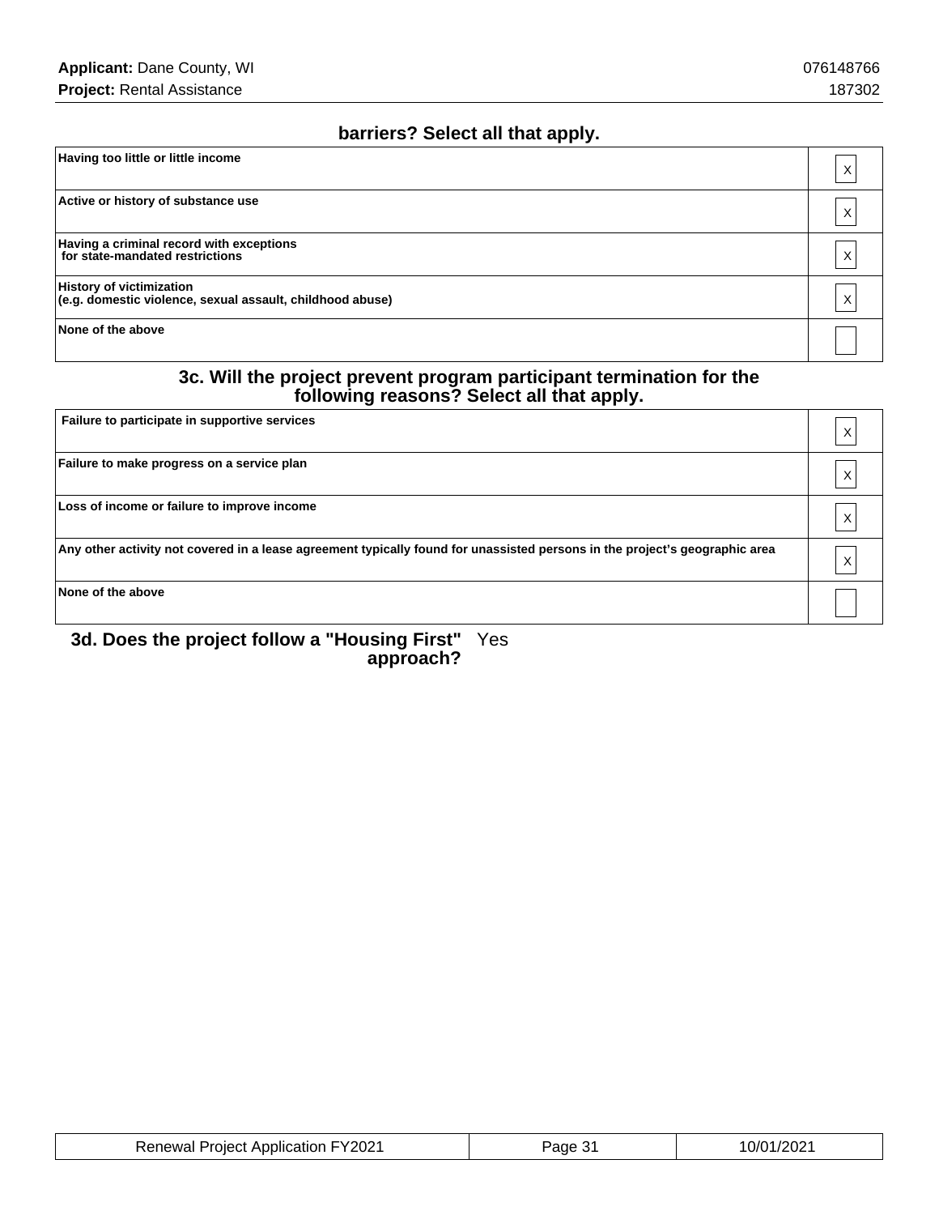### barriers? Select all that apply.

| | |
|---|---|
| Having too little or little income | X |
| Active or history of substance use | X |
| Having a criminal record with exceptions for state-mandated restrictions | X |
| History of victimization (e.g. domestic violence, sexual assault, childhood abuse) | X |
| None of the above | |

### 3c. Will the project prevent program participant termination for the following reasons? Select all that apply.

| | |
|---|---|
| Failure to participate in supportive services | X |
| Failure to make progress on a service plan | X |
| Loss of income or failure to improve income | X |
| Any other activity not covered in a lease agreement typically found for unassisted persons in the project's geographic area | X |
| None of the above | |

**3d. Does the project follow a "Housing First" approach?** Yes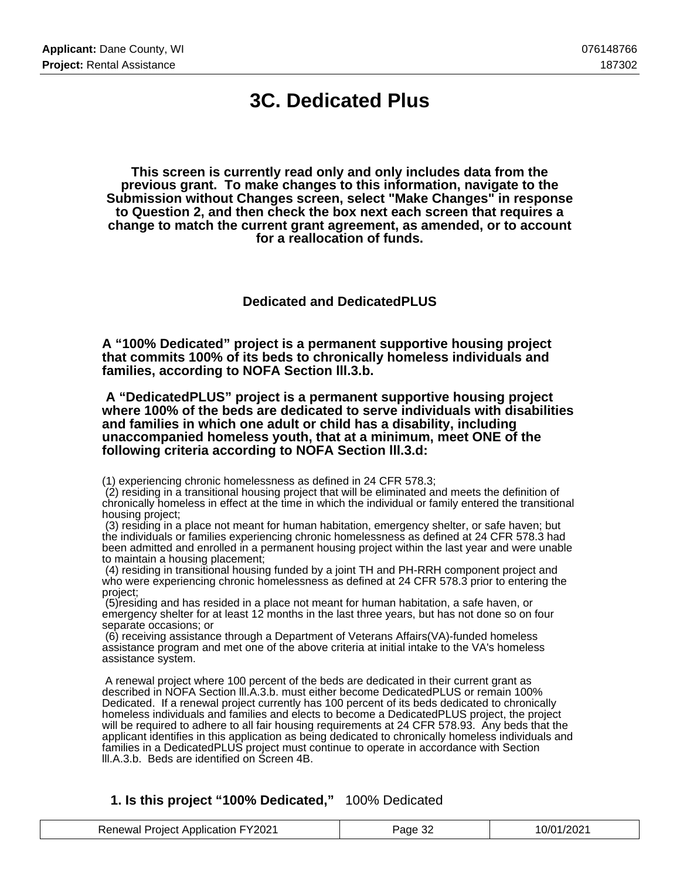# 3C. Dedicated Plus

**This screen is currently read only and only includes data from the previous grant. To make changes to this information, navigate to the Submission without Changes screen, select "Make Changes" in response to Question 2, and then check the box next each screen that requires a change to match the current grant agreement, as amended, or to account for a reallocation of funds.**

### Dedicated and DedicatedPLUS

**A "100% Dedicated" project is a permanent supportive housing project that commits 100% of its beds to chronically homeless individuals and families, according to NOFA Section lll.3.b.**

**A "DedicatedPLUS" project is a permanent supportive housing project where 100% of the beds are dedicated to serve individuals with disabilities and families in which one adult or child has a disability, including unaccompanied homeless youth, that at a minimum, meet ONE of the following criteria according to NOFA Section lll.3.d:**

(1) experiencing chronic homelessness as defined in 24 CFR 578.3;
(2) residing in a transitional housing project that will be eliminated and meets the definition of chronically homeless in effect at the time in which the individual or family entered the transitional housing project;
(3) residing in a place not meant for human habitation, emergency shelter, or safe haven; but the individuals or families experiencing chronic homelessness as defined at 24 CFR 578.3 had been admitted and enrolled in a permanent housing project within the last year and were unable to maintain a housing placement;
(4) residing in transitional housing funded by a joint TH and PH-RRH component project and who were experiencing chronic homelessness as defined at 24 CFR 578.3 prior to entering the project;
(5)residing and has resided in a place not meant for human habitation, a safe haven, or emergency shelter for at least 12 months in the last three years, but has not done so on four separate occasions; or
(6) receiving assistance through a Department of Veterans Affairs(VA)-funded homeless assistance program and met one of the above criteria at initial intake to the VA's homeless assistance system.

A renewal project where 100 percent of the beds are dedicated in their current grant as described in NOFA Section lll.A.3.b. must either become DedicatedPLUS or remain 100% Dedicated. If a renewal project currently has 100 percent of its beds dedicated to chronically homeless individuals and families and elects to become a DedicatedPLUS project, the project will be required to adhere to all fair housing requirements at 24 CFR 578.93. Any beds that the applicant identifies in this application as being dedicated to chronically homeless individuals and families in a DedicatedPLUS project must continue to operate in accordance with Section lll.A.3.b. Beds are identified on Screen 4B.

**1. Is this project "100% Dedicated,"** 100% Dedicated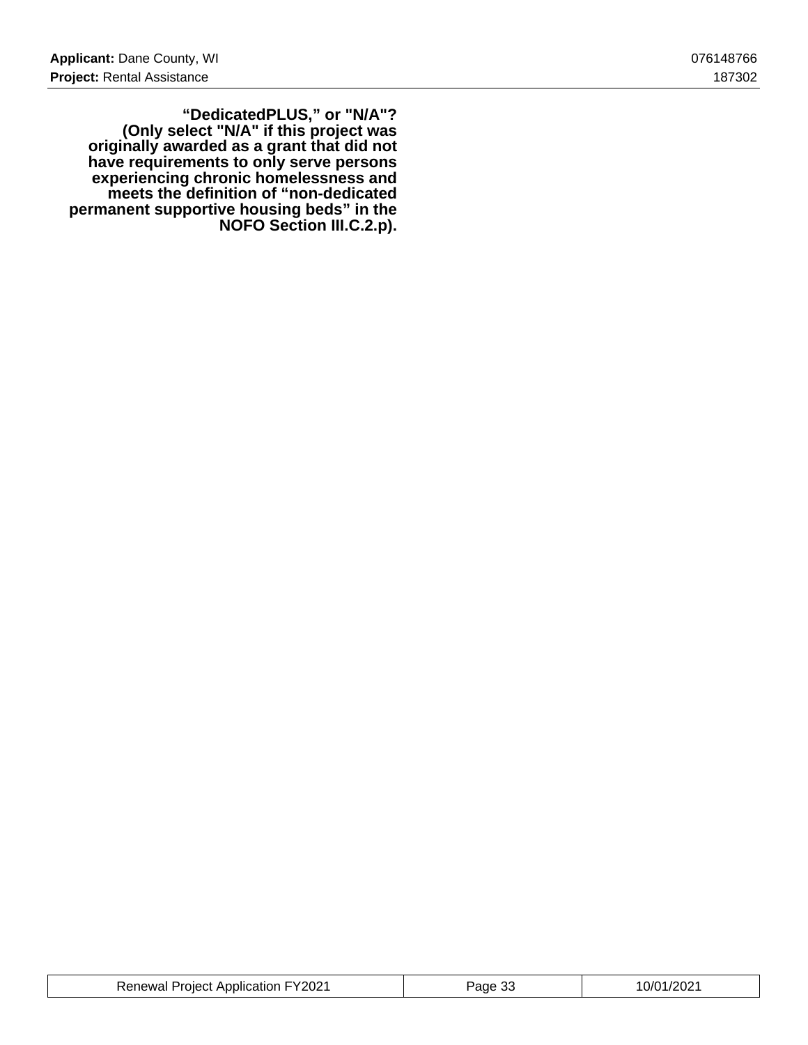**“DedicatedPLUS,” or "N/A"? (Only select "N/A" if this project was originally awarded as a grant that did not have requirements to only serve persons experiencing chronic homelessness and meets the definition of “non-dedicated permanent supportive housing beds” in the NOFO Section III.C.2.p).**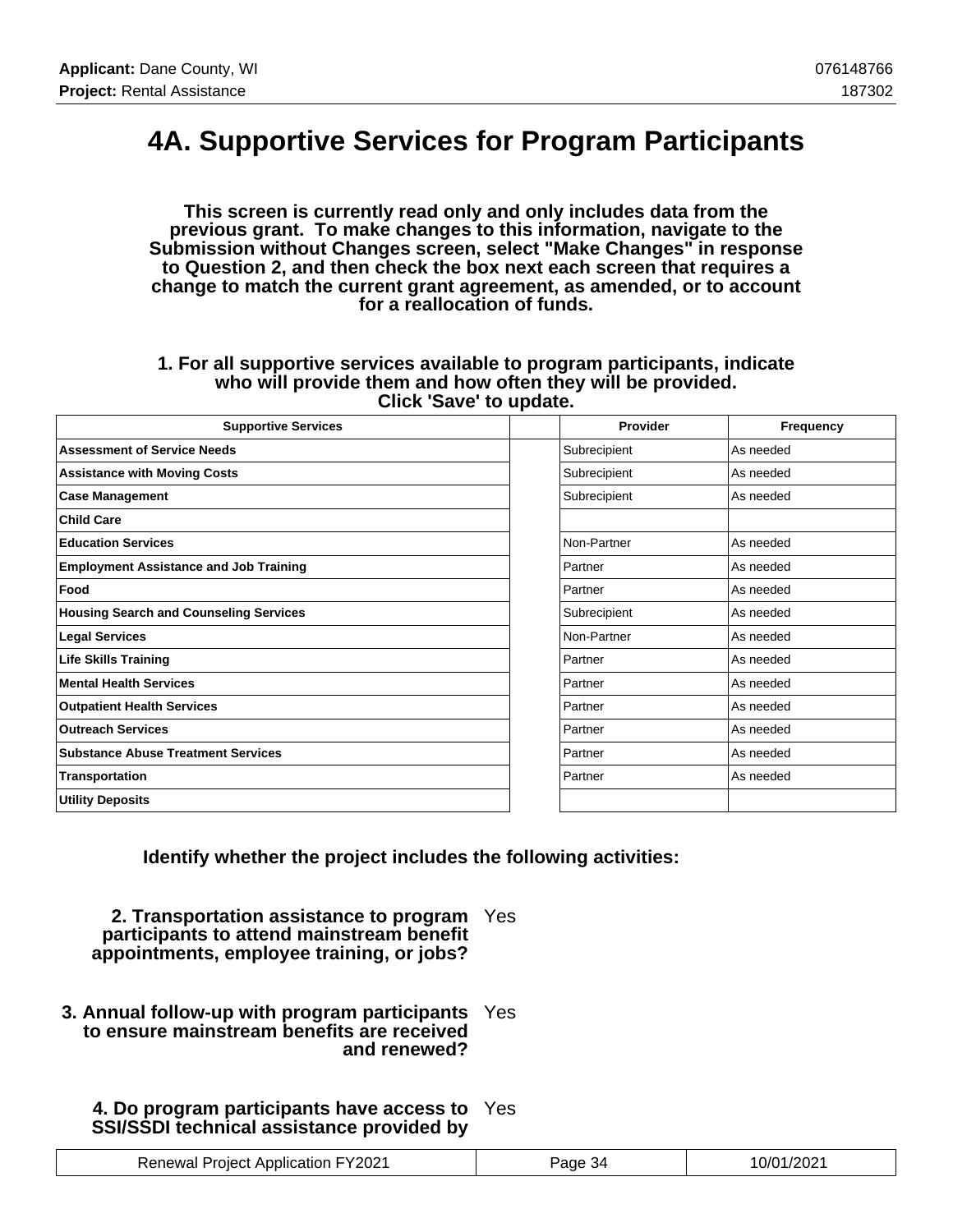# 4A. Supportive Services for Program Participants

**This screen is currently read only and only includes data from the previous grant. To make changes to this information, navigate to the Submission without Changes screen, select "Make Changes" in response to Question 2, and then check the box next each screen that requires a change to match the current grant agreement, as amended, or to account for a reallocation of funds.**

**1. For all supportive services available to program participants, indicate who will provide them and how often they will be provided. Click 'Save' to update.**

| Supportive Services | | Provider | Frequency |
|---|---|---|---|
| **Assessment of Service Needs** | | Subrecipient | As needed |
| **Assistance with Moving Costs** | | Subrecipient | As needed |
| **Case Management** | | Subrecipient | As needed |
| **Child Care** | | | |
| **Education Services** | | Non-Partner | As needed |
| **Employment Assistance and Job Training** | | Partner | As needed |
| **Food** | | Partner | As needed |
| **Housing Search and Counseling Services** | | Subrecipient | As needed |
| **Legal Services** | | Non-Partner | As needed |
| **Life Skills Training** | | Partner | As needed |
| **Mental Health Services** | | Partner | As needed |
| **Outpatient Health Services** | | Partner | As needed |
| **Outreach Services** | | Partner | As needed |
| **Substance Abuse Treatment Services** | | Partner | As needed |
| **Transportation** | | Partner | As needed |
| **Utility Deposits** | | | |

**Identify whether the project includes the following activities:**

**2. Transportation assistance to program participants to attend mainstream benefit appointments, employee training, or jobs?** Yes

**3. Annual follow-up with program participants to ensure mainstream benefits are received and renewed?** Yes

**4. Do program participants have access to SSI/SSDI technical assistance provided by** Yes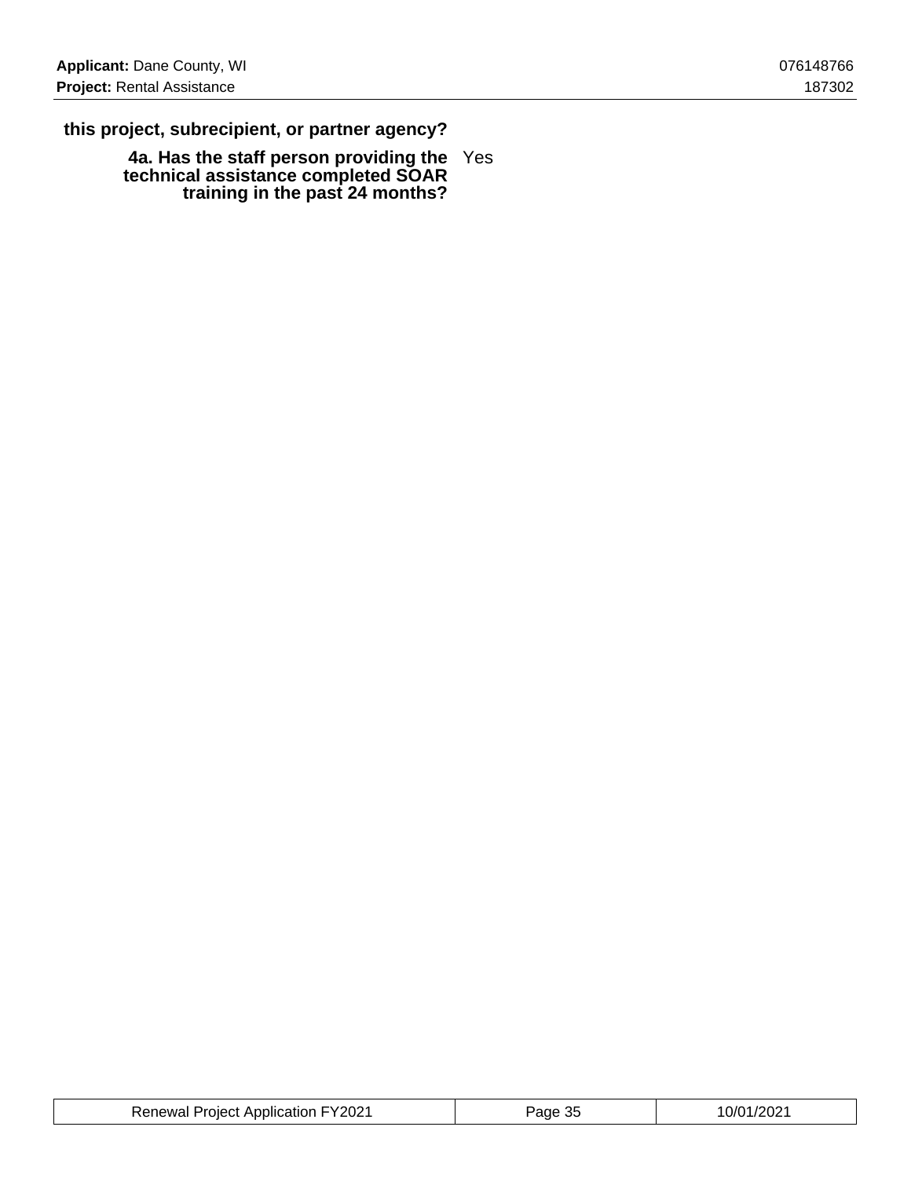**this project, subrecipient, or partner agency?**

| | |
|---|---|
| **4a. Has the staff person providing the technical assistance completed SOAR training in the past 24 months?** | Yes |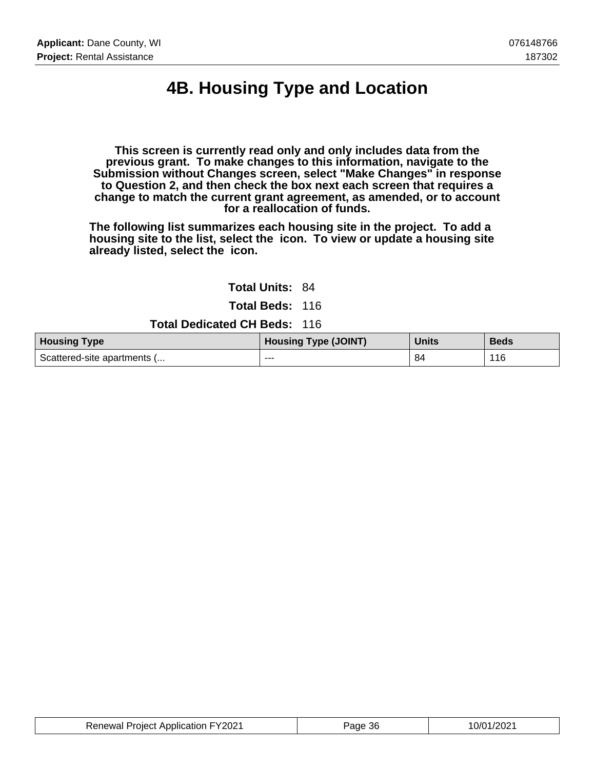# 4B. Housing Type and Location

**This screen is currently read only and only includes data from the previous grant. To make changes to this information, navigate to the Submission without Changes screen, select "Make Changes" in response to Question 2, and then check the box next each screen that requires a change to match the current grant agreement, as amended, or to account for a reallocation of funds.**

**The following list summarizes each housing site in the project. To add a housing site to the list, select the icon. To view or update a housing site already listed, select the icon.**

**Total Units:** 84

**Total Beds:** 116

**Total Dedicated CH Beds:** 116

| Housing Type | Housing Type (JOINT) | Units | Beds |
|---|---|---|---|
| Scattered-site apartments (... | --- | 84 | 116 |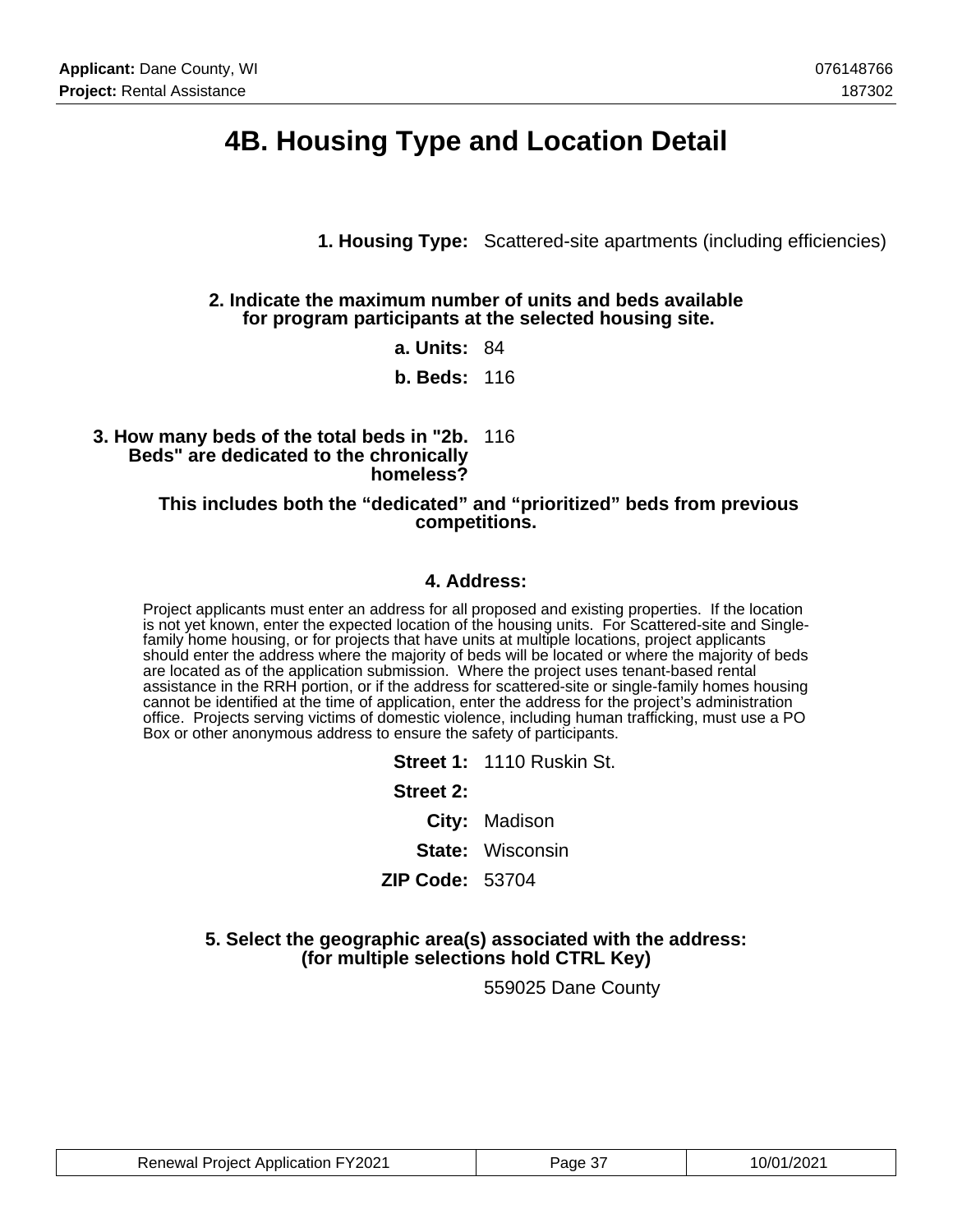# 4B. Housing Type and Location Detail

**1. Housing Type:** Scattered-site apartments (including efficiencies)

**2. Indicate the maximum number of units and beds available for program participants at the selected housing site.**

**a. Units:** 84

**b. Beds:** 116

**3. How many beds of the total beds in "2b. Beds" are dedicated to the chronically homeless?** 116

**This includes both the “dedicated” and “prioritized” beds from previous competitions.**

**4. Address:**

Project applicants must enter an address for all proposed and existing properties. If the location is not yet known, enter the expected location of the housing units. For Scattered-site and Single-family home housing, or for projects that have units at multiple locations, project applicants should enter the address where the majority of beds will be located or where the majority of beds are located as of the application submission. Where the project uses tenant-based rental assistance in the RRH portion, or if the address for scattered-site or single-family homes housing cannot be identified at the time of application, enter the address for the project’s administration office. Projects serving victims of domestic violence, including human trafficking, must use a PO Box or other anonymous address to ensure the safety of participants.

**Street 1:** 1110 Ruskin St.

**Street 2:**

**City:** Madison

**State:** Wisconsin

**ZIP Code:** 53704

**5. Select the geographic area(s) associated with the address: (for multiple selections hold CTRL Key)**

559025 Dane County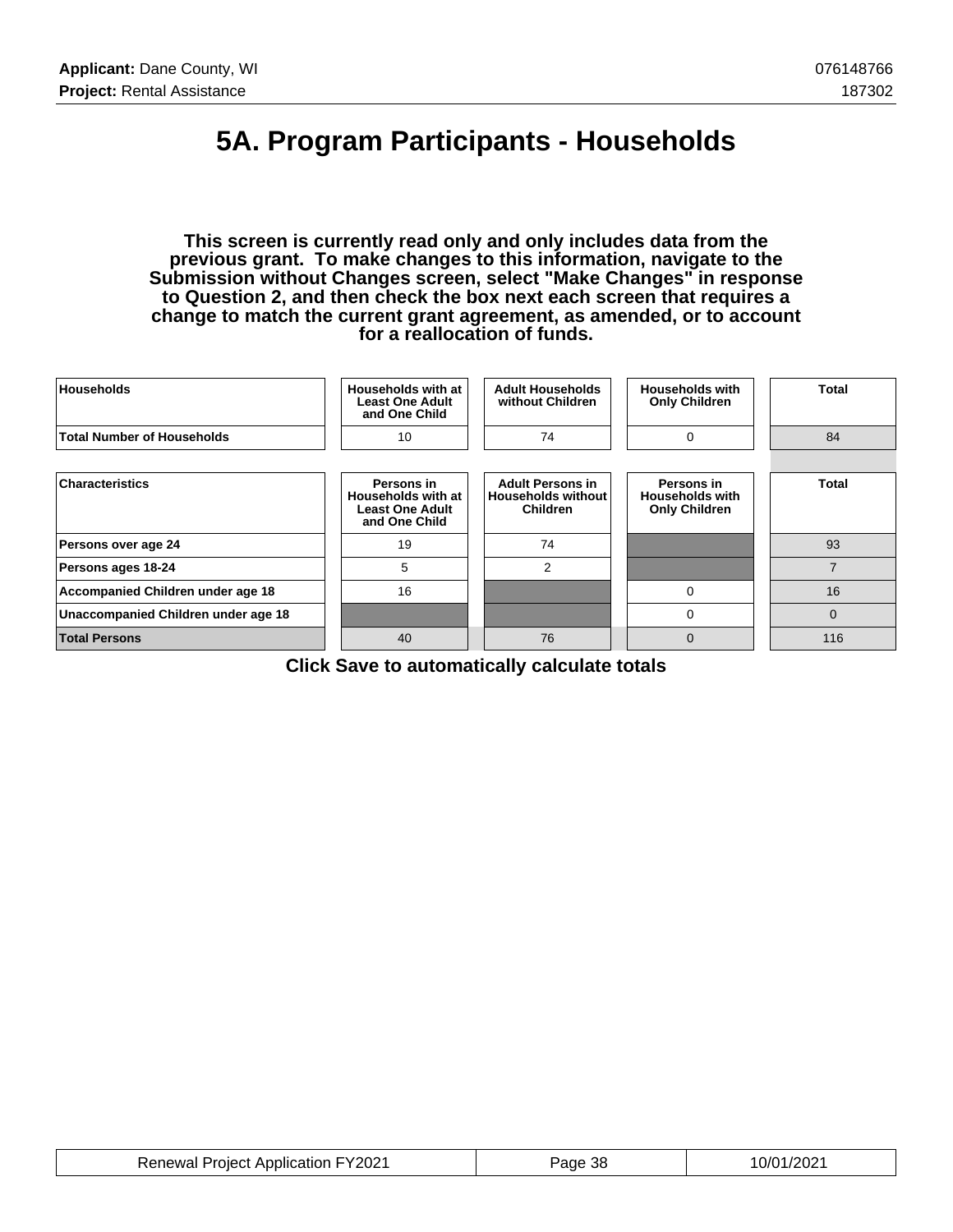# 5A. Program Participants - Households

**This screen is currently read only and only includes data from the previous grant. To make changes to this information, navigate to the Submission without Changes screen, select "Make Changes" in response to Question 2, and then check the box next each screen that requires a change to match the current grant agreement, as amended, or to account for a reallocation of funds.**

| Households | Households with at Least One Adult and One Child | Adult Households without Children | Households with Only Children | Total |
|---|---|---|---|---|
| Total Number of Households | 10 | 74 | 0 | 84 |

| Characteristics | Persons in Households with at Least One Adult and One Child | Adult Persons in Households without Children | Persons in Households with Only Children | Total |
|---|---|---|---|---|
| Persons over age 24 | 19 | 74 | | 93 |
| Persons ages 18-24 | 5 | 2 | | 7 |
| Accompanied Children under age 18 | 16 | | 0 | 16 |
| Unaccompanied Children under age 18 | | | 0 | 0 |
| Total Persons | 40 | 76 | 0 | 116 |

**Click Save to automatically calculate totals**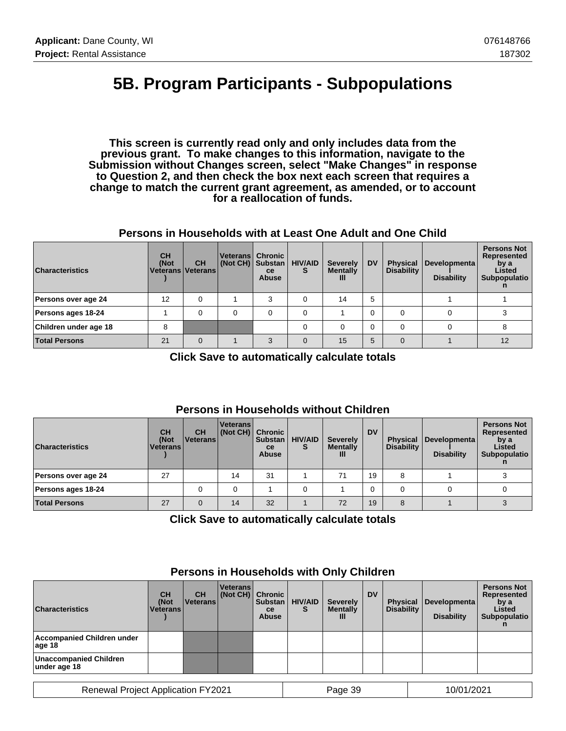# 5B. Program Participants - Subpopulations

**This screen is currently read only and only includes data from the previous grant. To make changes to this information, navigate to the Submission without Changes screen, select "Make Changes" in response to Question 2, and then check the box next each screen that requires a change to match the current grant agreement, as amended, or to account for a reallocation of funds.**

### Persons in Households with at Least One Adult and One Child

| Characteristics | CH (Not Veterans) | CH Veterans | Veterans (Not CH) | Chronic Substance Abuse | HIV/AIDS | Severely Mentally Ill | DV | Physical Disability | Developmental Disability | Persons Not Represented by a Listed Subpopulation |
|---|---|---|---|---|---|---|---|---|---|---|
| Persons over age 24 | 12 | 0 | 1 | 3 | 0 | 14 | 5 | | 1 | 1 |
| Persons ages 18-24 | 1 | 0 | 0 | 0 | 0 | 1 | 0 | 0 | 0 | 3 |
| Children under age 18 | 8 | | | | 0 | 0 | 0 | 0 | 0 | 8 |
| **Total Persons** | 21 | 0 | 1 | 3 | 0 | 15 | 5 | 0 | 1 | 12 |

**Click Save to automatically calculate totals**

### Persons in Households without Children

| Characteristics | CH (Not Veterans) | CH Veterans | Veterans (Not CH) | Chronic Substance Abuse | HIV/AIDS | Severely Mentally Ill | DV | Physical Disability | Developmental Disability | Persons Not Represented by a Listed Subpopulation |
|---|---|---|---|---|---|---|---|---|---|---|
| Persons over age 24 | 27 | | 14 | 31 | 1 | 71 | 19 | 8 | 1 | 3 |
| Persons ages 18-24 | | 0 | 0 | 1 | 0 | 1 | 0 | 0 | 0 | 0 |
| **Total Persons** | 27 | 0 | 14 | 32 | 1 | 72 | 19 | 8 | 1 | 3 |

**Click Save to automatically calculate totals**

### Persons in Households with Only Children

| Characteristics | CH (Not Veterans) | CH Veterans | Veterans (Not CH) | Chronic Substance Abuse | HIV/AIDS | Severely Mentally Ill | DV | Physical Disability | Developmental Disability | Persons Not Represented by a Listed Subpopulation |
|---|---|---|---|---|---|---|---|---|---|---|
| Accompanied Children under age 18 | | | | | | | | | | |
| Unaccompanied Children under age 18 | | | | | | | | | | |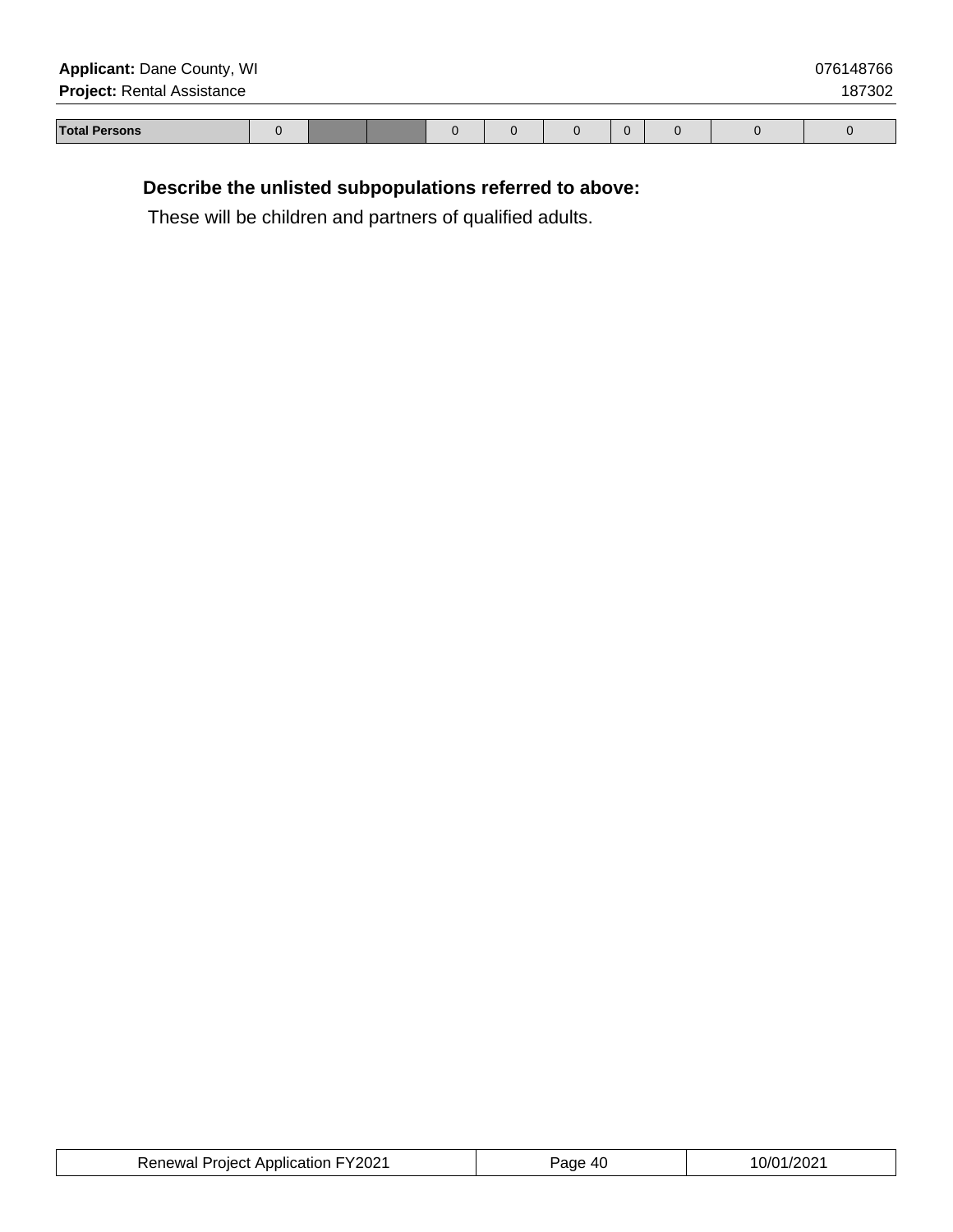| Total Persons | 0 | | | 0 | 0 | 0 | 0 | 0 | 0 | 0 |
|---|---|---|---|---|---|---|---|---|---|---|

**Describe the unlisted subpopulations referred to above:**

These will be children and partners of qualified adults.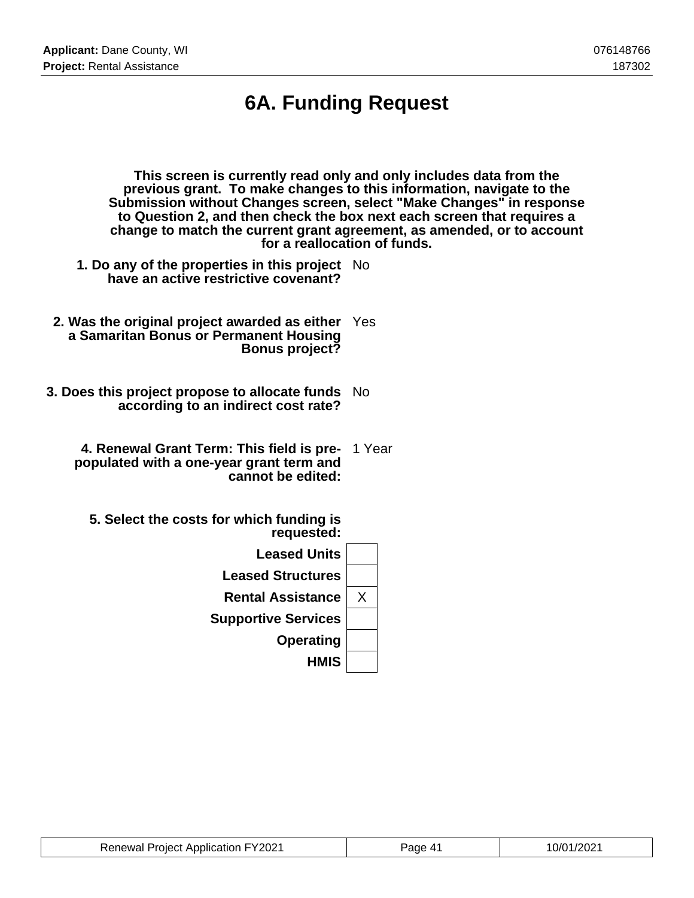# 6A. Funding Request

**This screen is currently read only and only includes data from the previous grant. To make changes to this information, navigate to the Submission without Changes screen, select "Make Changes" in response to Question 2, and then check the box next each screen that requires a change to match the current grant agreement, as amended, or to account for a reallocation of funds.**

**1. Do any of the properties in this project have an active restrictive covenant?** No

**2. Was the original project awarded as either a Samaritan Bonus or Permanent Housing Bonus project?** Yes

**3. Does this project propose to allocate funds according to an indirect cost rate?** No

**4. Renewal Grant Term: This field is pre-populated with a one-year grant term and cannot be edited:** 1 Year

**5. Select the costs for which funding is requested:**

| Cost | Selected |
|---|---|
| **Leased Units** | |
| **Leased Structures** | |
| **Rental Assistance** | X |
| **Supportive Services** | |
| **Operating** | |
| **HMIS** | |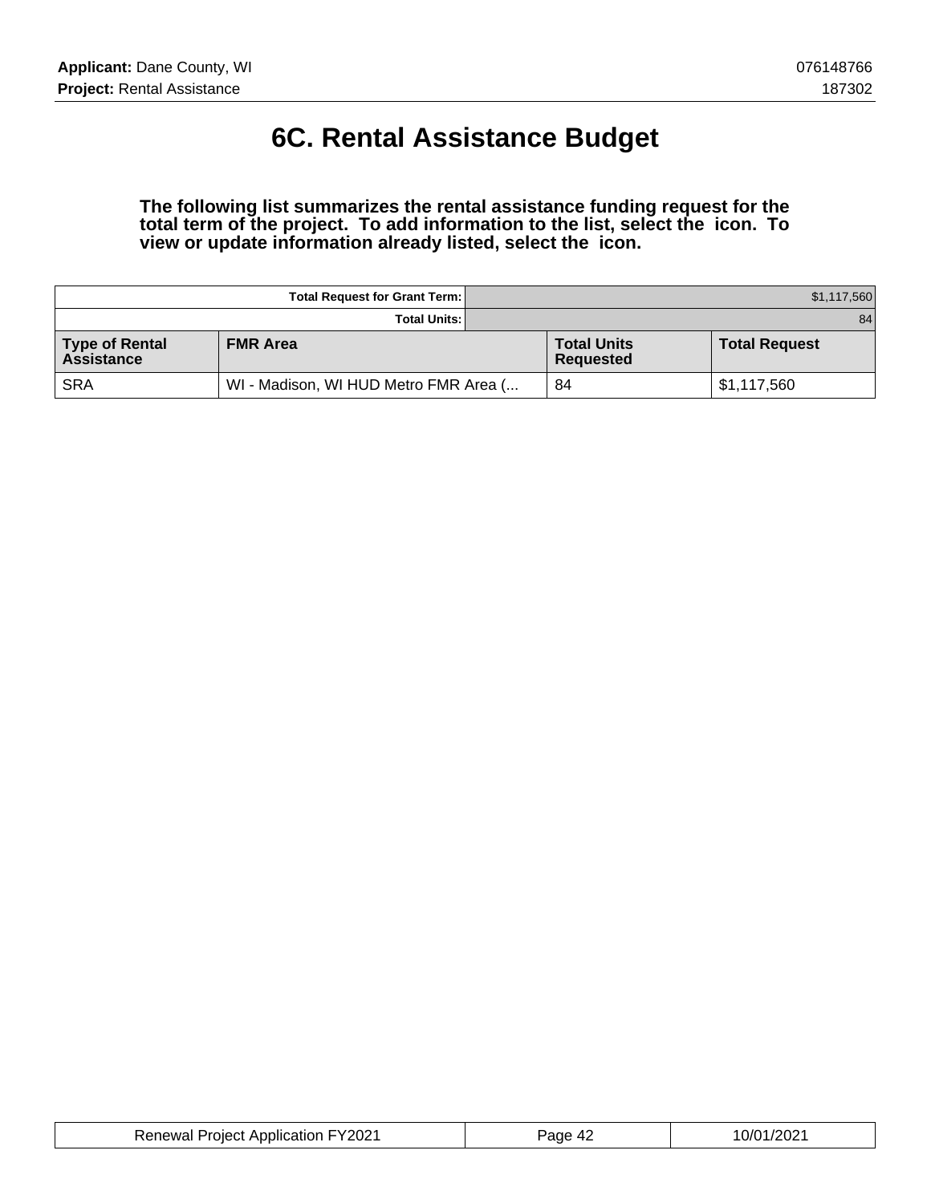# 6C. Rental Assistance Budget

**The following list summarizes the rental assistance funding request for the total term of the project. To add information to the list, select the icon. To view or update information already listed, select the icon.**

| | | | |
|---|---|---|---|
| | Total Request for Grant Term: | | $1,117,560 |
| | Total Units: | | 84 |
| **Type of Rental Assistance** | **FMR Area** | **Total Units Requested** | **Total Request** |
| SRA | WI - Madison, WI HUD Metro FMR Area (... | 84 | $1,117,560 |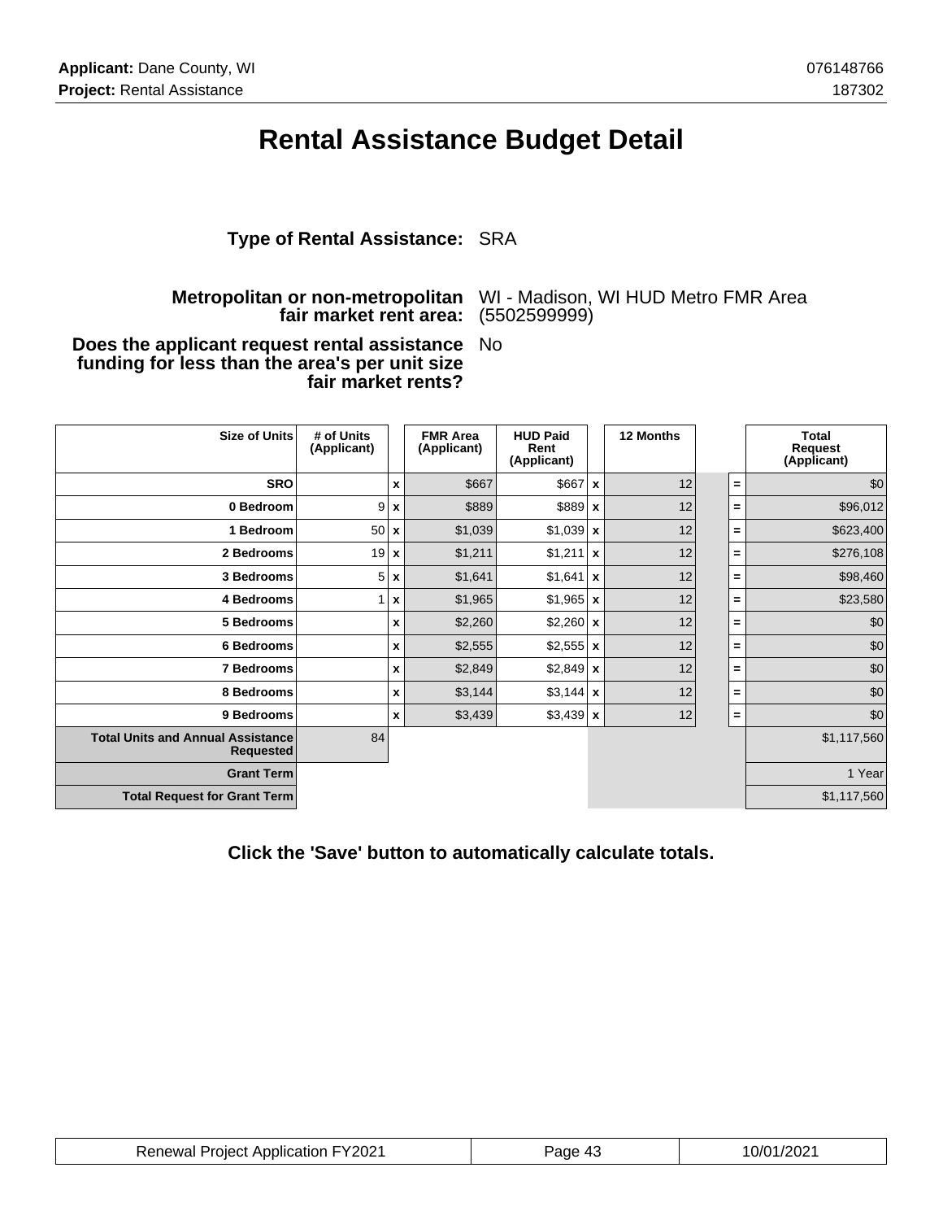# Rental Assistance Budget Detail

**Type of Rental Assistance:** SRA

**Metropolitan or non-metropolitan fair market rent area:** WI - Madison, WI HUD Metro FMR Area (5502599999)

**Does the applicant request rental assistance funding for less than the area's per unit size fair market rents?** No

| Size of Units | # of Units (Applicant) | | FMR Area (Applicant) | HUD Paid Rent (Applicant) | | 12 Months | | | Total Request (Applicant) |
|---|---|---|---|---|---|---|---|---|---|
| SRO | | x | $667 | $667 | x | 12 | | = | $0 |
| 0 Bedroom | 9 | x | $889 | $889 | x | 12 | | = | $96,012 |
| 1 Bedroom | 50 | x | $1,039 | $1,039 | x | 12 | | = | $623,400 |
| 2 Bedrooms | 19 | x | $1,211 | $1,211 | x | 12 | | = | $276,108 |
| 3 Bedrooms | 5 | x | $1,641 | $1,641 | x | 12 | | = | $98,460 |
| 4 Bedrooms | 1 | x | $1,965 | $1,965 | x | 12 | | = | $23,580 |
| 5 Bedrooms | | x | $2,260 | $2,260 | x | 12 | | = | $0 |
| 6 Bedrooms | | x | $2,555 | $2,555 | x | 12 | | = | $0 |
| 7 Bedrooms | | x | $2,849 | $2,849 | x | 12 | | = | $0 |
| 8 Bedrooms | | x | $3,144 | $3,144 | x | 12 | | = | $0 |
| 9 Bedrooms | | x | $3,439 | $3,439 | x | 12 | | = | $0 |
| Total Units and Annual Assistance Requested | 84 | | | | | | | | $1,117,560 |
| Grant Term | | | | | | | | | 1 Year |
| Total Request for Grant Term | | | | | | | | | $1,117,560 |

**Click the 'Save' button to automatically calculate totals.**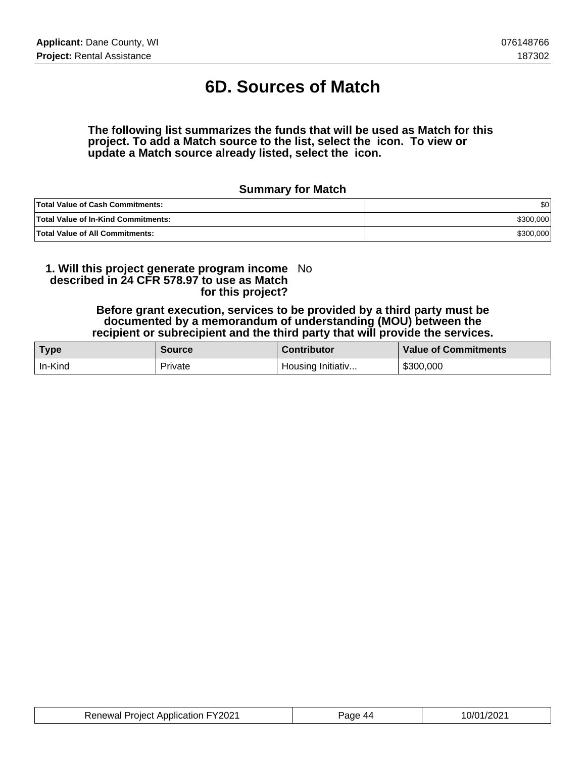# 6D. Sources of Match

**The following list summarizes the funds that will be used as Match for this project. To add a Match source to the list, select the icon. To view or update a Match source already listed, select the icon.**

### Summary for Match

| | |
|---|---|
| **Total Value of Cash Commitments:** | $0 |
| **Total Value of In-Kind Commitments:** | $300,000 |
| **Total Value of All Commitments:** | $300,000 |

**1. Will this project generate program income described in 24 CFR 578.97 to use as Match for this project?** No

**Before grant execution, services to be provided by a third party must be documented by a memorandum of understanding (MOU) between the recipient or subrecipient and the third party that will provide the services.**

| Type | Source | Contributor | Value of Commitments |
|---|---|---|---|
| In-Kind | Private | Housing Initiativ... | $300,000 |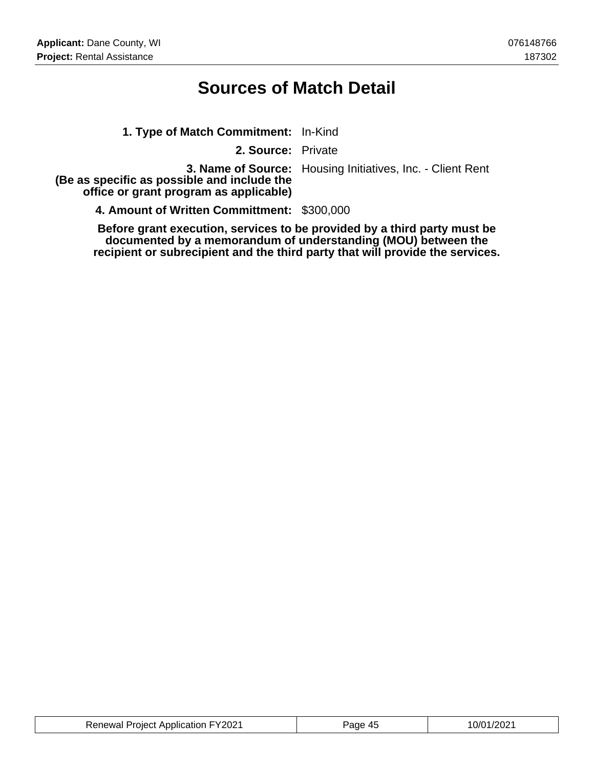# Sources of Match Detail

**1. Type of Match Commitment:** In-Kind

**2. Source:** Private

**3. Name of Source:**
**(Be as specific as possible and include the office or grant program as applicable)** Housing Initiatives, Inc. - Client Rent

**4. Amount of Written Committment:** $300,000

**Before grant execution, services to be provided by a third party must be documented by a memorandum of understanding (MOU) between the recipient or subrecipient and the third party that will provide the services.**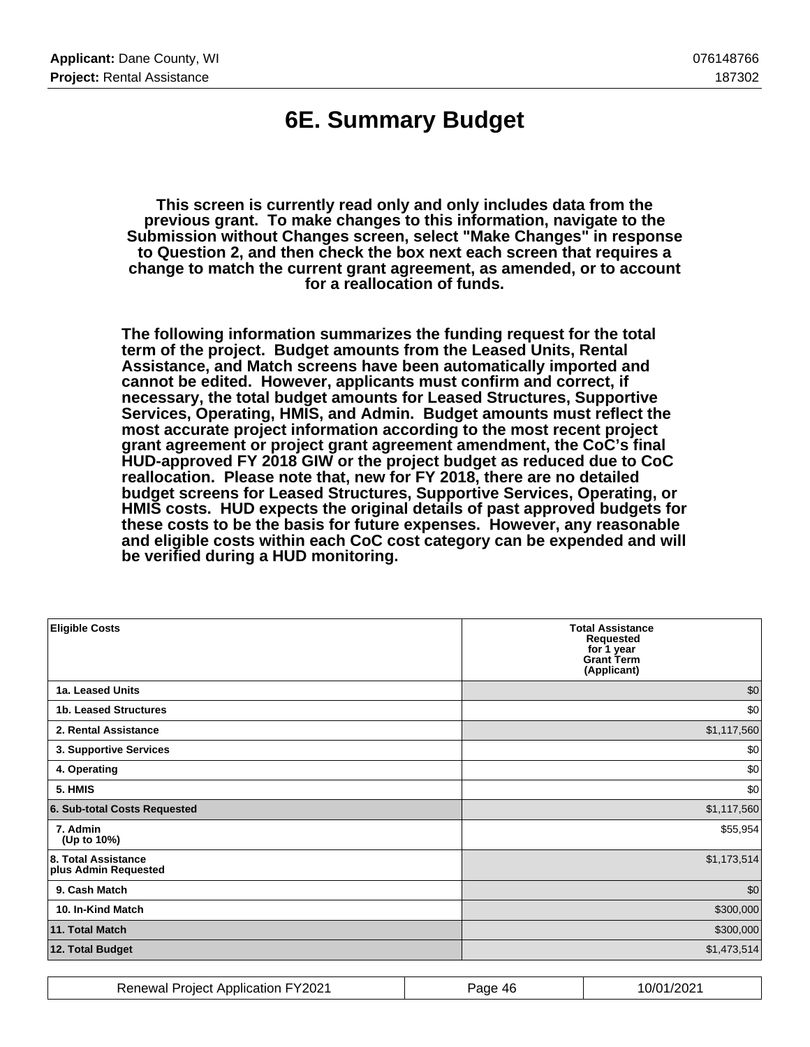# 6E. Summary Budget

**This screen is currently read only and only includes data from the previous grant. To make changes to this information, navigate to the Submission without Changes screen, select "Make Changes" in response to Question 2, and then check the box next each screen that requires a change to match the current grant agreement, as amended, or to account for a reallocation of funds.**

**The following information summarizes the funding request for the total term of the project. Budget amounts from the Leased Units, Rental Assistance, and Match screens have been automatically imported and cannot be edited. However, applicants must confirm and correct, if necessary, the total budget amounts for Leased Structures, Supportive Services, Operating, HMIS, and Admin. Budget amounts must reflect the most accurate project information according to the most recent project grant agreement or project grant agreement amendment, the CoC's final HUD-approved FY 2018 GIW or the project budget as reduced due to CoC reallocation. Please note that, new for FY 2018, there are no detailed budget screens for Leased Structures, Supportive Services, Operating, or HMIS costs. HUD expects the original details of past approved budgets for these costs to be the basis for future expenses. However, any reasonable and eligible costs within each CoC cost category can be expended and will be verified during a HUD monitoring.**

| Eligible Costs | Total Assistance Requested for 1 year Grant Term (Applicant) |
|---|---|
| 1a. Leased Units | $0 |
| 1b. Leased Structures | $0 |
| 2. Rental Assistance | $1,117,560 |
| 3. Supportive Services | $0 |
| 4. Operating | $0 |
| 5. HMIS | $0 |
| 6. Sub-total Costs Requested | $1,117,560 |
| 7. Admin (Up to 10%) | $55,954 |
| 8. Total Assistance plus Admin Requested | $1,173,514 |
| 9. Cash Match | $0 |
| 10. In-Kind Match | $300,000 |
| 11. Total Match | $300,000 |
| 12. Total Budget | $1,473,514 |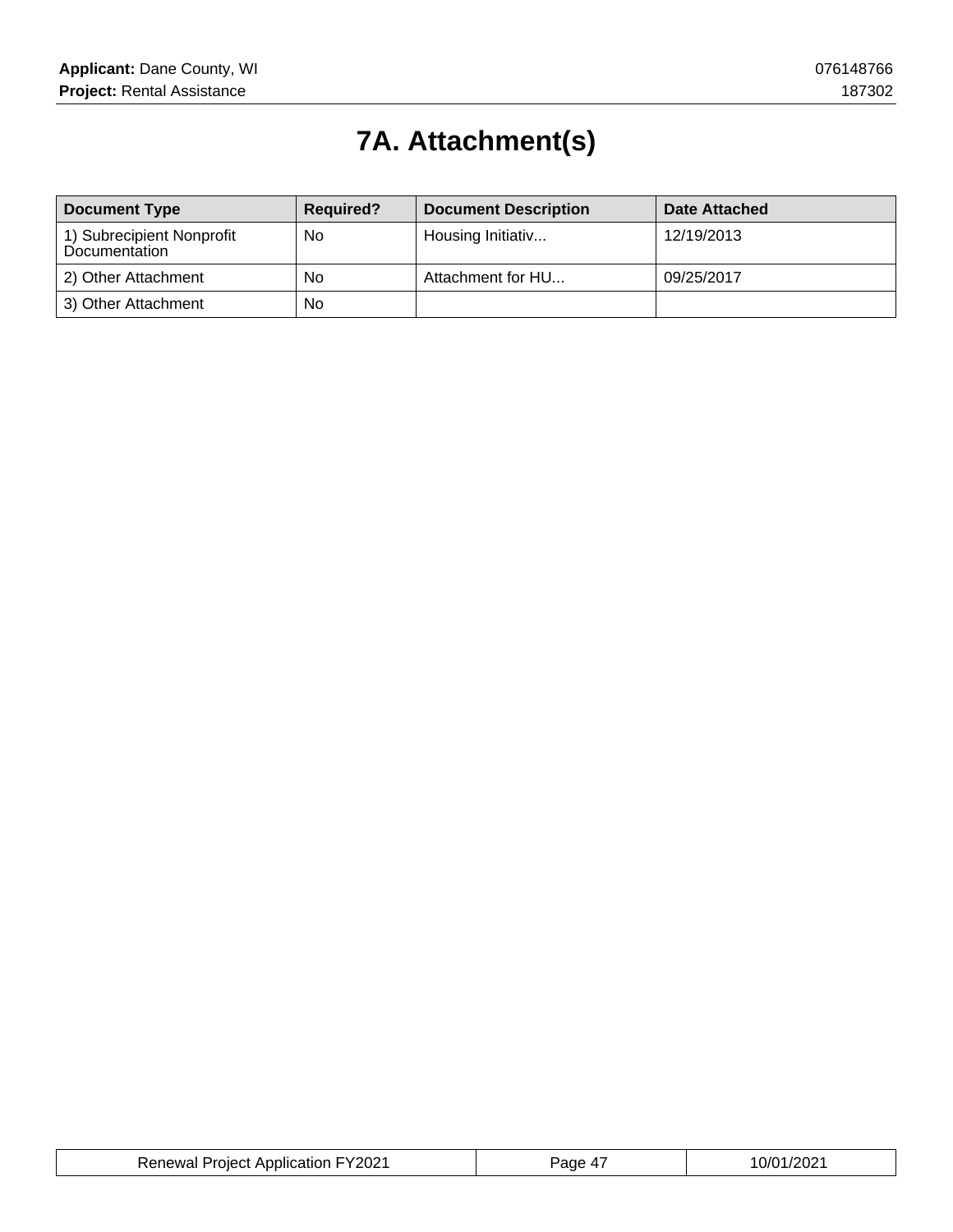# 7A. Attachment(s)

| Document Type | Required? | Document Description | Date Attached |
| --- | --- | --- | --- |
| 1) Subrecipient Nonprofit Documentation | No | Housing Initiativ... | 12/19/2013 |
| 2) Other Attachment | No | Attachment for HU... | 09/25/2017 |
| 3) Other Attachment | No | | |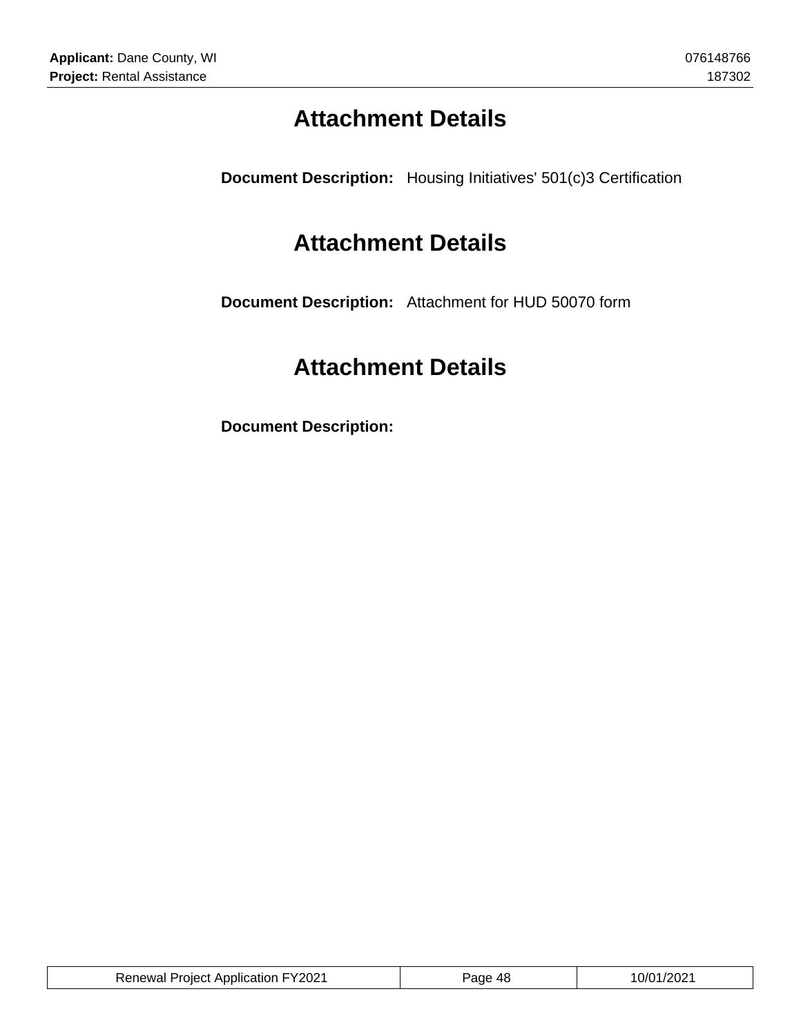# Attachment Details

**Document Description:** Housing Initiatives' 501(c)3 Certification

# Attachment Details

**Document Description:** Attachment for HUD 50070 form

# Attachment Details

**Document Description:**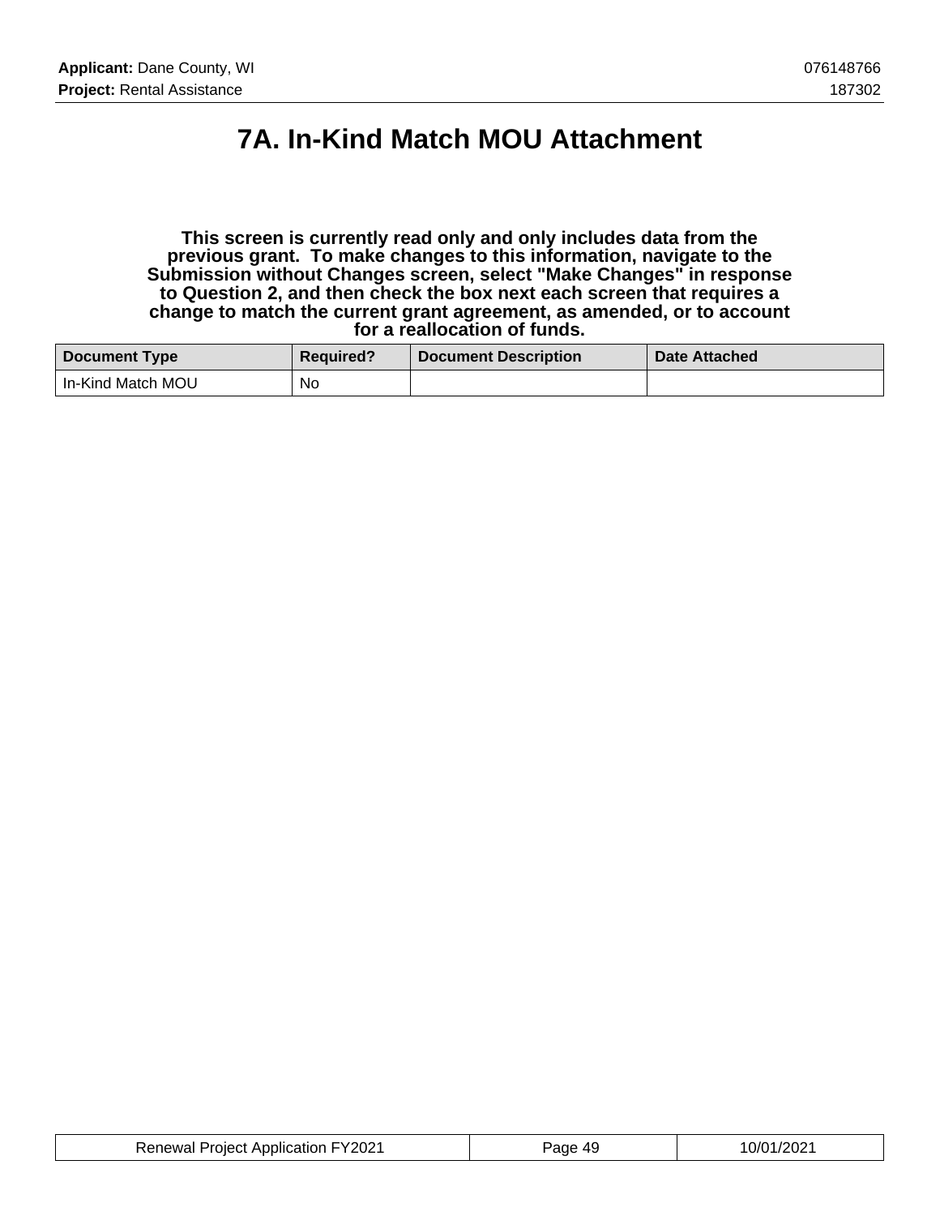# 7A. In-Kind Match MOU Attachment

**This screen is currently read only and only includes data from the previous grant. To make changes to this information, navigate to the Submission without Changes screen, select "Make Changes" in response to Question 2, and then check the box next each screen that requires a change to match the current grant agreement, as amended, or to account for a reallocation of funds.**

| Document Type | Required? | Document Description | Date Attached |
|---|---|---|---|
| In-Kind Match MOU | No | | |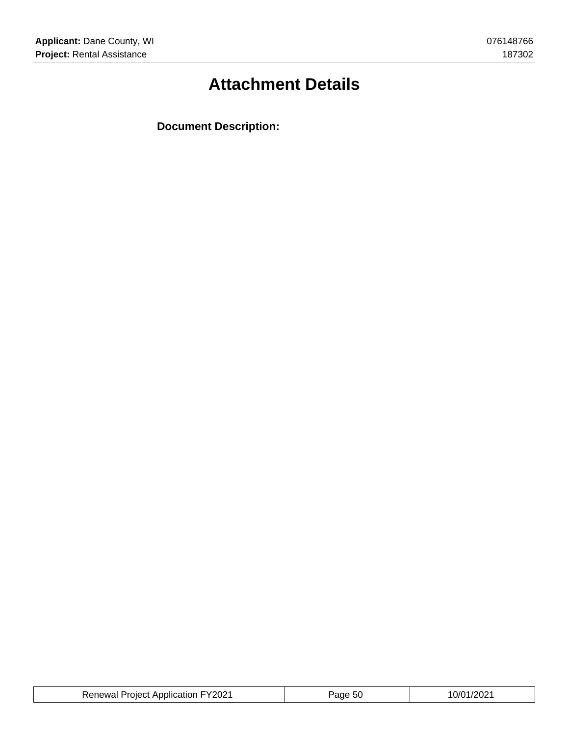# Attachment Details

**Document Description:**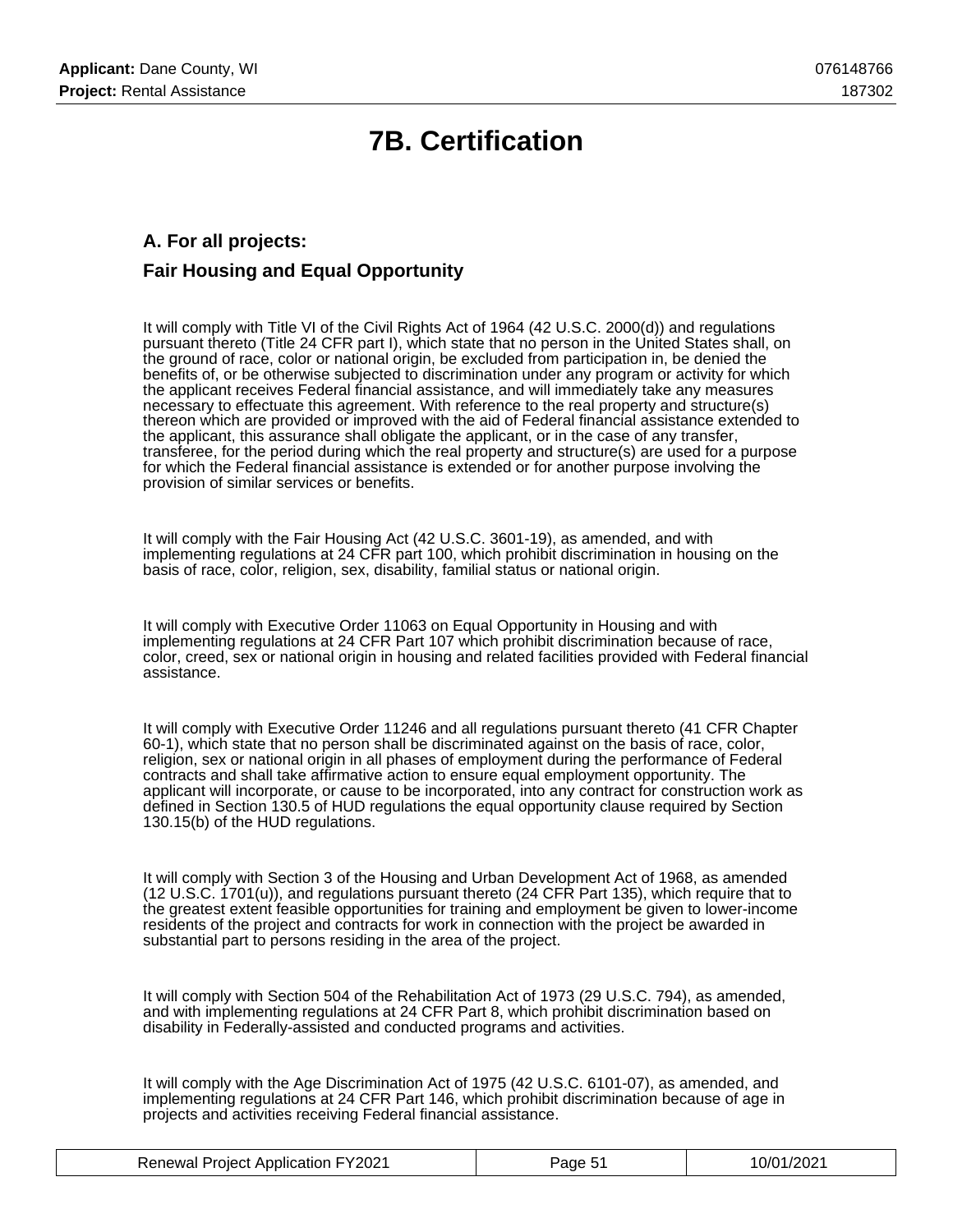# 7B. Certification

## A. For all projects:

## Fair Housing and Equal Opportunity

It will comply with Title VI of the Civil Rights Act of 1964 (42 U.S.C. 2000(d)) and regulations pursuant thereto (Title 24 CFR part I), which state that no person in the United States shall, on the ground of race, color or national origin, be excluded from participation in, be denied the benefits of, or be otherwise subjected to discrimination under any program or activity for which the applicant receives Federal financial assistance, and will immediately take any measures necessary to effectuate this agreement. With reference to the real property and structure(s) thereon which are provided or improved with the aid of Federal financial assistance extended to the applicant, this assurance shall obligate the applicant, or in the case of any transfer, transferee, for the period during which the real property and structure(s) are used for a purpose for which the Federal financial assistance is extended or for another purpose involving the provision of similar services or benefits.

It will comply with the Fair Housing Act (42 U.S.C. 3601-19), as amended, and with implementing regulations at 24 CFR part 100, which prohibit discrimination in housing on the basis of race, color, religion, sex, disability, familial status or national origin.

It will comply with Executive Order 11063 on Equal Opportunity in Housing and with implementing regulations at 24 CFR Part 107 which prohibit discrimination because of race, color, creed, sex or national origin in housing and related facilities provided with Federal financial assistance.

It will comply with Executive Order 11246 and all regulations pursuant thereto (41 CFR Chapter 60-1), which state that no person shall be discriminated against on the basis of race, color, religion, sex or national origin in all phases of employment during the performance of Federal contracts and shall take affirmative action to ensure equal employment opportunity. The applicant will incorporate, or cause to be incorporated, into any contract for construction work as defined in Section 130.5 of HUD regulations the equal opportunity clause required by Section 130.15(b) of the HUD regulations.

It will comply with Section 3 of the Housing and Urban Development Act of 1968, as amended (12 U.S.C. 1701(u)), and regulations pursuant thereto (24 CFR Part 135), which require that to the greatest extent feasible opportunities for training and employment be given to lower-income residents of the project and contracts for work in connection with the project be awarded in substantial part to persons residing in the area of the project.

It will comply with Section 504 of the Rehabilitation Act of 1973 (29 U.S.C. 794), as amended, and with implementing regulations at 24 CFR Part 8, which prohibit discrimination based on disability in Federally-assisted and conducted programs and activities.

It will comply with the Age Discrimination Act of 1975 (42 U.S.C. 6101-07), as amended, and implementing regulations at 24 CFR Part 146, which prohibit discrimination because of age in projects and activities receiving Federal financial assistance.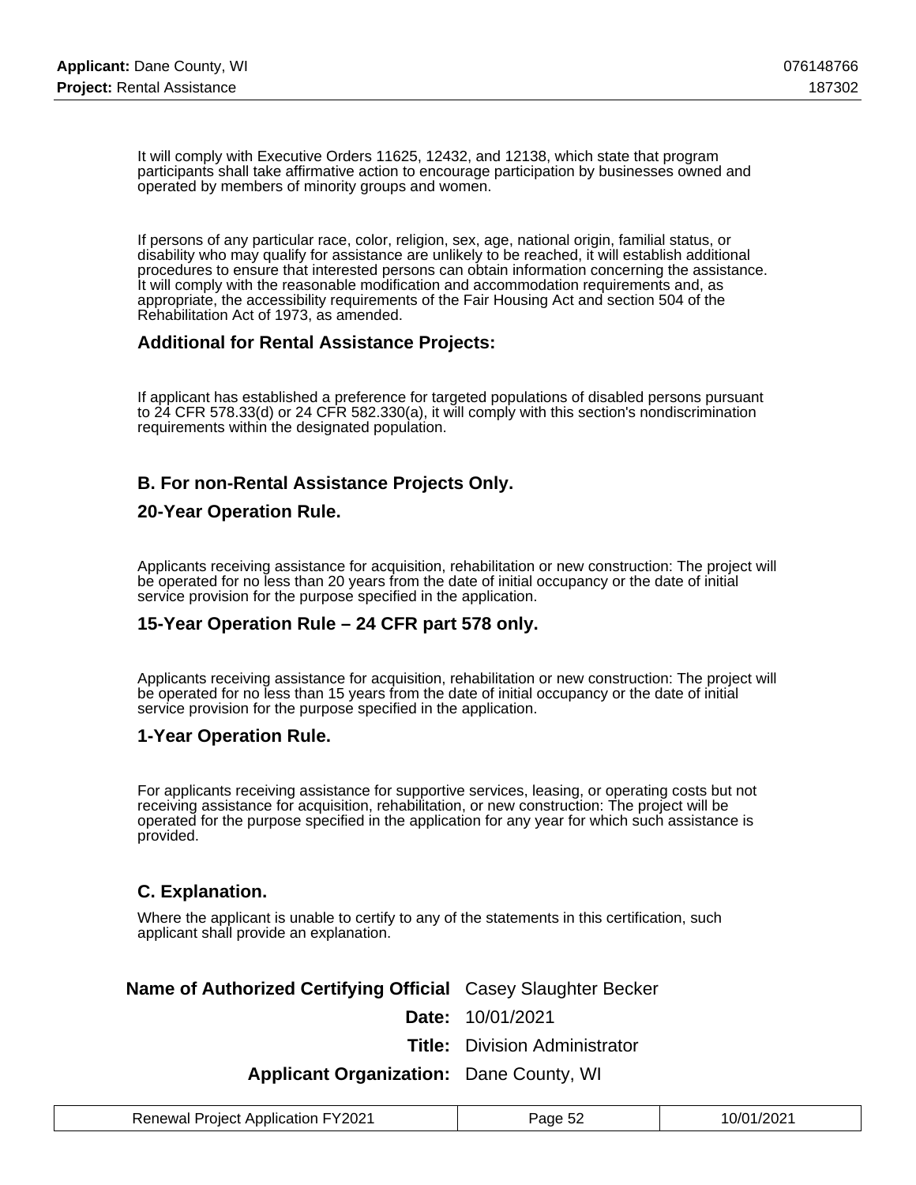It will comply with Executive Orders 11625, 12432, and 12138, which state that program participants shall take affirmative action to encourage participation by businesses owned and operated by members of minority groups and women.

If persons of any particular race, color, religion, sex, age, national origin, familial status, or disability who may qualify for assistance are unlikely to be reached, it will establish additional procedures to ensure that interested persons can obtain information concerning the assistance. It will comply with the reasonable modification and accommodation requirements and, as appropriate, the accessibility requirements of the Fair Housing Act and section 504 of the Rehabilitation Act of 1973, as amended.

### Additional for Rental Assistance Projects:

If applicant has established a preference for targeted populations of disabled persons pursuant to 24 CFR 578.33(d) or 24 CFR 582.330(a), it will comply with this section's nondiscrimination requirements within the designated population.

### B. For non-Rental Assistance Projects Only.

### 20-Year Operation Rule.

Applicants receiving assistance for acquisition, rehabilitation or new construction: The project will be operated for no less than 20 years from the date of initial occupancy or the date of initial service provision for the purpose specified in the application.

### 15-Year Operation Rule – 24 CFR part 578 only.

Applicants receiving assistance for acquisition, rehabilitation or new construction: The project will be operated for no less than 15 years from the date of initial occupancy or the date of initial service provision for the purpose specified in the application.

### 1-Year Operation Rule.

For applicants receiving assistance for supportive services, leasing, or operating costs but not receiving assistance for acquisition, rehabilitation, or new construction: The project will be operated for the purpose specified in the application for any year for which such assistance is provided.

### C. Explanation.

Where the applicant is unable to certify to any of the statements in this certification, such applicant shall provide an explanation.

| | |
|---|---|
| **Name of Authorized Certifying Official** | Casey Slaughter Becker |
| **Date:** | 10/01/2021 |
| **Title:** | Division Administrator |
| **Applicant Organization:** | Dane County, WI |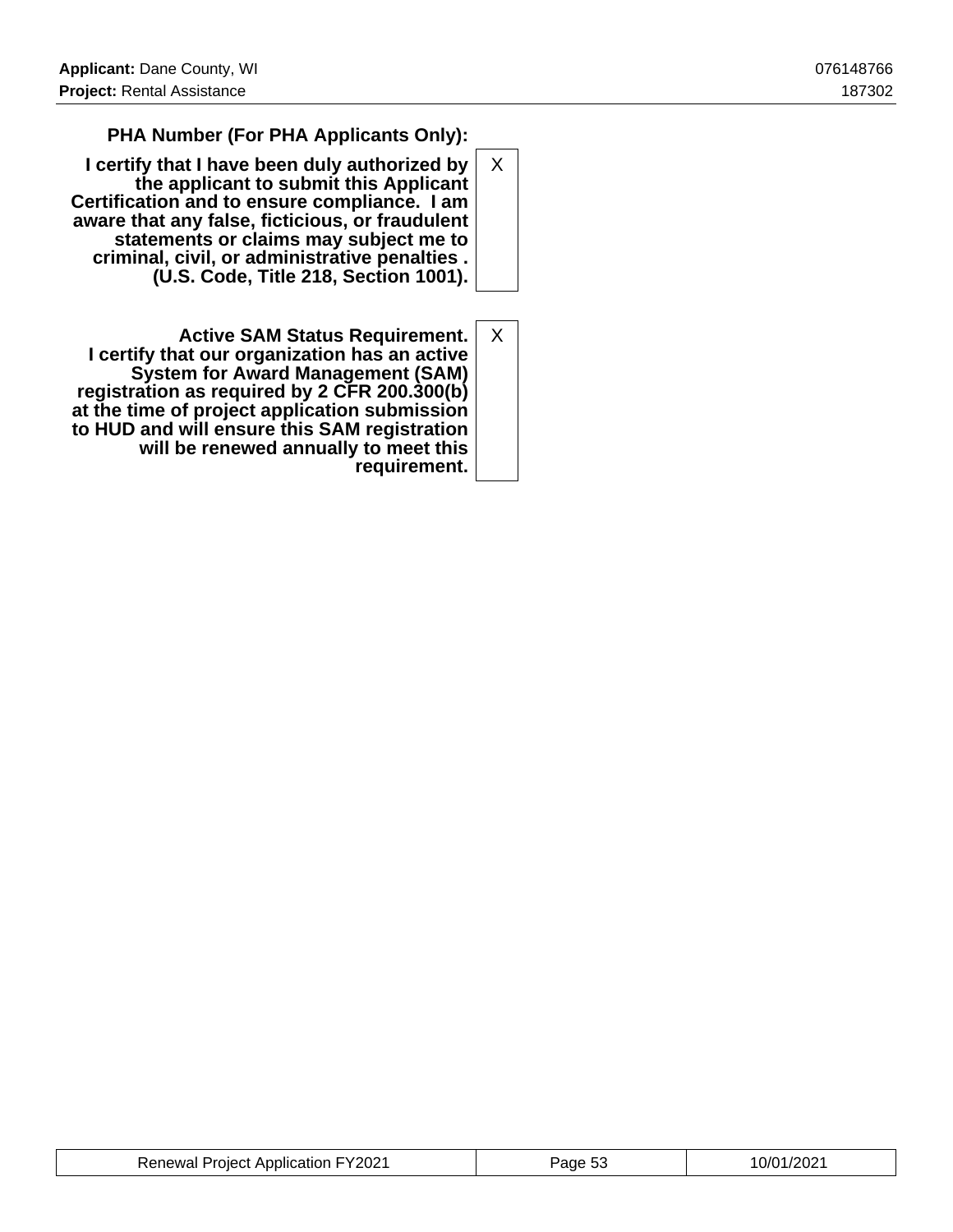| | |
|---|---|
| **PHA Number (For PHA Applicants Only):** | |
| **I certify that I have been duly authorized by the applicant to submit this Applicant Certification and to ensure compliance. I am aware that any false, ficticious, or fraudulent statements or claims may subject me to criminal, civil, or administrative penalties . (U.S. Code, Title 218, Section 1001).** | X |
| **Active SAM Status Requirement. I certify that our organization has an active System for Award Management (SAM) registration as required by 2 CFR 200.300(b) at the time of project application submission to HUD and will ensure this SAM registration will be renewed annually to meet this requirement.** | X |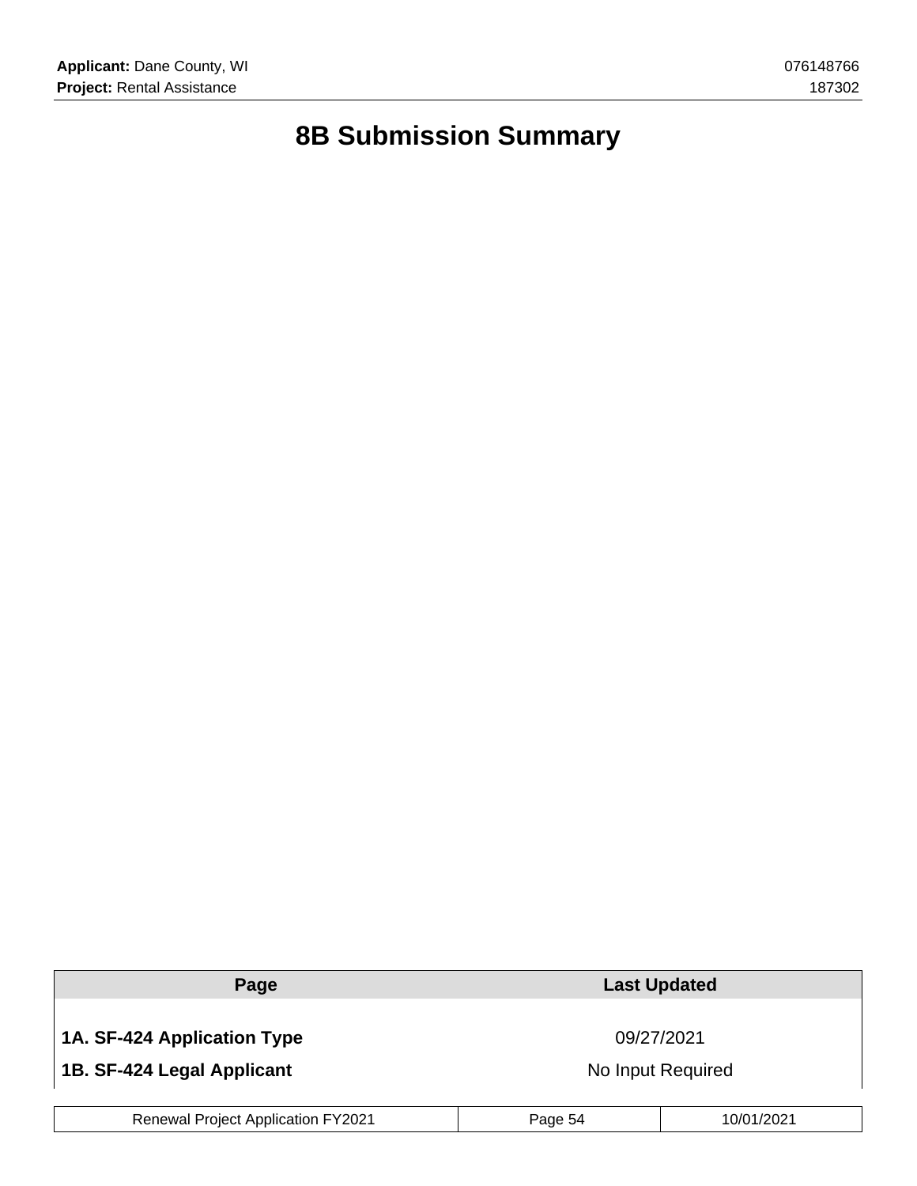# 8B Submission Summary

| Page | Last Updated |
|---|---|
| **1A. SF-424 Application Type** | 09/27/2021 |
| **1B. SF-424 Legal Applicant** | No Input Required |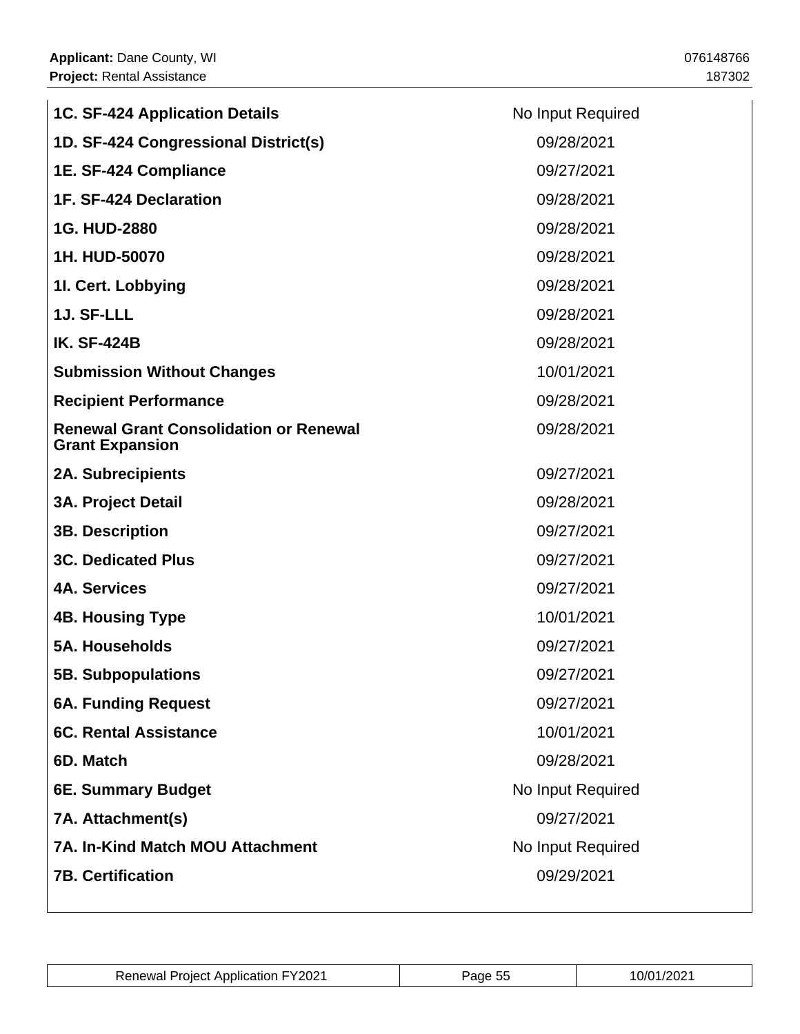| | |
|---|---|
| **1C. SF-424 Application Details** | No Input Required |
| **1D. SF-424 Congressional District(s)** | 09/28/2021 |
| **1E. SF-424 Compliance** | 09/27/2021 |
| **1F. SF-424 Declaration** | 09/28/2021 |
| **1G. HUD-2880** | 09/28/2021 |
| **1H. HUD-50070** | 09/28/2021 |
| **1I. Cert. Lobbying** | 09/28/2021 |
| **1J. SF-LLL** | 09/28/2021 |
| **IK. SF-424B** | 09/28/2021 |
| **Submission Without Changes** | 10/01/2021 |
| **Recipient Performance** | 09/28/2021 |
| **Renewal Grant Consolidation or Renewal Grant Expansion** | 09/28/2021 |
| **2A. Subrecipients** | 09/27/2021 |
| **3A. Project Detail** | 09/28/2021 |
| **3B. Description** | 09/27/2021 |
| **3C. Dedicated Plus** | 09/27/2021 |
| **4A. Services** | 09/27/2021 |
| **4B. Housing Type** | 10/01/2021 |
| **5A. Households** | 09/27/2021 |
| **5B. Subpopulations** | 09/27/2021 |
| **6A. Funding Request** | 09/27/2021 |
| **6C. Rental Assistance** | 10/01/2021 |
| **6D. Match** | 09/28/2021 |
| **6E. Summary Budget** | No Input Required |
| **7A. Attachment(s)** | 09/27/2021 |
| **7A. In-Kind Match MOU Attachment** | No Input Required |
| **7B. Certification** | 09/29/2021 |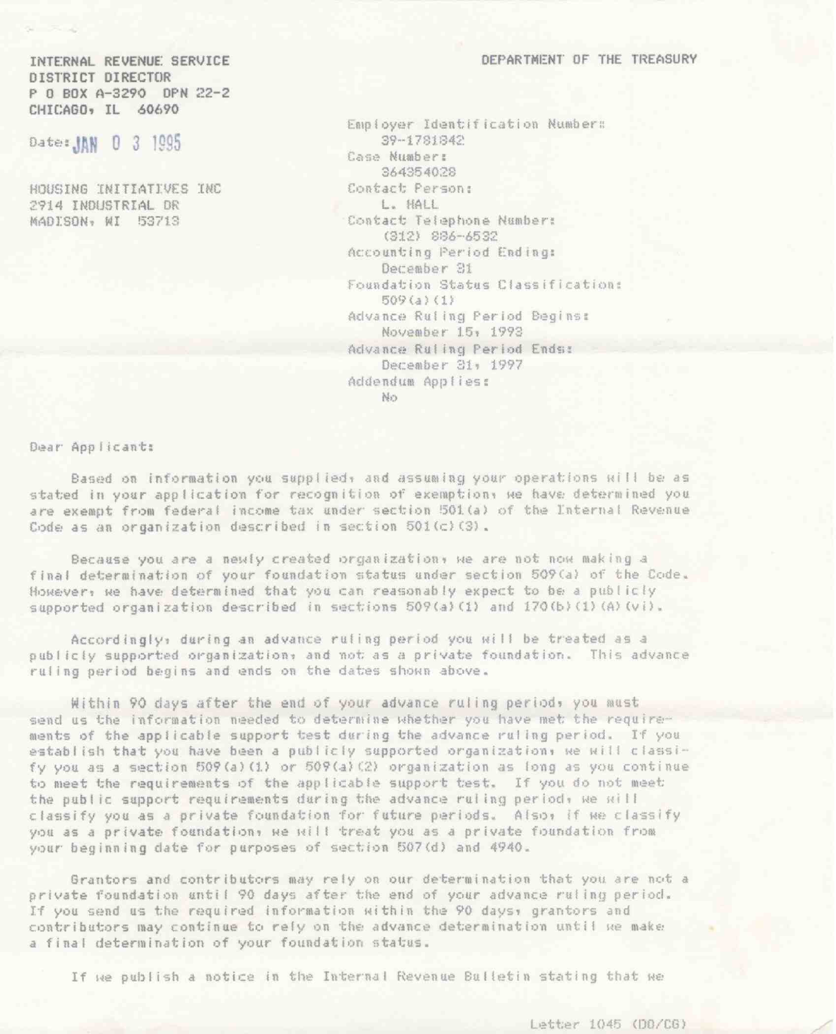INTERNAL REVENUE SERVICE
DISTRICT DIRECTOR
P O BOX A-3290 DPN 22-2
CHICAGO, IL 60690

DEPARTMENT OF THE TREASURY

Date: JAN 0 3 1995

HOUSING INITIATIVES INC
2914 INDUSTRIAL DR
MADISON, WI 53713

Employer Identification Number:
39-1781842
Case Number:
364354028
Contact Person:
L. HALL
Contact Telephone Number:
(312) 886-6532
Accounting Period Ending:
December 31
Foundation Status Classification:
509(a)(1)
Advance Ruling Period Begins:
November 15, 1993
Advance Ruling Period Ends:
December 31, 1997
Addendum Applies:
No

Dear Applicant:

Based on information you supplied, and assuming your operations will be as stated in your application for recognition of exemption, we have determined you are exempt from federal income tax under section 501(a) of the Internal Revenue Code as an organization described in section 501(c)(3).

Because you are a newly created organization, we are not now making a final determination of your foundation status under section 509(a) of the Code. However, we have determined that you can reasonably expect to be a publicly supported organization described in sections 509(a)(1) and 170(b)(1)(A)(vi).

Accordingly, during an advance ruling period you will be treated as a publicly supported organization, and not as a private foundation. This advance ruling period begins and ends on the dates shown above.

Within 90 days after the end of your advance ruling period, you must send us the information needed to determine whether you have met the requirements of the applicable support test during the advance ruling period. If you establish that you have been a publicly supported organization, we will classify you as a section 509(a)(1) or 509(a)(2) organization as long as you continue to meet the requirements of the applicable support test. If you do not meet the public support requirements during the advance ruling period, we will classify you as a private foundation for future periods. Also, if we classify you as a private foundation, we will treat you as a private foundation from your beginning date for purposes of section 507(d) and 4940.

Grantors and contributors may rely on our determination that you are not a private foundation until 90 days after the end of your advance ruling period. If you send us the required information within the 90 days, grantors and contributors may continue to rely on the advance determination until we make a final determination of your foundation status.

If we publish a notice in the Internal Revenue Bulletin stating that we

Letter 1045 (DO/CG)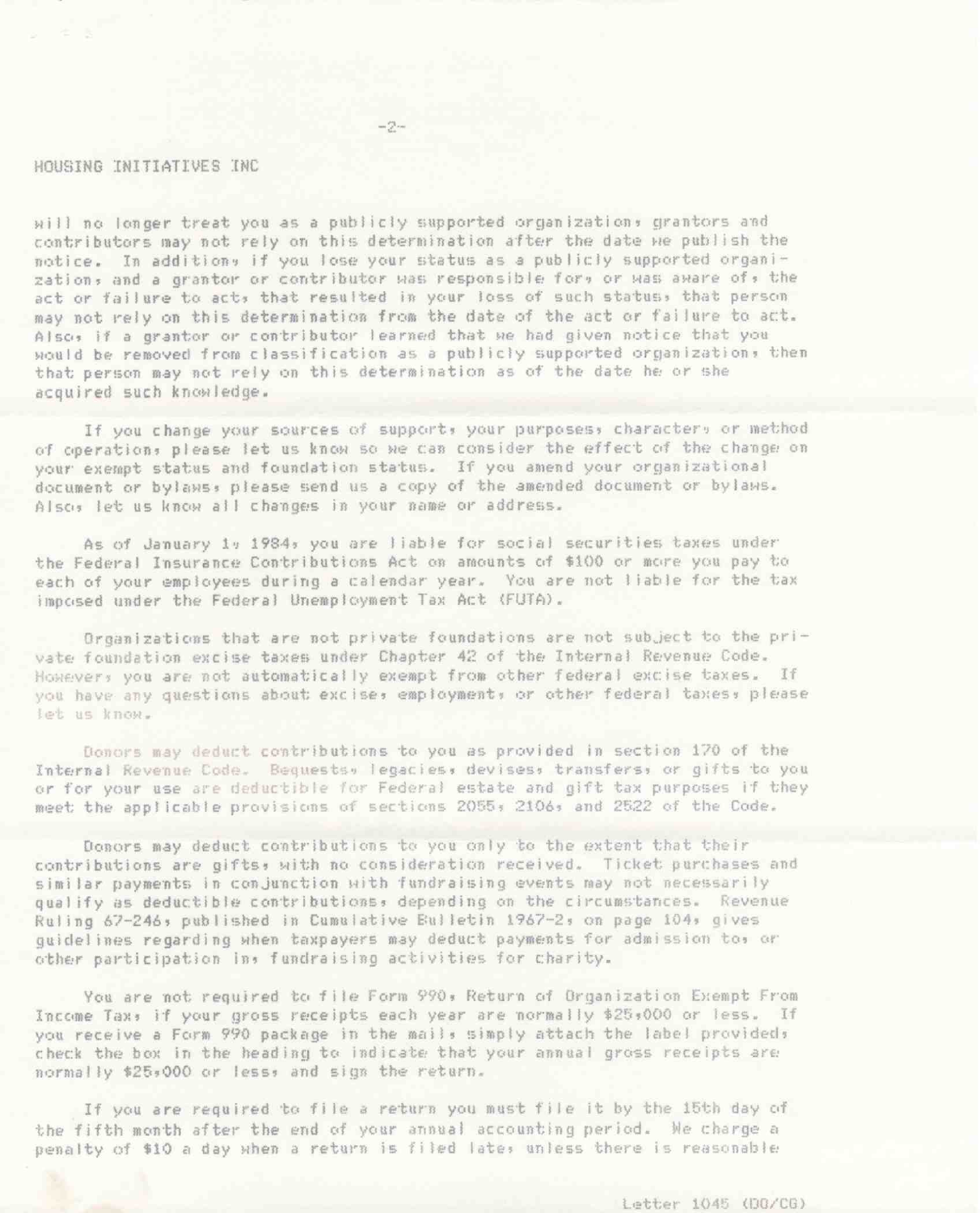HOUSING INITIATIVES INC

will no longer treat you as a publicly supported organization, grantors and contributors may not rely on this determination after the date we publish the notice. In addition, if you lose your status as a publicly supported organization, and a grantor or contributor was responsible for, or was aware of, the act or failure to act, that resulted in your loss of such status, that person may not rely on this determination from the date of the act or failure to act. Also, if a grantor or contributor learned that we had given notice that you would be removed from classification as a publicly supported organization, then that person may not rely on this determination as of the date he or she acquired such knowledge.

If you change your sources of support, your purposes, character, or method of operation, please let us know so we can consider the effect of the change on your exempt status and foundation status. If you amend your organizational document or bylaws, please send us a copy of the amended document or bylaws. Also, let us know all changes in your name or address.

As of January 1, 1984, you are liable for social securities taxes under the Federal Insurance Contributions Act on amounts of $100 or more you pay to each of your employees during a calendar year. You are not liable for the tax imposed under the Federal Unemployment Tax Act (FUTA).

Organizations that are not private foundations are not subject to the private foundation excise taxes under Chapter 42 of the Internal Revenue Code. However, you are not automatically exempt from other federal excise taxes. If you have any questions about excise, employment, or other federal taxes, please let us know.

Donors may deduct contributions to you as provided in section 170 of the Internal Revenue Code. Bequests, legacies, devises, transfers, or gifts to you or for your use are deductible for Federal estate and gift tax purposes if they meet the applicable provisions of sections 2055, 2106, and 2522 of the Code.

Donors may deduct contributions to you only to the extent that their contributions are gifts, with no consideration received. Ticket purchases and similar payments in conjunction with fundraising events may not necessarily qualify as deductible contributions, depending on the circumstances. Revenue Ruling 67-246, published in Cumulative Bulletin 1967-2, on page 104, gives guidelines regarding when taxpayers may deduct payments for admission to, or other participation in, fundraising activities for charity.

You are not required to file Form 990, Return of Organization Exempt From Income Tax, if your gross receipts each year are normally $25,000 or less. If you receive a Form 990 package in the mail, simply attach the label provided, check the box in the heading to indicate that your annual gross receipts are normally $25,000 or less, and sign the return.

If you are required to file a return you must file it by the 15th day of the fifth month after the end of your annual accounting period. We charge a penalty of $10 a day when a return is filed late, unless there is reasonable

Letter 1045 (DO/CG)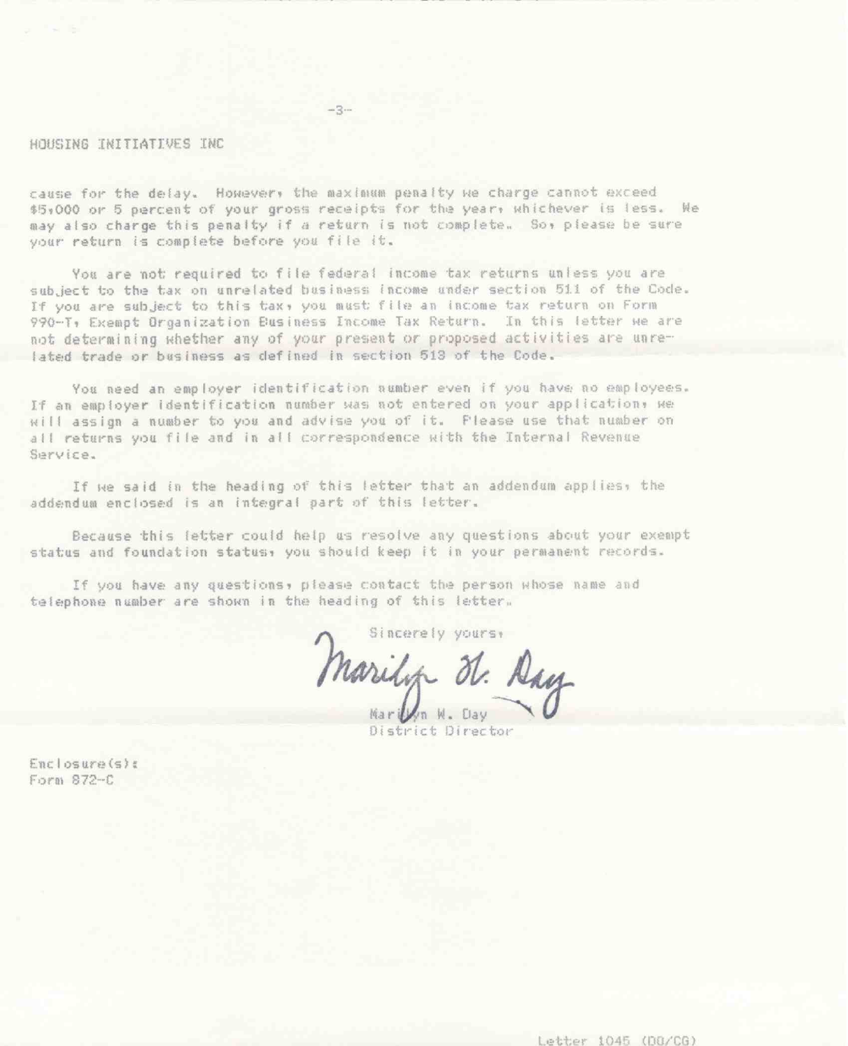HOUSING INITIATIVES INC

cause for the delay. However, the maximum penalty we charge cannot exceed $5,000 or 5 percent of your gross receipts for the year, whichever is less. We may also charge this penalty if a return is not complete. So, please be sure your return is complete before you file it.

You are not required to file federal income tax returns unless you are subject to the tax on unrelated business income under section 511 of the Code. If you are subject to this tax, you must file an income tax return on Form 990-T, Exempt Organization Business Income Tax Return. In this letter we are not determining whether any of your present or proposed activities are unrelated trade or business as defined in section 513 of the Code.

You need an employer identification number even if you have no employees. If an employer identification number was not entered on your application, we will assign a number to you and advise you of it. Please use that number on all returns you file and in all correspondence with the Internal Revenue Service.

If we said in the heading of this letter that an addendum applies, the addendum enclosed is an integral part of this letter.

Because this letter could help us resolve any questions about your exempt status and foundation status, you should keep it in your permanent records.

If you have any questions, please contact the person whose name and telephone number are shown in the heading of this letter.

Sincerely yours,

Marilyn W. Day

Marilyn W. Day
District Director

Enclosure(s):
Form 872-C

Letter 1045 (DO/CG)